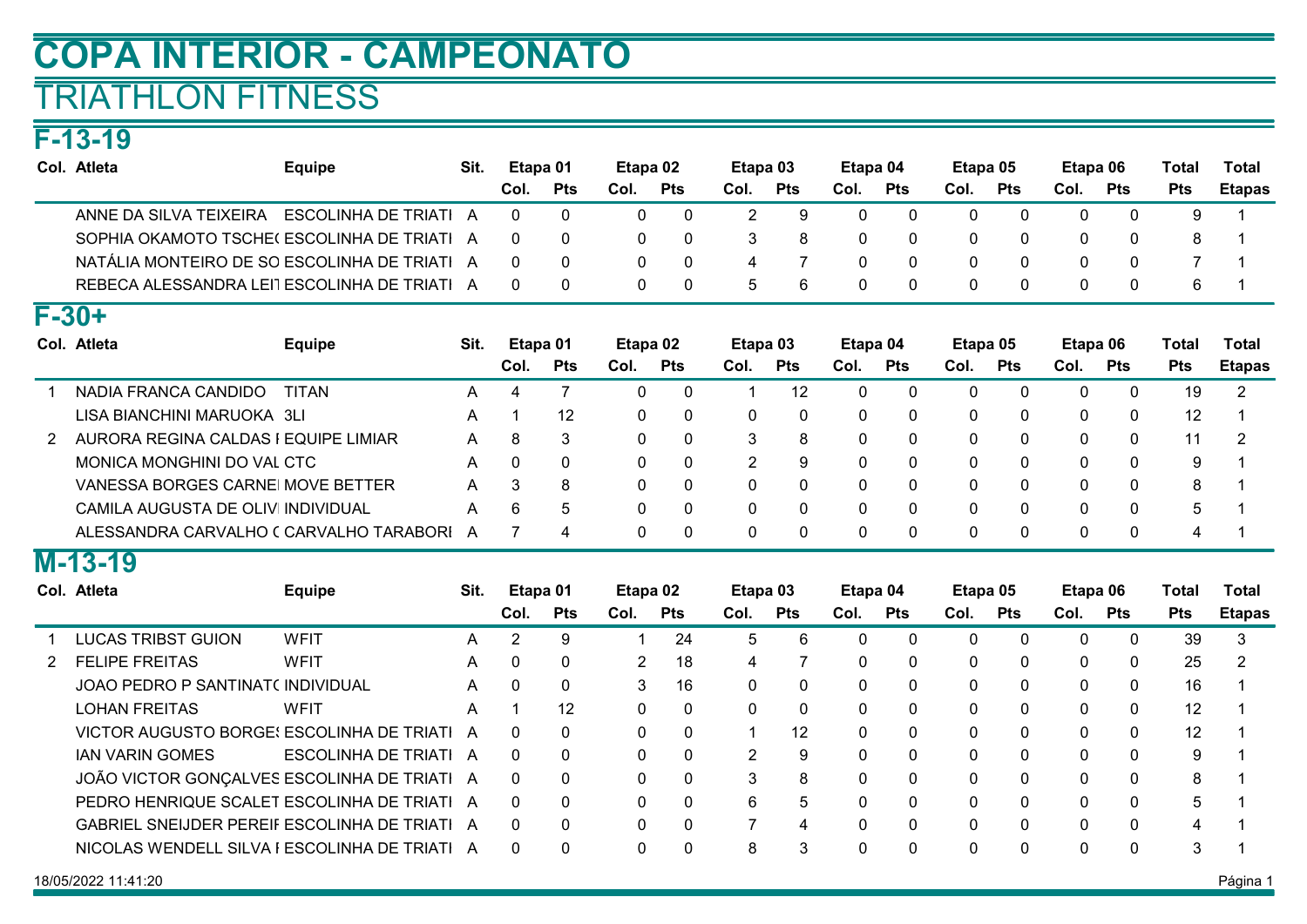# COPA INTERIOR - CAMPEONATO

## TRIATHLON FITNESS

### F-13-19

| Col. | Atleta | Equipe | Sit. | Etapa 01 | | Etapa 02 | | Etapa 03 | | Etapa 04 | | Etapa 05 | | Etapa 06 | | Total | Total |
|---|---|---|---|---|---|---|---|---|---|---|---|---|---|---|---|---|---|
| | | | | Col. | Pts | Col. | Pts | Col. | Pts | Col. | Pts | Col. | Pts | Col. | Pts | Pts | Etapas |
| | ANNE DA SILVA TEIXEIRA | ESCOLINHA DE TRIATI | A | 0 | 0 | 0 | 0 | 2 | 9 | 0 | 0 | 0 | 0 | 0 | 0 | 9 | 1 |
| | SOPHIA OKAMOTO TSCHE( | ESCOLINHA DE TRIATI | A | 0 | 0 | 0 | 0 | 3 | 8 | 0 | 0 | 0 | 0 | 0 | 0 | 8 | 1 |
| | NATÁLIA MONTEIRO DE SO | ESCOLINHA DE TRIATI | A | 0 | 0 | 0 | 0 | 4 | 7 | 0 | 0 | 0 | 0 | 0 | 0 | 7 | 1 |
| | REBECA ALESSANDRA LEIT | ESCOLINHA DE TRIATI | A | 0 | 0 | 0 | 0 | 5 | 6 | 0 | 0 | 0 | 0 | 0 | 0 | 6 | 1 |

### F-30+

| Col. | Atleta | Equipe | Sit. | Etapa 01 | | Etapa 02 | | Etapa 03 | | Etapa 04 | | Etapa 05 | | Etapa 06 | | Total | Total |
|---|---|---|---|---|---|---|---|---|---|---|---|---|---|---|---|---|---|
| | | | | Col. | Pts | Col. | Pts | Col. | Pts | Col. | Pts | Col. | Pts | Col. | Pts | Pts | Etapas |
| 1 | NADIA FRANCA CANDIDO | TITAN | A | 4 | 7 | 0 | 0 | 1 | 12 | 0 | 0 | 0 | 0 | 0 | 0 | 19 | 2 |
| | LISA BIANCHINI MARUOKA | 3LI | A | 1 | 12 | 0 | 0 | 0 | 0 | 0 | 0 | 0 | 0 | 0 | 0 | 12 | 1 |
| 2 | AURORA REGINA CALDAS I | EQUIPE LIMIAR | A | 8 | 3 | 0 | 0 | 3 | 8 | 0 | 0 | 0 | 0 | 0 | 0 | 11 | 2 |
| | MONICA MONGHINI DO VAL | CTC | A | 0 | 0 | 0 | 0 | 2 | 9 | 0 | 0 | 0 | 0 | 0 | 0 | 9 | 1 |
| | VANESSA BORGES CARNEI | MOVE BETTER | A | 3 | 8 | 0 | 0 | 0 | 0 | 0 | 0 | 0 | 0 | 0 | 0 | 8 | 1 |
| | CAMILA AUGUSTA DE OLIVI | INDIVIDUAL | A | 6 | 5 | 0 | 0 | 0 | 0 | 0 | 0 | 0 | 0 | 0 | 0 | 5 | 1 |
| | ALESSANDRA CARVALHO ( | CARVALHO TARABORI | A | 7 | 4 | 0 | 0 | 0 | 0 | 0 | 0 | 0 | 0 | 0 | 0 | 4 | 1 |

### M-13-19

| Col. | Atleta | Equipe | Sit. | Etapa 01 | | Etapa 02 | | Etapa 03 | | Etapa 04 | | Etapa 05 | | Etapa 06 | | Total | Total |
|---|---|---|---|---|---|---|---|---|---|---|---|---|---|---|---|---|---|
| | | | | Col. | Pts | Col. | Pts | Col. | Pts | Col. | Pts | Col. | Pts | Col. | Pts | Pts | Etapas |
| 1 | LUCAS TRIBST GUION | WFIT | A | 2 | 9 | 1 | 24 | 5 | 6 | 0 | 0 | 0 | 0 | 0 | 0 | 39 | 3 |
| 2 | FELIPE FREITAS | WFIT | A | 0 | 0 | 2 | 18 | 4 | 7 | 0 | 0 | 0 | 0 | 0 | 0 | 25 | 2 |
| | JOAO PEDRO P SANTINAT( | INDIVIDUAL | A | 0 | 0 | 3 | 16 | 0 | 0 | 0 | 0 | 0 | 0 | 0 | 0 | 16 | 1 |
| | LOHAN FREITAS | WFIT | A | 1 | 12 | 0 | 0 | 0 | 0 | 0 | 0 | 0 | 0 | 0 | 0 | 12 | 1 |
| | VICTOR AUGUSTO BORGES | ESCOLINHA DE TRIATI | A | 0 | 0 | 0 | 0 | 1 | 12 | 0 | 0 | 0 | 0 | 0 | 0 | 12 | 1 |
| | IAN VARIN GOMES | ESCOLINHA DE TRIATI | A | 0 | 0 | 0 | 0 | 2 | 9 | 0 | 0 | 0 | 0 | 0 | 0 | 9 | 1 |
| | JOÃO VICTOR GONÇALVES | ESCOLINHA DE TRIATI | A | 0 | 0 | 0 | 0 | 3 | 8 | 0 | 0 | 0 | 0 | 0 | 0 | 8 | 1 |
| | PEDRO HENRIQUE SCALET | ESCOLINHA DE TRIATI | A | 0 | 0 | 0 | 0 | 6 | 5 | 0 | 0 | 0 | 0 | 0 | 0 | 5 | 1 |
| | GABRIEL SNEIJDER PEREIF | ESCOLINHA DE TRIATI | A | 0 | 0 | 0 | 0 | 7 | 4 | 0 | 0 | 0 | 0 | 0 | 0 | 4 | 1 |
| | NICOLAS WENDELL SILVA I | ESCOLINHA DE TRIATI | A | 0 | 0 | 0 | 0 | 8 | 3 | 0 | 0 | 0 | 0 | 0 | 0 | 3 | 1 |

18/05/2022 11:41:20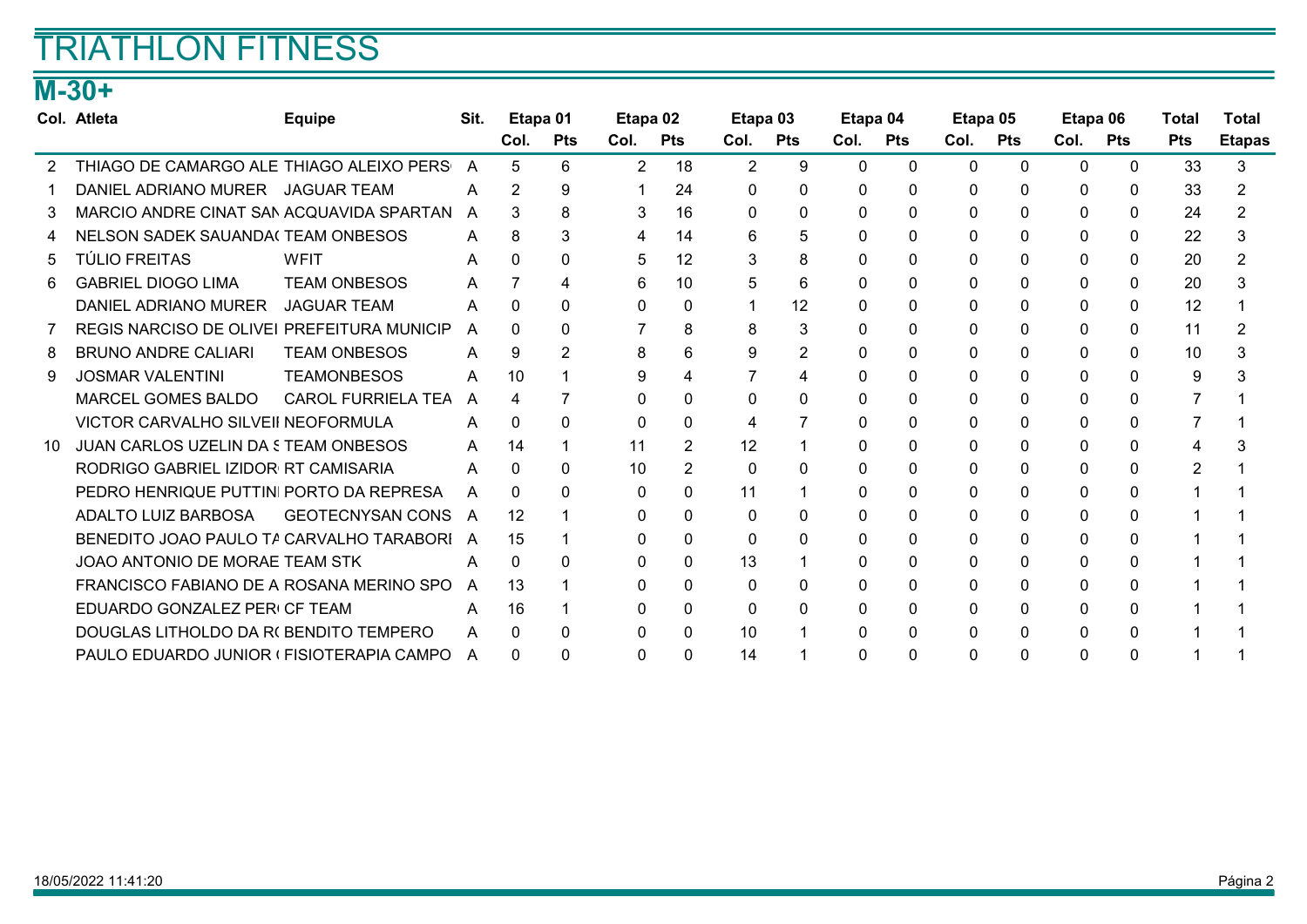# TRIATHLON FITNESS

## M-30+

| Col. | Atleta | Equipe | Sit. | Etapa 01 | | Etapa 02 | | Etapa 03 | | Etapa 04 | | Etapa 05 | | Etapa 06 | | Total | Total |
|---|---|---|---|---|---|---|---|---|---|---|---|---|---|---|---|---|---|
| | | | | Col. | Pts | Col. | Pts | Col. | Pts | Col. | Pts | Col. | Pts | Col. | Pts | Pts | Etapas |
| 2 | THIAGO DE CAMARGO ALE | THIAGO ALEIXO PERS | A | 5 | 6 | 2 | 18 | 2 | 9 | 0 | 0 | 0 | 0 | 0 | 0 | 33 | 3 |
| 1 | DANIEL ADRIANO MURER | JAGUAR TEAM | A | 2 | 9 | 1 | 24 | 0 | 0 | 0 | 0 | 0 | 0 | 0 | 0 | 33 | 2 |
| 3 | MARCIO ANDRE CINAT SAN | ACQUAVIDA SPARTAN | A | 3 | 8 | 3 | 16 | 0 | 0 | 0 | 0 | 0 | 0 | 0 | 0 | 24 | 2 |
| 4 | NELSON SADEK SAUANDA( | TEAM ONBESOS | A | 8 | 3 | 4 | 14 | 6 | 5 | 0 | 0 | 0 | 0 | 0 | 0 | 22 | 3 |
| 5 | TÚLIO FREITAS | WFIT | A | 0 | 0 | 5 | 12 | 3 | 8 | 0 | 0 | 0 | 0 | 0 | 0 | 20 | 2 |
| 6 | GABRIEL DIOGO LIMA | TEAM ONBESOS | A | 7 | 4 | 6 | 10 | 5 | 6 | 0 | 0 | 0 | 0 | 0 | 0 | 20 | 3 |
| | DANIEL ADRIANO MURER | JAGUAR TEAM | A | 0 | 0 | 0 | 0 | 1 | 12 | 0 | 0 | 0 | 0 | 0 | 0 | 12 | 1 |
| 7 | REGIS NARCISO DE OLIVEI | PREFEITURA MUNICIP | A | 0 | 0 | 7 | 8 | 8 | 3 | 0 | 0 | 0 | 0 | 0 | 0 | 11 | 2 |
| 8 | BRUNO ANDRE CALIARI | TEAM ONBESOS | A | 9 | 2 | 8 | 6 | 9 | 2 | 0 | 0 | 0 | 0 | 0 | 0 | 10 | 3 |
| 9 | JOSMAR VALENTINI | TEAMONBESOS | A | 10 | 1 | 9 | 4 | 7 | 4 | 0 | 0 | 0 | 0 | 0 | 0 | 9 | 3 |
| | MARCEL GOMES BALDO | CAROL FURRIELA TEA | A | 4 | 7 | 0 | 0 | 0 | 0 | 0 | 0 | 0 | 0 | 0 | 0 | 7 | 1 |
| | VICTOR CARVALHO SILVEII | NEOFORMULA | A | 0 | 0 | 0 | 0 | 4 | 7 | 0 | 0 | 0 | 0 | 0 | 0 | 7 | 1 |
| 10 | JUAN CARLOS UZELIN DA S | TEAM ONBESOS | A | 14 | 1 | 11 | 2 | 12 | 1 | 0 | 0 | 0 | 0 | 0 | 0 | 4 | 3 |
| | RODRIGO GABRIEL IZIDOR | RT CAMISARIA | A | 0 | 0 | 10 | 2 | 0 | 0 | 0 | 0 | 0 | 0 | 0 | 0 | 2 | 1 |
| | PEDRO HENRIQUE PUTTINI | PORTO DA REPRESA | A | 0 | 0 | 0 | 0 | 11 | 1 | 0 | 0 | 0 | 0 | 0 | 0 | 1 | 1 |
| | ADALTO LUIZ BARBOSA | GEOTECNYSAN CONS | A | 12 | 1 | 0 | 0 | 0 | 0 | 0 | 0 | 0 | 0 | 0 | 0 | 1 | 1 |
| | BENEDITO JOAO PAULO TA | CARVALHO TARABORI | A | 15 | 1 | 0 | 0 | 0 | 0 | 0 | 0 | 0 | 0 | 0 | 0 | 1 | 1 |
| | JOAO ANTONIO DE MORAE | TEAM STK | A | 0 | 0 | 0 | 0 | 13 | 1 | 0 | 0 | 0 | 0 | 0 | 0 | 1 | 1 |
| | FRANCISCO FABIANO DE A | ROSANA MERINO SPO | A | 13 | 1 | 0 | 0 | 0 | 0 | 0 | 0 | 0 | 0 | 0 | 0 | 1 | 1 |
| | EDUARDO GONZALEZ PER( | CF TEAM | A | 16 | 1 | 0 | 0 | 0 | 0 | 0 | 0 | 0 | 0 | 0 | 0 | 1 | 1 |
| | DOUGLAS LITHOLDO DA R( | BENDITO TEMPERO | A | 0 | 0 | 0 | 0 | 10 | 1 | 0 | 0 | 0 | 0 | 0 | 0 | 1 | 1 |
| | PAULO EDUARDO JUNIOR ( | FISIOTERAPIA CAMPO | A | 0 | 0 | 0 | 0 | 14 | 1 | 0 | 0 | 0 | 0 | 0 | 0 | 1 | 1 |

18/05/2022 11:41:20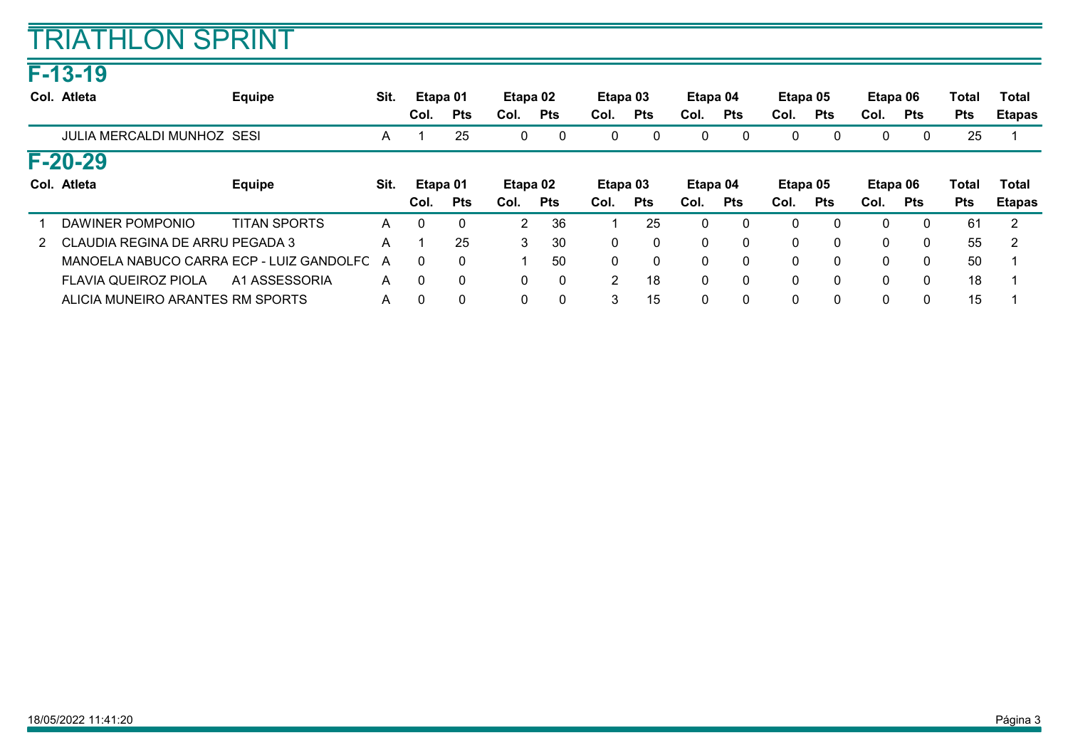# TRIATHLON SPRINT

## F-13-19

| Col. | Atleta | Equipe | Sit. | Etapa 01 | | Etapa 02 | | Etapa 03 | | Etapa 04 | | Etapa 05 | | Etapa 06 | | Total | Total |
|---|---|---|---|---|---|---|---|---|---|---|---|---|---|---|---|---|---|
| | | | | Col. | Pts | Col. | Pts | Col. | Pts | Col. | Pts | Col. | Pts | Col. | Pts | Pts | Etapas |
| | JULIA MERCALDI MUNHOZ | SESI | A | 1 | 25 | 0 | 0 | 0 | 0 | 0 | 0 | 0 | 0 | 0 | 0 | 25 | 1 |

## F-20-29

| Col. | Atleta | Equipe | Sit. | Etapa 01 | | Etapa 02 | | Etapa 03 | | Etapa 04 | | Etapa 05 | | Etapa 06 | | Total | Total |
|---|---|---|---|---|---|---|---|---|---|---|---|---|---|---|---|---|---|
| | | | | Col. | Pts | Col. | Pts | Col. | Pts | Col. | Pts | Col. | Pts | Col. | Pts | Pts | Etapas |
| 1 | DAWINER POMPONIO | TITAN SPORTS | A | 0 | 0 | 2 | 36 | 1 | 25 | 0 | 0 | 0 | 0 | 0 | 0 | 61 | 2 |
| 2 | CLAUDIA REGINA DE ARRU | PEGADA 3 | A | 1 | 25 | 3 | 30 | 0 | 0 | 0 | 0 | 0 | 0 | 0 | 0 | 55 | 2 |
| | MANOELA NABUCO CARRA | ECP - LUIZ GANDOLFC | A | 0 | 0 | 1 | 50 | 0 | 0 | 0 | 0 | 0 | 0 | 0 | 0 | 50 | 1 |
| | FLAVIA QUEIROZ PIOLA | A1 ASSESSORIA | A | 0 | 0 | 0 | 0 | 2 | 18 | 0 | 0 | 0 | 0 | 0 | 0 | 18 | 1 |
| | ALICIA MUNEIRO ARANTES | RM SPORTS | A | 0 | 0 | 0 | 0 | 3 | 15 | 0 | 0 | 0 | 0 | 0 | 0 | 15 | 1 |

18/05/2022 11:41:20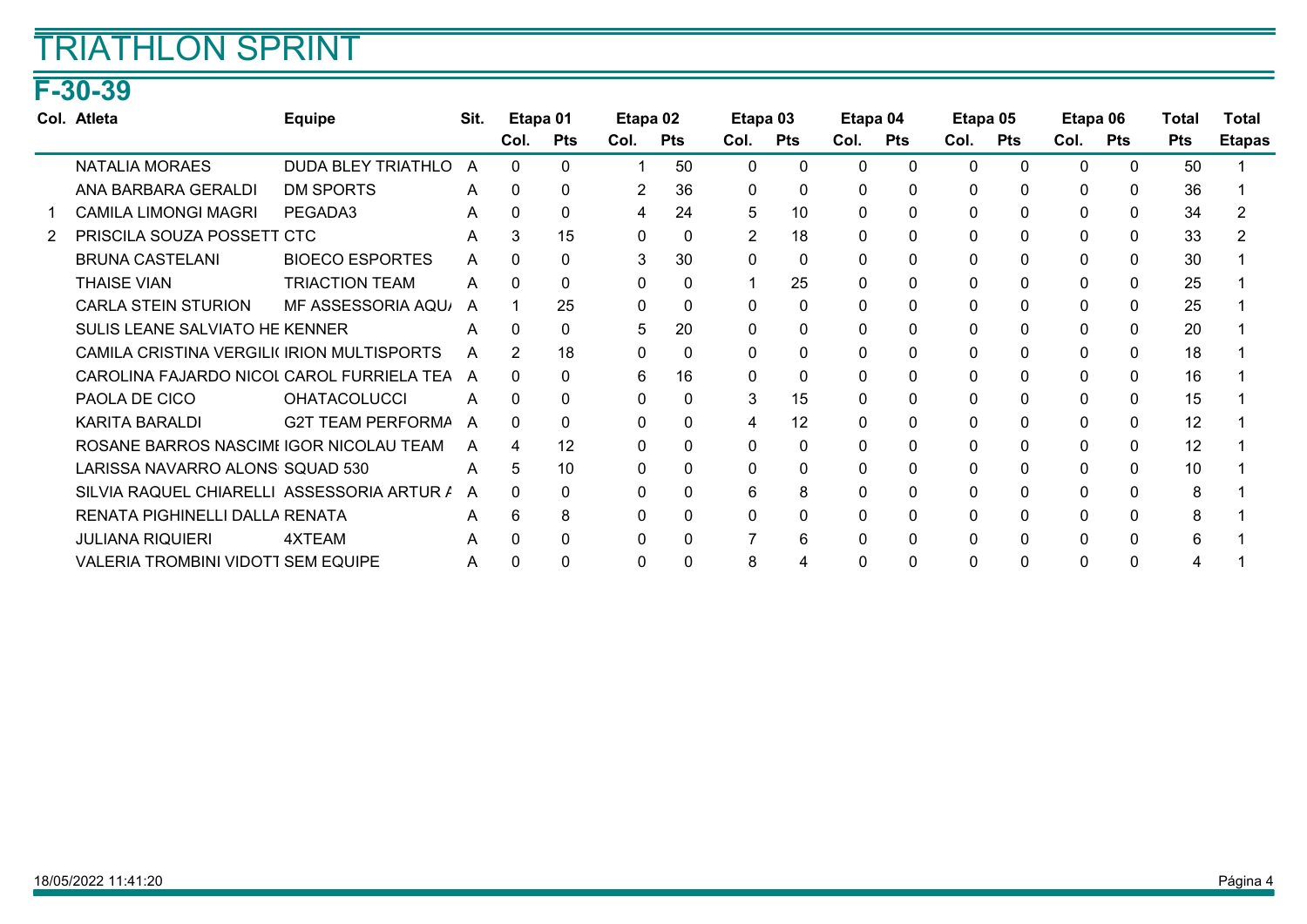# TRIATHLON SPRINT

## F-30-39

| Col. | Atleta | Equipe | Sit. | Etapa 01 | | Etapa 02 | | Etapa 03 | | Etapa 04 | | Etapa 05 | | Etapa 06 | | Total | Total |
|---|---|---|---|---|---|---|---|---|---|---|---|---|---|---|---|---|---|
| | | | | Col. | Pts | Col. | Pts | Col. | Pts | Col. | Pts | Col. | Pts | Col. | Pts | Pts | Etapas |
| | NATALIA MORAES | DUDA BLEY TRIATHLO | A | 0 | 0 | 1 | 50 | 0 | 0 | 0 | 0 | 0 | 0 | 0 | 0 | 50 | 1 |
| | ANA BARBARA GERALDI | DM SPORTS | A | 0 | 0 | 2 | 36 | 0 | 0 | 0 | 0 | 0 | 0 | 0 | 0 | 36 | 1 |
| 1 | CAMILA LIMONGI MAGRI | PEGADA3 | A | 0 | 0 | 4 | 24 | 5 | 10 | 0 | 0 | 0 | 0 | 0 | 0 | 34 | 2 |
| 2 | PRISCILA SOUZA POSSETT | CTC | A | 3 | 15 | 0 | 0 | 2 | 18 | 0 | 0 | 0 | 0 | 0 | 0 | 33 | 2 |
| | BRUNA CASTELANI | BIOECO ESPORTES | A | 0 | 0 | 3 | 30 | 0 | 0 | 0 | 0 | 0 | 0 | 0 | 0 | 30 | 1 |
| | THAISE VIAN | TRIACTION TEAM | A | 0 | 0 | 0 | 0 | 1 | 25 | 0 | 0 | 0 | 0 | 0 | 0 | 25 | 1 |
| | CARLA STEIN STURION | MF ASSESSORIA AQU/ | A | 1 | 25 | 0 | 0 | 0 | 0 | 0 | 0 | 0 | 0 | 0 | 0 | 25 | 1 |
| | SULIS LEANE SALVIATO HE | KENNER | A | 0 | 0 | 5 | 20 | 0 | 0 | 0 | 0 | 0 | 0 | 0 | 0 | 20 | 1 |
| | CAMILA CRISTINA VERGILI( | IRION MULTISPORTS | A | 2 | 18 | 0 | 0 | 0 | 0 | 0 | 0 | 0 | 0 | 0 | 0 | 18 | 1 |
| | CAROLINA FAJARDO NICOL | CAROL FURRIELA TEA | A | 0 | 0 | 6 | 16 | 0 | 0 | 0 | 0 | 0 | 0 | 0 | 0 | 16 | 1 |
| | PAOLA DE CICO | OHATACOLUCCI | A | 0 | 0 | 0 | 0 | 3 | 15 | 0 | 0 | 0 | 0 | 0 | 0 | 15 | 1 |
| | KARITA BARALDI | G2T TEAM PERFORMA | A | 0 | 0 | 0 | 0 | 4 | 12 | 0 | 0 | 0 | 0 | 0 | 0 | 12 | 1 |
| | ROSANE BARROS NASCIMI | IGOR NICOLAU TEAM | A | 4 | 12 | 0 | 0 | 0 | 0 | 0 | 0 | 0 | 0 | 0 | 0 | 12 | 1 |
| | LARISSA NAVARRO ALONS | SQUAD 530 | A | 5 | 10 | 0 | 0 | 0 | 0 | 0 | 0 | 0 | 0 | 0 | 0 | 10 | 1 |
| | SILVIA RAQUEL CHIARELLI | ASSESSORIA ARTUR / | A | 0 | 0 | 0 | 0 | 6 | 8 | 0 | 0 | 0 | 0 | 0 | 0 | 8 | 1 |
| | RENATA PIGHINELLI DALLA | RENATA | A | 6 | 8 | 0 | 0 | 0 | 0 | 0 | 0 | 0 | 0 | 0 | 0 | 8 | 1 |
| | JULIANA RIQUIERI | 4XTEAM | A | 0 | 0 | 0 | 0 | 7 | 6 | 0 | 0 | 0 | 0 | 0 | 0 | 6 | 1 |
| | VALERIA TROMBINI VIDOTT | SEM EQUIPE | A | 0 | 0 | 0 | 0 | 8 | 4 | 0 | 0 | 0 | 0 | 0 | 0 | 4 | 1 |

18/05/2022 11:41:20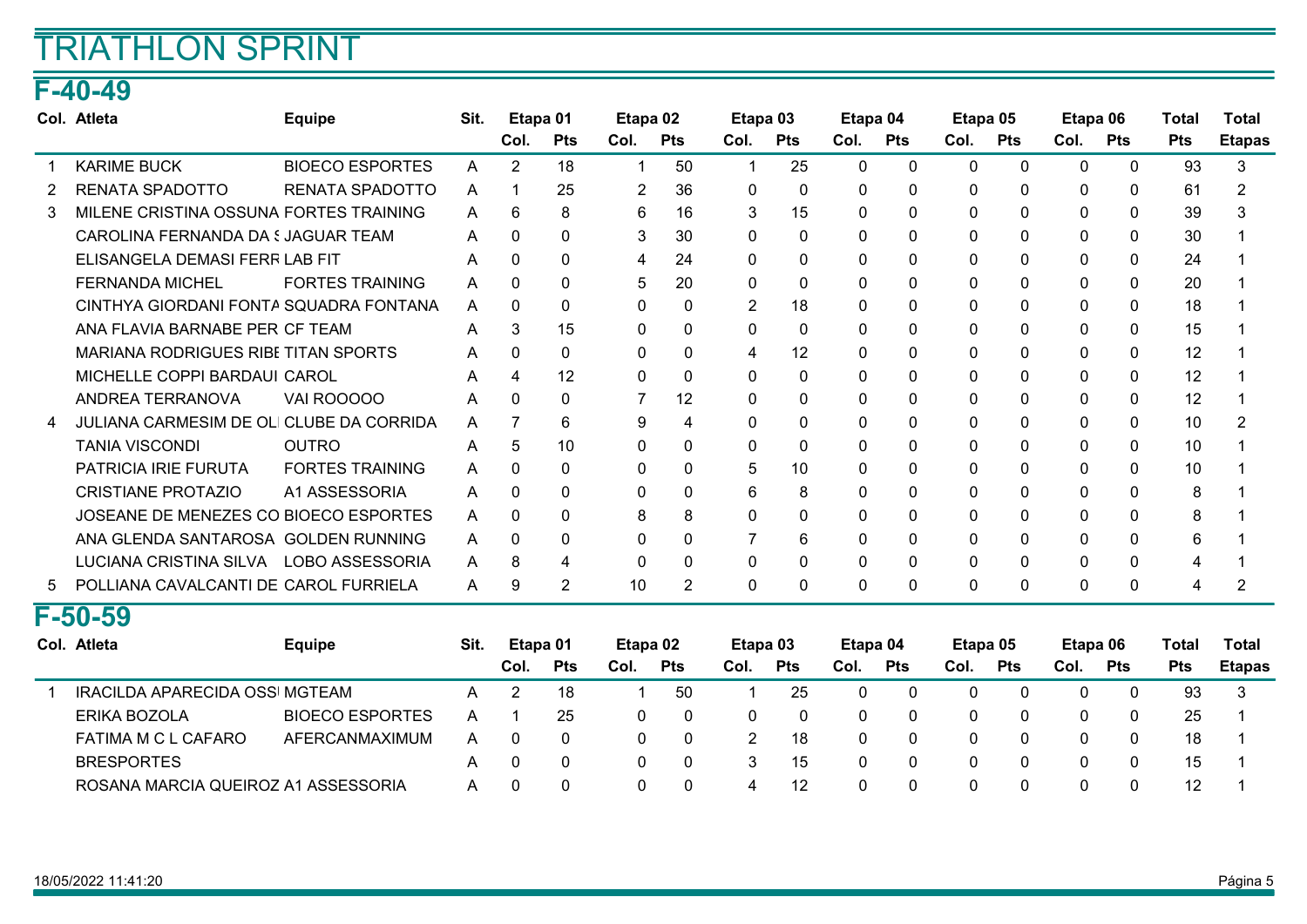# TRIATHLON SPRINT

## F-40-49

| Col. | Atleta | Equipe | Sit. | Etapa 01 | | Etapa 02 | | Etapa 03 | | Etapa 04 | | Etapa 05 | | Etapa 06 | | Total | Total |
|---|---|---|---|---|---|---|---|---|---|---|---|---|---|---|---|---|---|
| | | | | Col. | Pts | Col. | Pts | Col. | Pts | Col. | Pts | Col. | Pts | Col. | Pts | Pts | Etapas |
| 1 | KARIME BUCK | BIOECO ESPORTES | A | 2 | 18 | 1 | 50 | 1 | 25 | 0 | 0 | 0 | 0 | 0 | 0 | 93 | 3 |
| 2 | RENATA SPADOTTO | RENATA SPADOTTO | A | 1 | 25 | 2 | 36 | 0 | 0 | 0 | 0 | 0 | 0 | 0 | 0 | 61 | 2 |
| 3 | MILENE CRISTINA OSSUNA | FORTES TRAINING | A | 6 | 8 | 6 | 16 | 3 | 15 | 0 | 0 | 0 | 0 | 0 | 0 | 39 | 3 |
| | CAROLINA FERNANDA DA S | JAGUAR TEAM | A | 0 | 0 | 3 | 30 | 0 | 0 | 0 | 0 | 0 | 0 | 0 | 0 | 30 | 1 |
| | ELISANGELA DEMASI FERR | LAB FIT | A | 0 | 0 | 4 | 24 | 0 | 0 | 0 | 0 | 0 | 0 | 0 | 0 | 24 | 1 |
| | FERNANDA MICHEL | FORTES TRAINING | A | 0 | 0 | 5 | 20 | 0 | 0 | 0 | 0 | 0 | 0 | 0 | 0 | 20 | 1 |
| | CINTHYA GIORDANI FONTA | SQUADRA FONTANA | A | 0 | 0 | 0 | 0 | 2 | 18 | 0 | 0 | 0 | 0 | 0 | 0 | 18 | 1 |
| | ANA FLAVIA BARNABE PER | CF TEAM | A | 3 | 15 | 0 | 0 | 0 | 0 | 0 | 0 | 0 | 0 | 0 | 0 | 15 | 1 |
| | MARIANA RODRIGUES RIBE | TITAN SPORTS | A | 0 | 0 | 0 | 0 | 4 | 12 | 0 | 0 | 0 | 0 | 0 | 0 | 12 | 1 |
| | MICHELLE COPPI BARDAUI | CAROL | A | 4 | 12 | 0 | 0 | 0 | 0 | 0 | 0 | 0 | 0 | 0 | 0 | 12 | 1 |
| | ANDREA TERRANOVA | VAI ROOOOO | A | 0 | 0 | 7 | 12 | 0 | 0 | 0 | 0 | 0 | 0 | 0 | 0 | 12 | 1 |
| 4 | JULIANA CARMESIM DE OLI | CLUBE DA CORRIDA | A | 7 | 6 | 9 | 4 | 0 | 0 | 0 | 0 | 0 | 0 | 0 | 0 | 10 | 2 |
| | TANIA VISCONDI | OUTRO | A | 5 | 10 | 0 | 0 | 0 | 0 | 0 | 0 | 0 | 0 | 0 | 0 | 10 | 1 |
| | PATRICIA IRIE FURUTA | FORTES TRAINING | A | 0 | 0 | 0 | 0 | 5 | 10 | 0 | 0 | 0 | 0 | 0 | 0 | 10 | 1 |
| | CRISTIANE PROTAZIO | A1 ASSESSORIA | A | 0 | 0 | 0 | 0 | 6 | 8 | 0 | 0 | 0 | 0 | 0 | 0 | 8 | 1 |
| | JOSEANE DE MENEZES CO | BIOECO ESPORTES | A | 0 | 0 | 8 | 8 | 0 | 0 | 0 | 0 | 0 | 0 | 0 | 0 | 8 | 1 |
| | ANA GLENDA SANTAROSA | GOLDEN RUNNING | A | 0 | 0 | 0 | 0 | 7 | 6 | 0 | 0 | 0 | 0 | 0 | 0 | 6 | 1 |
| | LUCIANA CRISTINA SILVA | LOBO ASSESSORIA | A | 8 | 4 | 0 | 0 | 0 | 0 | 0 | 0 | 0 | 0 | 0 | 0 | 4 | 1 |
| 5 | POLLIANA CAVALCANTI DE | CAROL FURRIELA | A | 9 | 2 | 10 | 2 | 0 | 0 | 0 | 0 | 0 | 0 | 0 | 0 | 4 | 2 |

## F-50-59

| Col. | Atleta | Equipe | Sit. | Etapa 01 | | Etapa 02 | | Etapa 03 | | Etapa 04 | | Etapa 05 | | Etapa 06 | | Total | Total |
|---|---|---|---|---|---|---|---|---|---|---|---|---|---|---|---|---|---|
| | | | | Col. | Pts | Col. | Pts | Col. | Pts | Col. | Pts | Col. | Pts | Col. | Pts | Pts | Etapas |
| 1 | IRACILDA APARECIDA OSSI | MGTEAM | A | 2 | 18 | 1 | 50 | 1 | 25 | 0 | 0 | 0 | 0 | 0 | 0 | 93 | 3 |
| | ERIKA BOZOLA | BIOECO ESPORTES | A | 1 | 25 | 0 | 0 | 0 | 0 | 0 | 0 | 0 | 0 | 0 | 0 | 25 | 1 |
| | FATIMA M C L CAFARO | AFERCANMAXIMUM | A | 0 | 0 | 0 | 0 | 2 | 18 | 0 | 0 | 0 | 0 | 0 | 0 | 18 | 1 |
| | BRESPORTES | | A | 0 | 0 | 0 | 0 | 3 | 15 | 0 | 0 | 0 | 0 | 0 | 0 | 15 | 1 |
| | ROSANA MARCIA QUEIROZ | A1 ASSESSORIA | A | 0 | 0 | 0 | 0 | 4 | 12 | 0 | 0 | 0 | 0 | 0 | 0 | 12 | 1 |

18/05/2022 11:41:20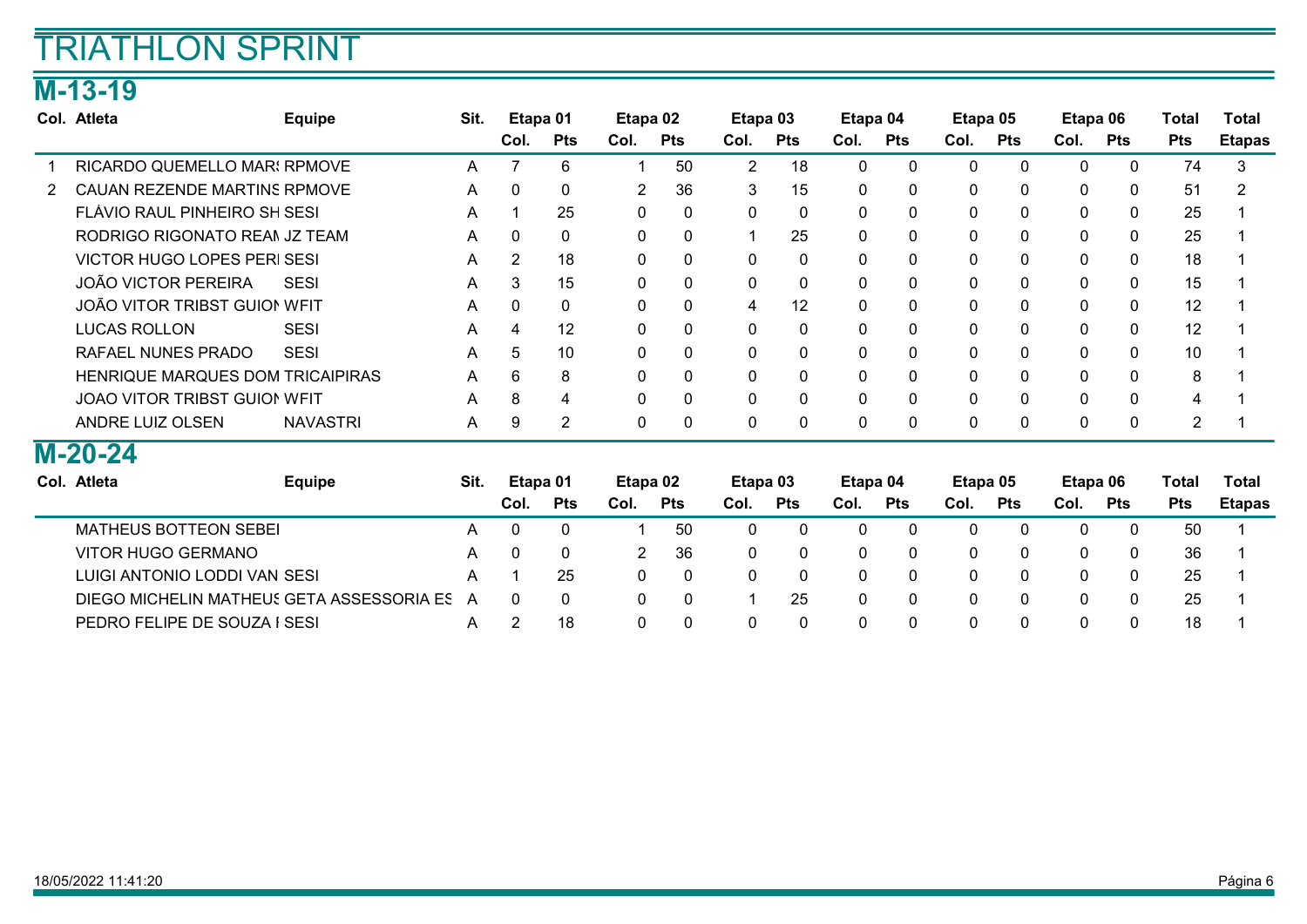# TRIATHLON SPRINT

## M-13-19

| Col. | Atleta | Equipe | Sit. | Etapa 01 | | Etapa 02 | | Etapa 03 | | Etapa 04 | | Etapa 05 | | Etapa 06 | | Total | Total |
|---|---|---|---|---|---|---|---|---|---|---|---|---|---|---|---|---|---|
| | | | | Col. | Pts | Col. | Pts | Col. | Pts | Col. | Pts | Col. | Pts | Col. | Pts | Pts | Etapas |
| 1 | RICARDO QUEMELLO MARS | RPMOVE | A | 7 | 6 | 1 | 50 | 2 | 18 | 0 | 0 | 0 | 0 | 0 | 0 | 74 | 3 |
| 2 | CAUAN REZENDE MARTINS | RPMOVE | A | 0 | 0 | 2 | 36 | 3 | 15 | 0 | 0 | 0 | 0 | 0 | 0 | 51 | 2 |
| | FLÁVIO RAUL PINHEIRO SH | SESI | A | 1 | 25 | 0 | 0 | 0 | 0 | 0 | 0 | 0 | 0 | 0 | 0 | 25 | 1 |
| | RODRIGO RIGONATO REAM | JZ TEAM | A | 0 | 0 | 0 | 0 | 1 | 25 | 0 | 0 | 0 | 0 | 0 | 0 | 25 | 1 |
| | VICTOR HUGO LOPES PERI | SESI | A | 2 | 18 | 0 | 0 | 0 | 0 | 0 | 0 | 0 | 0 | 0 | 0 | 18 | 1 |
| | JOÃO VICTOR PEREIRA | SESI | A | 3 | 15 | 0 | 0 | 0 | 0 | 0 | 0 | 0 | 0 | 0 | 0 | 15 | 1 |
| | JOÃO VITOR TRIBST GUION | WFIT | A | 0 | 0 | 0 | 0 | 4 | 12 | 0 | 0 | 0 | 0 | 0 | 0 | 12 | 1 |
| | LUCAS ROLLON | SESI | A | 4 | 12 | 0 | 0 | 0 | 0 | 0 | 0 | 0 | 0 | 0 | 0 | 12 | 1 |
| | RAFAEL NUNES PRADO | SESI | A | 5 | 10 | 0 | 0 | 0 | 0 | 0 | 0 | 0 | 0 | 0 | 0 | 10 | 1 |
| | HENRIQUE MARQUES DOM | TRICAIPIRAS | A | 6 | 8 | 0 | 0 | 0 | 0 | 0 | 0 | 0 | 0 | 0 | 0 | 8 | 1 |
| | JOAO VITOR TRIBST GUION | WFIT | A | 8 | 4 | 0 | 0 | 0 | 0 | 0 | 0 | 0 | 0 | 0 | 0 | 4 | 1 |
| | ANDRE LUIZ OLSEN | NAVASTRI | A | 9 | 2 | 0 | 0 | 0 | 0 | 0 | 0 | 0 | 0 | 0 | 0 | 2 | 1 |

## M-20-24

| Col. | Atleta | Equipe | Sit. | Etapa 01 | | Etapa 02 | | Etapa 03 | | Etapa 04 | | Etapa 05 | | Etapa 06 | | Total | Total |
|---|---|---|---|---|---|---|---|---|---|---|---|---|---|---|---|---|---|
| | | | | Col. | Pts | Col. | Pts | Col. | Pts | Col. | Pts | Col. | Pts | Col. | Pts | Pts | Etapas |
| | MATHEUS BOTTEON SEBEI | | A | 0 | 0 | 1 | 50 | 0 | 0 | 0 | 0 | 0 | 0 | 0 | 0 | 50 | 1 |
| | VITOR HUGO GERMANO | | A | 0 | 0 | 2 | 36 | 0 | 0 | 0 | 0 | 0 | 0 | 0 | 0 | 36 | 1 |
| | LUIGI ANTONIO LODDI VAN | SESI | A | 1 | 25 | 0 | 0 | 0 | 0 | 0 | 0 | 0 | 0 | 0 | 0 | 25 | 1 |
| | DIEGO MICHELIN MATHEUS | GETA ASSESSORIA ES | A | 0 | 0 | 0 | 0 | 1 | 25 | 0 | 0 | 0 | 0 | 0 | 0 | 25 | 1 |
| | PEDRO FELIPE DE SOUZA I | SESI | A | 2 | 18 | 0 | 0 | 0 | 0 | 0 | 0 | 0 | 0 | 0 | 0 | 18 | 1 |

18/05/2022 11:41:20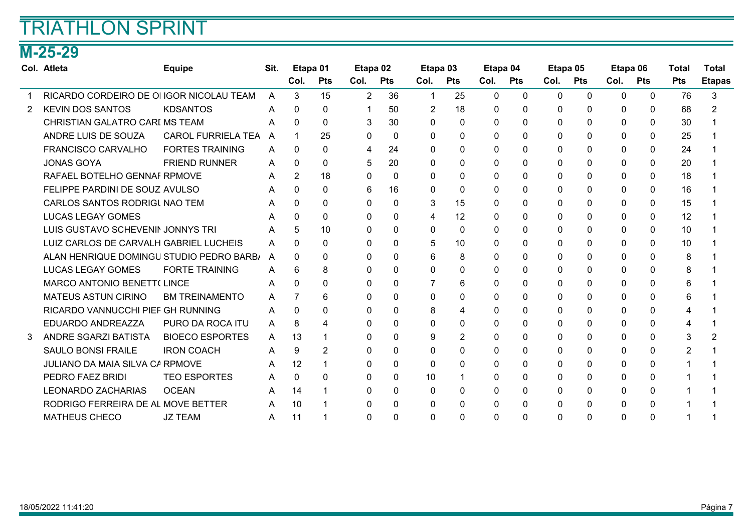# TRIATHLON SPRINT

## M-25-29

| Col. | Atleta | Equipe | Sit. | Etapa 01 | | Etapa 02 | | Etapa 03 | | Etapa 04 | | Etapa 05 | | Etapa 06 | | Total | Total |
|---|---|---|---|---|---|---|---|---|---|---|---|---|---|---|---|---|---|
| | | | | Col. | Pts | Col. | Pts | Col. | Pts | Col. | Pts | Col. | Pts | Col. | Pts | Pts | Etapas |
| 1 | RICARDO CORDEIRO DE OI | IGOR NICOLAU TEAM | A | 3 | 15 | 2 | 36 | 1 | 25 | 0 | 0 | 0 | 0 | 0 | 0 | 76 | 3 |
| 2 | KEVIN DOS SANTOS | KDSANTOS | A | 0 | 0 | 1 | 50 | 2 | 18 | 0 | 0 | 0 | 0 | 0 | 0 | 68 | 2 |
| | CHRISTIAN GALATRO CARI | MS TEAM | A | 0 | 0 | 3 | 30 | 0 | 0 | 0 | 0 | 0 | 0 | 0 | 0 | 30 | 1 |
| | ANDRE LUIS DE SOUZA | CAROL FURRIELA TEA | A | 1 | 25 | 0 | 0 | 0 | 0 | 0 | 0 | 0 | 0 | 0 | 0 | 25 | 1 |
| | FRANCISCO CARVALHO | FORTES TRAINING | A | 0 | 0 | 4 | 24 | 0 | 0 | 0 | 0 | 0 | 0 | 0 | 0 | 24 | 1 |
| | JONAS GOYA | FRIEND RUNNER | A | 0 | 0 | 5 | 20 | 0 | 0 | 0 | 0 | 0 | 0 | 0 | 0 | 20 | 1 |
| | RAFAEL BOTELHO GENNAI | RPMOVE | A | 2 | 18 | 0 | 0 | 0 | 0 | 0 | 0 | 0 | 0 | 0 | 0 | 18 | 1 |
| | FELIPPE PARDINI DE SOUZ | AVULSO | A | 0 | 0 | 6 | 16 | 0 | 0 | 0 | 0 | 0 | 0 | 0 | 0 | 16 | 1 |
| | CARLOS SANTOS RODRIGU | NAO TEM | A | 0 | 0 | 0 | 0 | 3 | 15 | 0 | 0 | 0 | 0 | 0 | 0 | 15 | 1 |
| | LUCAS LEGAY GOMES | | A | 0 | 0 | 0 | 0 | 4 | 12 | 0 | 0 | 0 | 0 | 0 | 0 | 12 | 1 |
| | LUIS GUSTAVO SCHEVENIN | JONNYS TRI | A | 5 | 10 | 0 | 0 | 0 | 0 | 0 | 0 | 0 | 0 | 0 | 0 | 10 | 1 |
| | LUIZ CARLOS DE CARVALH | GABRIEL LUCHEIS | A | 0 | 0 | 0 | 0 | 5 | 10 | 0 | 0 | 0 | 0 | 0 | 0 | 10 | 1 |
| | ALAN HENRIQUE DOMINGU | STUDIO PEDRO BARB/ | A | 0 | 0 | 0 | 0 | 6 | 8 | 0 | 0 | 0 | 0 | 0 | 0 | 8 | 1 |
| | LUCAS LEGAY GOMES | FORTE TRAINING | A | 6 | 8 | 0 | 0 | 0 | 0 | 0 | 0 | 0 | 0 | 0 | 0 | 8 | 1 |
| | MARCO ANTONIO BENETT( | LINCE | A | 0 | 0 | 0 | 0 | 7 | 6 | 0 | 0 | 0 | 0 | 0 | 0 | 6 | 1 |
| | MATEUS ASTUN CIRINO | BM TREINAMENTO | A | 7 | 6 | 0 | 0 | 0 | 0 | 0 | 0 | 0 | 0 | 0 | 0 | 6 | 1 |
| | RICARDO VANNUCCHI PIEF | GH RUNNING | A | 0 | 0 | 0 | 0 | 8 | 4 | 0 | 0 | 0 | 0 | 0 | 0 | 4 | 1 |
| | EDUARDO ANDREAZZA | PURO DA ROCA ITU | A | 8 | 4 | 0 | 0 | 0 | 0 | 0 | 0 | 0 | 0 | 0 | 0 | 4 | 1 |
| 3 | ANDRE SGARZI BATISTA | BIOECO ESPORTES | A | 13 | 1 | 0 | 0 | 9 | 2 | 0 | 0 | 0 | 0 | 0 | 0 | 3 | 2 |
| | SAULO BONSI FRAILE | IRON COACH | A | 9 | 2 | 0 | 0 | 0 | 0 | 0 | 0 | 0 | 0 | 0 | 0 | 2 | 1 |
| | JULIANO DA MAIA SILVA CA | RPMOVE | A | 12 | 1 | 0 | 0 | 0 | 0 | 0 | 0 | 0 | 0 | 0 | 0 | 1 | 1 |
| | PEDRO FAEZ BRIDI | TEO ESPORTES | A | 0 | 0 | 0 | 0 | 10 | 1 | 0 | 0 | 0 | 0 | 0 | 0 | 1 | 1 |
| | LEONARDO ZACHARIAS | OCEAN | A | 14 | 1 | 0 | 0 | 0 | 0 | 0 | 0 | 0 | 0 | 0 | 0 | 1 | 1 |
| | RODRIGO FERREIRA DE AL | MOVE BETTER | A | 10 | 1 | 0 | 0 | 0 | 0 | 0 | 0 | 0 | 0 | 0 | 0 | 1 | 1 |
| | MATHEUS CHECO | JZ TEAM | A | 11 | 1 | 0 | 0 | 0 | 0 | 0 | 0 | 0 | 0 | 0 | 0 | 1 | 1 |

18/05/2022 11:41:20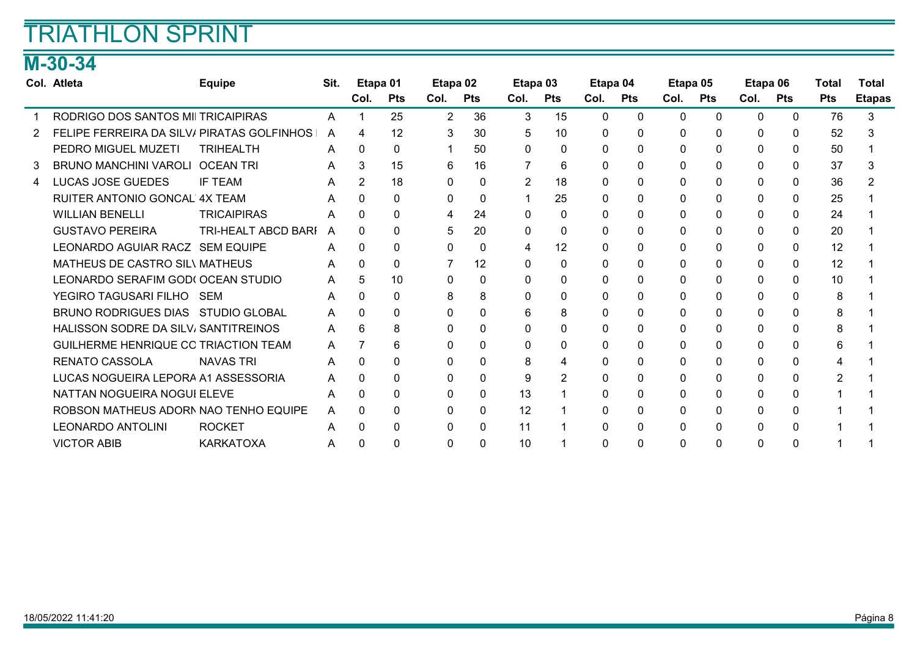# TRIATHLON SPRINT

## M-30-34

| Col. | Atleta | Equipe | Sit. | Etapa 01 | | Etapa 02 | | Etapa 03 | | Etapa 04 | | Etapa 05 | | Etapa 06 | | Total | Total |
|---|---|---|---|---|---|---|---|---|---|---|---|---|---|---|---|---|---|
| | | | | Col. | Pts | Col. | Pts | Col. | Pts | Col. | Pts | Col. | Pts | Col. | Pts | Pts | Etapas |
| 1 | RODRIGO DOS SANTOS MI | TRICAIPIRAS | A | 1 | 25 | 2 | 36 | 3 | 15 | 0 | 0 | 0 | 0 | 0 | 0 | 76 | 3 |
| 2 | FELIPE FERREIRA DA SILV/ | PIRATAS GOLFINHOS | A | 4 | 12 | 3 | 30 | 5 | 10 | 0 | 0 | 0 | 0 | 0 | 0 | 52 | 3 |
| | PEDRO MIGUEL MUZETI | TRIHEALTH | A | 0 | 0 | 1 | 50 | 0 | 0 | 0 | 0 | 0 | 0 | 0 | 0 | 50 | 1 |
| 3 | BRUNO MANCHINI VAROLI | OCEAN TRI | A | 3 | 15 | 6 | 16 | 7 | 6 | 0 | 0 | 0 | 0 | 0 | 0 | 37 | 3 |
| 4 | LUCAS JOSE GUEDES | IF TEAM | A | 2 | 18 | 0 | 0 | 2 | 18 | 0 | 0 | 0 | 0 | 0 | 0 | 36 | 2 |
| | RUITER ANTONIO GONCAL | 4X TEAM | A | 0 | 0 | 0 | 0 | 1 | 25 | 0 | 0 | 0 | 0 | 0 | 0 | 25 | 1 |
| | WILLIAN BENELLI | TRICAIPIRAS | A | 0 | 0 | 4 | 24 | 0 | 0 | 0 | 0 | 0 | 0 | 0 | 0 | 24 | 1 |
| | GUSTAVO PEREIRA | TRI-HEALT ABCD BARI | A | 0 | 0 | 5 | 20 | 0 | 0 | 0 | 0 | 0 | 0 | 0 | 0 | 20 | 1 |
| | LEONARDO AGUIAR RACZ | SEM EQUIPE | A | 0 | 0 | 0 | 0 | 4 | 12 | 0 | 0 | 0 | 0 | 0 | 0 | 12 | 1 |
| | MATHEUS DE CASTRO SIL\ | MATHEUS | A | 0 | 0 | 7 | 12 | 0 | 0 | 0 | 0 | 0 | 0 | 0 | 0 | 12 | 1 |
| | LEONARDO SERAFIM GOD( | OCEAN STUDIO | A | 5 | 10 | 0 | 0 | 0 | 0 | 0 | 0 | 0 | 0 | 0 | 0 | 10 | 1 |
| | YEGIRO TAGUSARI FILHO | SEM | A | 0 | 0 | 8 | 8 | 0 | 0 | 0 | 0 | 0 | 0 | 0 | 0 | 8 | 1 |
| | BRUNO RODRIGUES DIAS | STUDIO GLOBAL | A | 0 | 0 | 0 | 0 | 6 | 8 | 0 | 0 | 0 | 0 | 0 | 0 | 8 | 1 |
| | HALISSON SODRE DA SILV/ | SANTITREINOS | A | 6 | 8 | 0 | 0 | 0 | 0 | 0 | 0 | 0 | 0 | 0 | 0 | 8 | 1 |
| | GUILHERME HENRIQUE CO | TRIACTION TEAM | A | 7 | 6 | 0 | 0 | 0 | 0 | 0 | 0 | 0 | 0 | 0 | 0 | 6 | 1 |
| | RENATO CASSOLA | NAVAS TRI | A | 0 | 0 | 0 | 0 | 8 | 4 | 0 | 0 | 0 | 0 | 0 | 0 | 4 | 1 |
| | LUCAS NOGUEIRA LEPORA | A1 ASSESSORIA | A | 0 | 0 | 0 | 0 | 9 | 2 | 0 | 0 | 0 | 0 | 0 | 0 | 2 | 1 |
| | NATTAN NOGUEIRA NOGUI | ELEVE | A | 0 | 0 | 0 | 0 | 13 | 1 | 0 | 0 | 0 | 0 | 0 | 0 | 1 | 1 |
| | ROBSON MATHEUS ADORN | NAO TENHO EQUIPE | A | 0 | 0 | 0 | 0 | 12 | 1 | 0 | 0 | 0 | 0 | 0 | 0 | 1 | 1 |
| | LEONARDO ANTOLINI | ROCKET | A | 0 | 0 | 0 | 0 | 11 | 1 | 0 | 0 | 0 | 0 | 0 | 0 | 1 | 1 |
| | VICTOR ABIB | KARKATOXA | A | 0 | 0 | 0 | 0 | 10 | 1 | 0 | 0 | 0 | 0 | 0 | 0 | 1 | 1 |

18/05/2022 11:41:20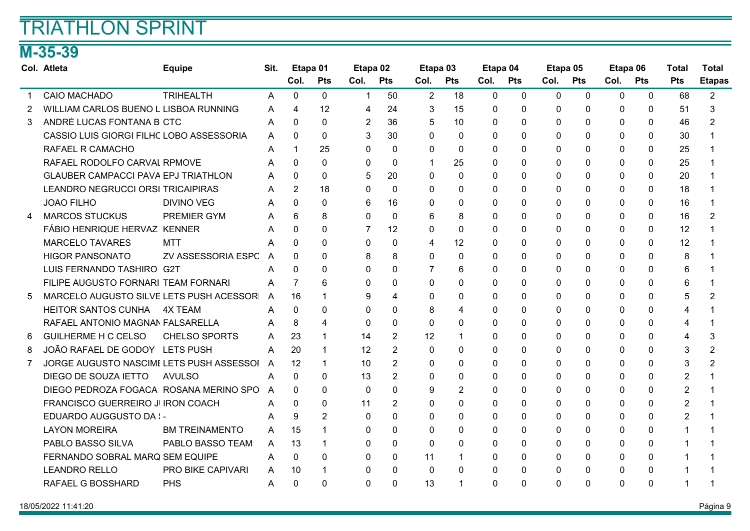# TRIATHLON SPRINT

## M-35-39

| Col. | Atleta | Equipe | Sit. | Etapa 01 | | Etapa 02 | | Etapa 03 | | Etapa 04 | | Etapa 05 | | Etapa 06 | | Total | Total |
|---|---|---|---|---|---|---|---|---|---|---|---|---|---|---|---|---|---|
| | | | | Col. | Pts | Col. | Pts | Col. | Pts | Col. | Pts | Col. | Pts | Col. | Pts | Pts | Etapas |
| 1 | CAIO MACHADO | TRIHEALTH | A | 0 | 0 | 1 | 50 | 2 | 18 | 0 | 0 | 0 | 0 | 0 | 0 | 68 | 2 |
| 2 | WILLIAM CARLOS BUENO L | LISBOA RUNNING | A | 4 | 12 | 4 | 24 | 3 | 15 | 0 | 0 | 0 | 0 | 0 | 0 | 51 | 3 |
| 3 | ANDRÉ LUCAS FONTANA B | CTC | A | 0 | 0 | 2 | 36 | 5 | 10 | 0 | 0 | 0 | 0 | 0 | 0 | 46 | 2 |
| | CASSIO LUIS GIORGI FILHC | LOBO ASSESSORIA | A | 0 | 0 | 3 | 30 | 0 | 0 | 0 | 0 | 0 | 0 | 0 | 0 | 30 | 1 |
| | RAFAEL R CAMACHO | | A | 1 | 25 | 0 | 0 | 0 | 0 | 0 | 0 | 0 | 0 | 0 | 0 | 25 | 1 |
| | RAFAEL RODOLFO CARVAL | RPMOVE | A | 0 | 0 | 0 | 0 | 1 | 25 | 0 | 0 | 0 | 0 | 0 | 0 | 25 | 1 |
| | GLAUBER CAMPACCI PAVA | EPJ TRIATHLON | A | 0 | 0 | 5 | 20 | 0 | 0 | 0 | 0 | 0 | 0 | 0 | 0 | 20 | 1 |
| | LEANDRO NEGRUCCI ORSI | TRICAIPIRAS | A | 2 | 18 | 0 | 0 | 0 | 0 | 0 | 0 | 0 | 0 | 0 | 0 | 18 | 1 |
| | JOAO FILHO | DIVINO VEG | A | 0 | 0 | 6 | 16 | 0 | 0 | 0 | 0 | 0 | 0 | 0 | 0 | 16 | 1 |
| 4 | MARCOS STUCKUS | PREMIER GYM | A | 6 | 8 | 0 | 0 | 6 | 8 | 0 | 0 | 0 | 0 | 0 | 0 | 16 | 2 |
| | FÁBIO HENRIQUE HERVAZ | KENNER | A | 0 | 0 | 7 | 12 | 0 | 0 | 0 | 0 | 0 | 0 | 0 | 0 | 12 | 1 |
| | MARCELO TAVARES | MTT | A | 0 | 0 | 0 | 0 | 4 | 12 | 0 | 0 | 0 | 0 | 0 | 0 | 12 | 1 |
| | HIGOR PANSONATO | ZV ASSESSORIA ESPC | A | 0 | 0 | 8 | 8 | 0 | 0 | 0 | 0 | 0 | 0 | 0 | 0 | 8 | 1 |
| | LUIS FERNANDO TASHIRO | G2T | A | 0 | 0 | 0 | 0 | 7 | 6 | 0 | 0 | 0 | 0 | 0 | 0 | 6 | 1 |
| | FILIPE AUGUSTO FORNARI | TEAM FORNARI | A | 7 | 6 | 0 | 0 | 0 | 0 | 0 | 0 | 0 | 0 | 0 | 0 | 6 | 1 |
| 5 | MARCELO AUGUSTO SILVE | LETS PUSH ACESSORI | A | 16 | 1 | 9 | 4 | 0 | 0 | 0 | 0 | 0 | 0 | 0 | 0 | 5 | 2 |
| | HEITOR SANTOS CUNHA | 4X TEAM | A | 0 | 0 | 0 | 0 | 8 | 4 | 0 | 0 | 0 | 0 | 0 | 0 | 4 | 1 |
| | RAFAEL ANTONIO MAGNAN | FALSARELLA | A | 8 | 4 | 0 | 0 | 0 | 0 | 0 | 0 | 0 | 0 | 0 | 0 | 4 | 1 |
| 6 | GUILHERME H C CELSO | CHELSO SPORTS | A | 23 | 1 | 14 | 2 | 12 | 1 | 0 | 0 | 0 | 0 | 0 | 0 | 4 | 3 |
| 8 | JOÃO RAFAEL DE GODOY | LETS PUSH | A | 20 | 1 | 12 | 2 | 0 | 0 | 0 | 0 | 0 | 0 | 0 | 0 | 3 | 2 |
| 7 | JORGE AUGUSTO NASCIMI | LETS PUSH ASSESSOI | A | 12 | 1 | 10 | 2 | 0 | 0 | 0 | 0 | 0 | 0 | 0 | 0 | 3 | 2 |
| | DIEGO DE SOUZA IETTO | AVULSO | A | 0 | 0 | 13 | 2 | 0 | 0 | 0 | 0 | 0 | 0 | 0 | 0 | 2 | 1 |
| | DIEGO PEDROZA FOGACA | ROSANA MERINO SPO | A | 0 | 0 | 0 | 0 | 9 | 2 | 0 | 0 | 0 | 0 | 0 | 0 | 2 | 1 |
| | FRANCISCO GUERREIRO JI | IRON COACH | A | 0 | 0 | 11 | 2 | 0 | 0 | 0 | 0 | 0 | 0 | 0 | 0 | 2 | 1 |
| | EDUARDO AUGGUSTO DA ! | - | A | 9 | 2 | 0 | 0 | 0 | 0 | 0 | 0 | 0 | 0 | 0 | 0 | 2 | 1 |
| | LAYON MOREIRA | BM TREINAMENTO | A | 15 | 1 | 0 | 0 | 0 | 0 | 0 | 0 | 0 | 0 | 0 | 0 | 1 | 1 |
| | PABLO BASSO SILVA | PABLO BASSO TEAM | A | 13 | 1 | 0 | 0 | 0 | 0 | 0 | 0 | 0 | 0 | 0 | 0 | 1 | 1 |
| | FERNANDO SOBRAL MARQ | SEM EQUIPE | A | 0 | 0 | 0 | 0 | 11 | 1 | 0 | 0 | 0 | 0 | 0 | 0 | 1 | 1 |
| | LEANDRO RELLO | PRO BIKE CAPIVARI | A | 10 | 1 | 0 | 0 | 0 | 0 | 0 | 0 | 0 | 0 | 0 | 0 | 1 | 1 |
| | RAFAEL G BOSSHARD | PHS | A | 0 | 0 | 0 | 0 | 13 | 1 | 0 | 0 | 0 | 0 | 0 | 0 | 1 | 1 |

18/05/2022 11:41:20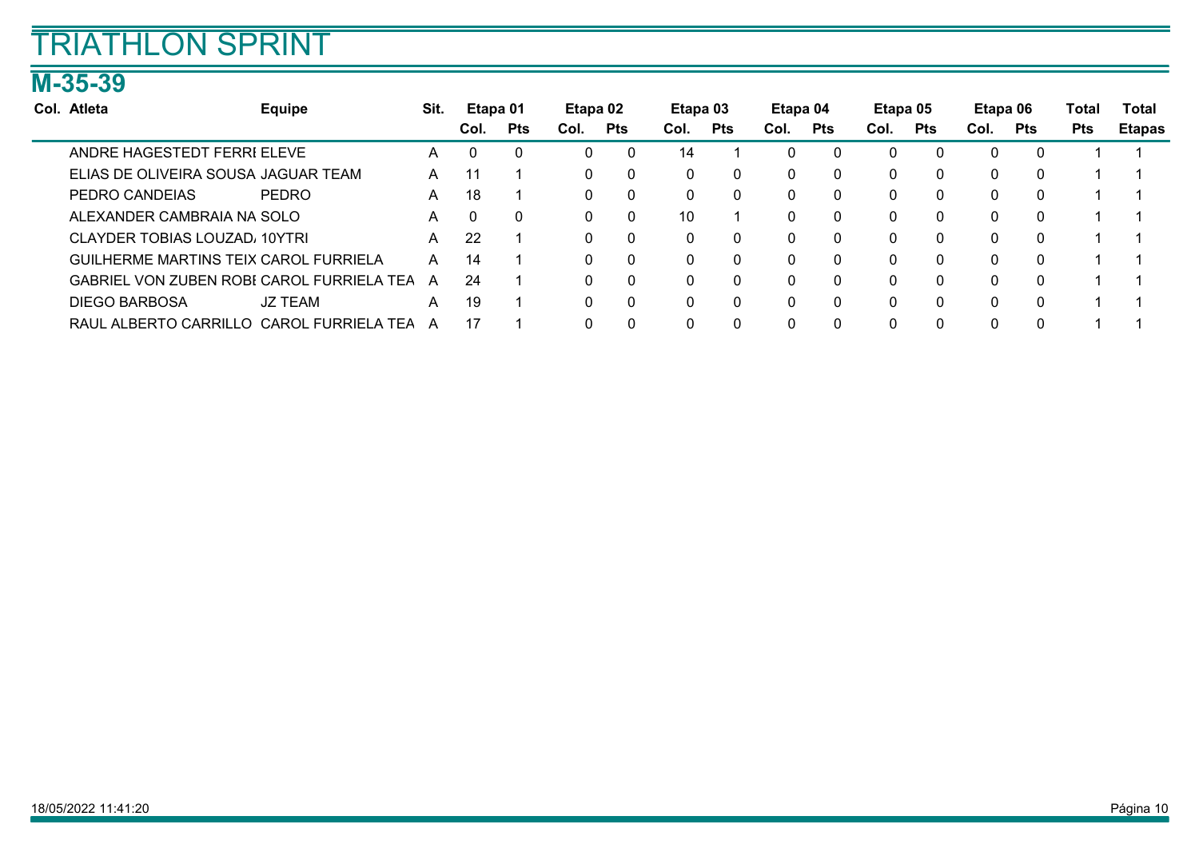# TRIATHLON SPRINT

## M-35-39

| Col. | Atleta | Equipe | Sit. | Etapa 01 | | Etapa 02 | | Etapa 03 | | Etapa 04 | | Etapa 05 | | Etapa 06 | | Total | Total |
|---|---|---|---|---|---|---|---|---|---|---|---|---|---|---|---|---|---|
| | | | | Col. | Pts | Col. | Pts | Col. | Pts | Col. | Pts | Col. | Pts | Col. | Pts | Pts | Etapas |
| | ANDRE HAGESTEDT FERRI | ELEVE | A | 0 | 0 | 0 | 0 | 14 | 1 | 0 | 0 | 0 | 0 | 0 | 0 | 1 | 1 |
| | ELIAS DE OLIVEIRA SOUSA | JAGUAR TEAM | A | 11 | 1 | 0 | 0 | 0 | 0 | 0 | 0 | 0 | 0 | 0 | 0 | 1 | 1 |
| | PEDRO CANDEIAS | PEDRO | A | 18 | 1 | 0 | 0 | 0 | 0 | 0 | 0 | 0 | 0 | 0 | 0 | 1 | 1 |
| | ALEXANDER CAMBRAIA NA | SOLO | A | 0 | 0 | 0 | 0 | 10 | 1 | 0 | 0 | 0 | 0 | 0 | 0 | 1 | 1 |
| | CLAYDER TOBIAS LOUZAD | 10YTRI | A | 22 | 1 | 0 | 0 | 0 | 0 | 0 | 0 | 0 | 0 | 0 | 0 | 1 | 1 |
| | GUILHERME MARTINS TEIX | CAROL FURRIELA | A | 14 | 1 | 0 | 0 | 0 | 0 | 0 | 0 | 0 | 0 | 0 | 0 | 1 | 1 |
| | GABRIEL VON ZUBEN ROBI | CAROL FURRIELA TEA | A | 24 | 1 | 0 | 0 | 0 | 0 | 0 | 0 | 0 | 0 | 0 | 0 | 1 | 1 |
| | DIEGO BARBOSA | JZ TEAM | A | 19 | 1 | 0 | 0 | 0 | 0 | 0 | 0 | 0 | 0 | 0 | 0 | 1 | 1 |
| | RAUL ALBERTO CARRILLO | CAROL FURRIELA TEA | A | 17 | 1 | 0 | 0 | 0 | 0 | 0 | 0 | 0 | 0 | 0 | 0 | 1 | 1 |

18/05/2022 11:41:20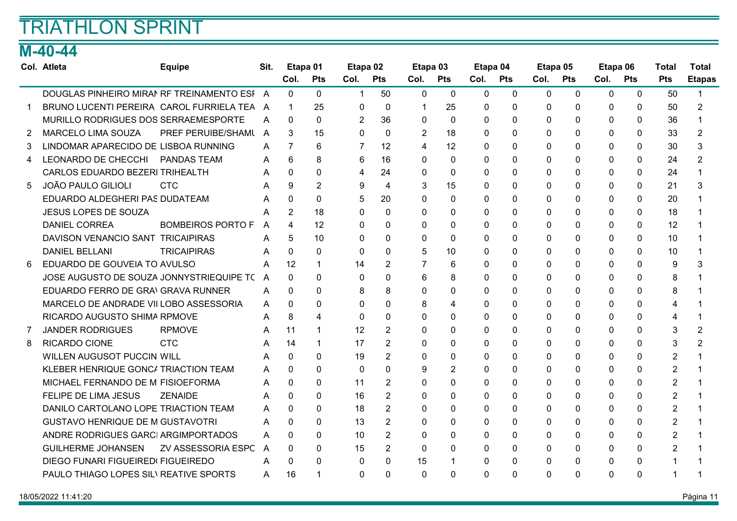# TRIATHLON SPRINT

## M-40-44

| Col. | Atleta | Equipe | Sit. | Etapa 01 | | Etapa 02 | | Etapa 03 | | Etapa 04 | | Etapa 05 | | Etapa 06 | | Total | Total |
|---|---|---|---|---|---|---|---|---|---|---|---|---|---|---|---|---|---|
| | | | | Col. | Pts | Col. | Pts | Col. | Pts | Col. | Pts | Col. | Pts | Col. | Pts | Pts | Etapas |
| | DOUGLAS PINHEIRO MIRAN | RF TREINAMENTO ESI | A | 0 | 0 | 1 | 50 | 0 | 0 | 0 | 0 | 0 | 0 | 0 | 0 | 50 | 1 |
| 1 | BRUNO LUCENTI PEREIRA | CAROL FURRIELA TEA | A | 1 | 25 | 0 | 0 | 1 | 25 | 0 | 0 | 0 | 0 | 0 | 0 | 50 | 2 |
| | MURILLO RODRIGUES DOS | SERRAEMESPORTE | A | 0 | 0 | 2 | 36 | 0 | 0 | 0 | 0 | 0 | 0 | 0 | 0 | 36 | 1 |
| 2 | MARCELO LIMA SOUZA | PREF PERUIBE/SHAMU | A | 3 | 15 | 0 | 0 | 2 | 18 | 0 | 0 | 0 | 0 | 0 | 0 | 33 | 2 |
| 3 | LINDOMAR APARECIDO DE | LISBOA RUNNING | A | 7 | 6 | 7 | 12 | 4 | 12 | 0 | 0 | 0 | 0 | 0 | 0 | 30 | 3 |
| 4 | LEONARDO DE CHECCHI | PANDAS TEAM | A | 6 | 8 | 6 | 16 | 0 | 0 | 0 | 0 | 0 | 0 | 0 | 0 | 24 | 2 |
| | CARLOS EDUARDO BEZERI | TRIHEALTH | A | 0 | 0 | 4 | 24 | 0 | 0 | 0 | 0 | 0 | 0 | 0 | 0 | 24 | 1 |
| 5 | JOÃO PAULO GILIOLI | CTC | A | 9 | 2 | 9 | 4 | 3 | 15 | 0 | 0 | 0 | 0 | 0 | 0 | 21 | 3 |
| | EDUARDO ALDEGHERI PAS | DUDATEAM | A | 0 | 0 | 5 | 20 | 0 | 0 | 0 | 0 | 0 | 0 | 0 | 0 | 20 | 1 |
| | JESUS LOPES DE SOUZA | | A | 2 | 18 | 0 | 0 | 0 | 0 | 0 | 0 | 0 | 0 | 0 | 0 | 18 | 1 |
| | DANIEL CORREA | BOMBEIROS PORTO F | A | 4 | 12 | 0 | 0 | 0 | 0 | 0 | 0 | 0 | 0 | 0 | 0 | 12 | 1 |
| | DAVISON VENANCIO SANT | TRICAIPIRAS | A | 5 | 10 | 0 | 0 | 0 | 0 | 0 | 0 | 0 | 0 | 0 | 0 | 10 | 1 |
| | DANIEL BELLANI | TRICAIPIRAS | A | 0 | 0 | 0 | 0 | 5 | 10 | 0 | 0 | 0 | 0 | 0 | 0 | 10 | 1 |
| 6 | EDUARDO DE GOUVEIA TO | AVULSO | A | 12 | 1 | 14 | 2 | 7 | 6 | 0 | 0 | 0 | 0 | 0 | 0 | 9 | 3 |
| | JOSE AUGUSTO DE SOUZA | JONNYSTRIEQUIPE TC | A | 0 | 0 | 0 | 0 | 6 | 8 | 0 | 0 | 0 | 0 | 0 | 0 | 8 | 1 |
| | EDUARDO FERRO DE GRAV | GRAVA RUNNER | A | 0 | 0 | 8 | 8 | 0 | 0 | 0 | 0 | 0 | 0 | 0 | 0 | 8 | 1 |
| | MARCELO DE ANDRADE VII | LOBO ASSESSORIA | A | 0 | 0 | 0 | 0 | 8 | 4 | 0 | 0 | 0 | 0 | 0 | 0 | 4 | 1 |
| | RICARDO AUGUSTO SHIMA | RPMOVE | A | 8 | 4 | 0 | 0 | 0 | 0 | 0 | 0 | 0 | 0 | 0 | 0 | 4 | 1 |
| 7 | JANDER RODRIGUES | RPMOVE | A | 11 | 1 | 12 | 2 | 0 | 0 | 0 | 0 | 0 | 0 | 0 | 0 | 3 | 2 |
| 8 | RICARDO CIONE | CTC | A | 14 | 1 | 17 | 2 | 0 | 0 | 0 | 0 | 0 | 0 | 0 | 0 | 3 | 2 |
| | WILLEN AUGUSOT PUCCIN | WILL | A | 0 | 0 | 19 | 2 | 0 | 0 | 0 | 0 | 0 | 0 | 0 | 0 | 2 | 1 |
| | KLEBER HENRIQUE GONCA | TRIACTION TEAM | A | 0 | 0 | 0 | 0 | 9 | 2 | 0 | 0 | 0 | 0 | 0 | 0 | 2 | 1 |
| | MICHAEL FERNANDO DE M | FISIOEFORMA | A | 0 | 0 | 11 | 2 | 0 | 0 | 0 | 0 | 0 | 0 | 0 | 0 | 2 | 1 |
| | FELIPE DE LIMA JESUS | ZENAIDE | A | 0 | 0 | 16 | 2 | 0 | 0 | 0 | 0 | 0 | 0 | 0 | 0 | 2 | 1 |
| | DANILO CARTOLANO LOPE | TRIACTION TEAM | A | 0 | 0 | 18 | 2 | 0 | 0 | 0 | 0 | 0 | 0 | 0 | 0 | 2 | 1 |
| | GUSTAVO HENRIQUE DE M | GUSTAVOTRI | A | 0 | 0 | 13 | 2 | 0 | 0 | 0 | 0 | 0 | 0 | 0 | 0 | 2 | 1 |
| | ANDRE RODRIGUES GARCI | ARGIMPORTADOS | A | 0 | 0 | 10 | 2 | 0 | 0 | 0 | 0 | 0 | 0 | 0 | 0 | 2 | 1 |
| | GUILHERME JOHANSEN | ZV ASSESSORIA ESPC | A | 0 | 0 | 15 | 2 | 0 | 0 | 0 | 0 | 0 | 0 | 0 | 0 | 2 | 1 |
| | DIEGO FUNARI FIGUEIRED | FIGUEIREDO | A | 0 | 0 | 0 | 0 | 15 | 1 | 0 | 0 | 0 | 0 | 0 | 0 | 1 | 1 |
| | PAULO THIAGO LOPES SIL | REATIVE SPORTS | A | 16 | 1 | 0 | 0 | 0 | 0 | 0 | 0 | 0 | 0 | 0 | 0 | 1 | 1 |

18/05/2022 11:41:20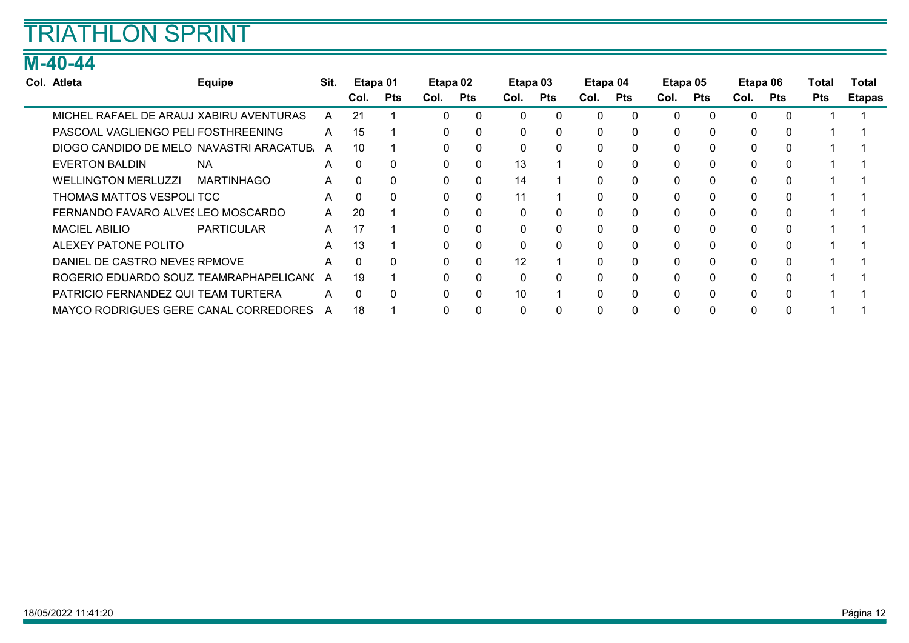# TRIATHLON SPRINT

## M-40-44

| Col. | Atleta | Equipe | Sit. | Etapa 01 | | Etapa 02 | | Etapa 03 | | Etapa 04 | | Etapa 05 | | Etapa 06 | | Total | Total |
|---|---|---|---|---|---|---|---|---|---|---|---|---|---|---|---|---|---|
| | | | | Col. | Pts | Col. | Pts | Col. | Pts | Col. | Pts | Col. | Pts | Col. | Pts | Pts | Etapas |
| | MICHEL RAFAEL DE ARAUJ | XABIRU AVENTURAS | A | 21 | 1 | 0 | 0 | 0 | 0 | 0 | 0 | 0 | 0 | 0 | 0 | 1 | 1 |
| | PASCOAL VAGLIENGO PELI | FOSTHREENING | A | 15 | 1 | 0 | 0 | 0 | 0 | 0 | 0 | 0 | 0 | 0 | 0 | 1 | 1 |
| | DIOGO CANDIDO DE MELO | NAVASTRI ARACATUB. | A | 10 | 1 | 0 | 0 | 0 | 0 | 0 | 0 | 0 | 0 | 0 | 0 | 1 | 1 |
| | EVERTON BALDIN | NA | A | 0 | 0 | 0 | 0 | 13 | 1 | 0 | 0 | 0 | 0 | 0 | 0 | 1 | 1 |
| | WELLINGTON MERLUZZI | MARTINHAGO | A | 0 | 0 | 0 | 0 | 14 | 1 | 0 | 0 | 0 | 0 | 0 | 0 | 1 | 1 |
| | THOMAS MATTOS VESPOLI | TCC | A | 0 | 0 | 0 | 0 | 11 | 1 | 0 | 0 | 0 | 0 | 0 | 0 | 1 | 1 |
| | FERNANDO FAVARO ALVES | LEO MOSCARDO | A | 20 | 1 | 0 | 0 | 0 | 0 | 0 | 0 | 0 | 0 | 0 | 0 | 1 | 1 |
| | MACIEL ABILIO | PARTICULAR | A | 17 | 1 | 0 | 0 | 0 | 0 | 0 | 0 | 0 | 0 | 0 | 0 | 1 | 1 |
| | ALEXEY PATONE POLITO | | A | 13 | 1 | 0 | 0 | 0 | 0 | 0 | 0 | 0 | 0 | 0 | 0 | 1 | 1 |
| | DANIEL DE CASTRO NEVES | RPMOVE | A | 0 | 0 | 0 | 0 | 12 | 1 | 0 | 0 | 0 | 0 | 0 | 0 | 1 | 1 |
| | ROGERIO EDUARDO SOUZ | TEAMRAPHAPELICAN( | A | 19 | 1 | 0 | 0 | 0 | 0 | 0 | 0 | 0 | 0 | 0 | 0 | 1 | 1 |
| | PATRICIO FERNANDEZ QUI | TEAM TURTERA | A | 0 | 0 | 0 | 0 | 10 | 1 | 0 | 0 | 0 | 0 | 0 | 0 | 1 | 1 |
| | MAYCO RODRIGUES GERE | CANAL CORREDORES | A | 18 | 1 | 0 | 0 | 0 | 0 | 0 | 0 | 0 | 0 | 0 | 0 | 1 | 1 |

18/05/2022 11:41:20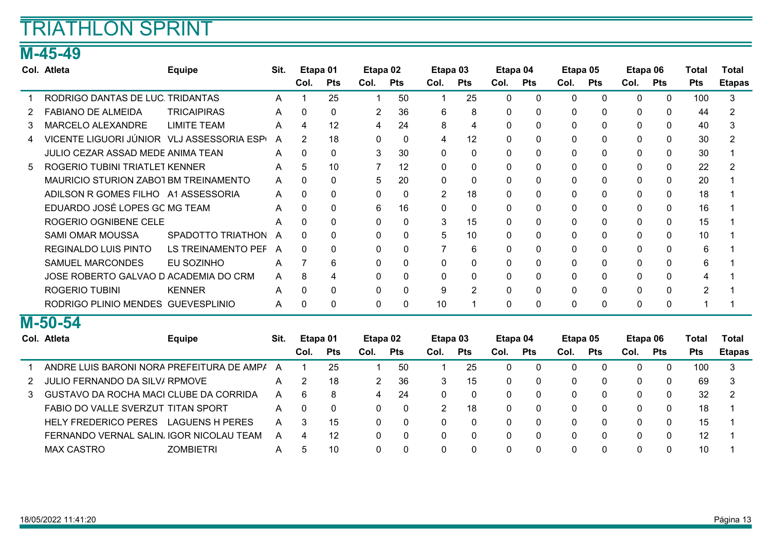# TRIATHLON SPRINT

## M-45-49

| Col. | Atleta | Equipe | Sit. | Etapa 01 | | Etapa 02 | | Etapa 03 | | Etapa 04 | | Etapa 05 | | Etapa 06 | | Total | Total |
|---|---|---|---|---|---|---|---|---|---|---|---|---|---|---|---|---|---|
| | | | | Col. | Pts | Col. | Pts | Col. | Pts | Col. | Pts | Col. | Pts | Col. | Pts | Pts | Etapas |
| 1 | RODRIGO DANTAS DE LUC. | TRIDANTAS | A | 1 | 25 | 1 | 50 | 1 | 25 | 0 | 0 | 0 | 0 | 0 | 0 | 100 | 3 |
| 2 | FABIANO DE ALMEIDA | TRICAIPIRAS | A | 0 | 0 | 2 | 36 | 6 | 8 | 0 | 0 | 0 | 0 | 0 | 0 | 44 | 2 |
| 3 | MARCELO ALEXANDRE | LIMITE TEAM | A | 4 | 12 | 4 | 24 | 8 | 4 | 0 | 0 | 0 | 0 | 0 | 0 | 40 | 3 |
| 4 | VICENTE LIGUORI JÚNIOR | VLJ ASSESSORIA ESP( | A | 2 | 18 | 0 | 0 | 4 | 12 | 0 | 0 | 0 | 0 | 0 | 0 | 30 | 2 |
| | JULIO CEZAR ASSAD MEDE | ANIMA TEAN | A | 0 | 0 | 3 | 30 | 0 | 0 | 0 | 0 | 0 | 0 | 0 | 0 | 30 | 1 |
| 5 | ROGERIO TUBINI TRIATLET | KENNER | A | 5 | 10 | 7 | 12 | 0 | 0 | 0 | 0 | 0 | 0 | 0 | 0 | 22 | 2 |
| | MAURICIO STURION ZABOT | BM TREINAMENTO | A | 0 | 0 | 5 | 20 | 0 | 0 | 0 | 0 | 0 | 0 | 0 | 0 | 20 | 1 |
| | ADILSON R GOMES FILHO | A1 ASSESSORIA | A | 0 | 0 | 0 | 0 | 2 | 18 | 0 | 0 | 0 | 0 | 0 | 0 | 18 | 1 |
| | EDUARDO JOSÉ LOPES GC | MG TEAM | A | 0 | 0 | 6 | 16 | 0 | 0 | 0 | 0 | 0 | 0 | 0 | 0 | 16 | 1 |
| | ROGERIO OGNIBENE CELE | | A | 0 | 0 | 0 | 0 | 3 | 15 | 0 | 0 | 0 | 0 | 0 | 0 | 15 | 1 |
| | SAMI OMAR MOUSSA | SPADOTTO TRIATHON | A | 0 | 0 | 0 | 0 | 5 | 10 | 0 | 0 | 0 | 0 | 0 | 0 | 10 | 1 |
| | REGINALDO LUIS PINTO | LS TREINAMENTO PEF | A | 0 | 0 | 0 | 0 | 7 | 6 | 0 | 0 | 0 | 0 | 0 | 0 | 6 | 1 |
| | SAMUEL MARCONDES | EU SOZINHO | A | 7 | 6 | 0 | 0 | 0 | 0 | 0 | 0 | 0 | 0 | 0 | 0 | 6 | 1 |
| | JOSE ROBERTO GALVAO D | ACADEMIA DO CRM | A | 8 | 4 | 0 | 0 | 0 | 0 | 0 | 0 | 0 | 0 | 0 | 0 | 4 | 1 |
| | ROGERIO TUBINI | KENNER | A | 0 | 0 | 0 | 0 | 9 | 2 | 0 | 0 | 0 | 0 | 0 | 0 | 2 | 1 |
| | RODRIGO PLINIO MENDES | GUEVESPLINIO | A | 0 | 0 | 0 | 0 | 10 | 1 | 0 | 0 | 0 | 0 | 0 | 0 | 1 | 1 |

## M-50-54

| Col. | Atleta | Equipe | Sit. | Etapa 01 | | Etapa 02 | | Etapa 03 | | Etapa 04 | | Etapa 05 | | Etapa 06 | | Total | Total |
|---|---|---|---|---|---|---|---|---|---|---|---|---|---|---|---|---|---|
| | | | | Col. | Pts | Col. | Pts | Col. | Pts | Col. | Pts | Col. | Pts | Col. | Pts | Pts | Etapas |
| 1 | ANDRE LUIS BARONI NORA | PREFEITURA DE AMPA | A | 1 | 25 | 1 | 50 | 1 | 25 | 0 | 0 | 0 | 0 | 0 | 0 | 100 | 3 |
| 2 | JULIO FERNANDO DA SILVA | RPMOVE | A | 2 | 18 | 2 | 36 | 3 | 15 | 0 | 0 | 0 | 0 | 0 | 0 | 69 | 3 |
| 3 | GUSTAVO DA ROCHA MACI | CLUBE DA CORRIDA | A | 6 | 8 | 4 | 24 | 0 | 0 | 0 | 0 | 0 | 0 | 0 | 0 | 32 | 2 |
| | FABIO DO VALLE SVERZUT | TITAN SPORT | A | 0 | 0 | 0 | 0 | 2 | 18 | 0 | 0 | 0 | 0 | 0 | 0 | 18 | 1 |
| | HELY FREDERICO PERES | LAGUENS H PERES | A | 3 | 15 | 0 | 0 | 0 | 0 | 0 | 0 | 0 | 0 | 0 | 0 | 15 | 1 |
| | FERNANDO VERNAL SALIN. | IGOR NICOLAU TEAM | A | 4 | 12 | 0 | 0 | 0 | 0 | 0 | 0 | 0 | 0 | 0 | 0 | 12 | 1 |
| | MAX CASTRO | ZOMBIETRI | A | 5 | 10 | 0 | 0 | 0 | 0 | 0 | 0 | 0 | 0 | 0 | 0 | 10 | 1 |

18/05/2022 11:41:20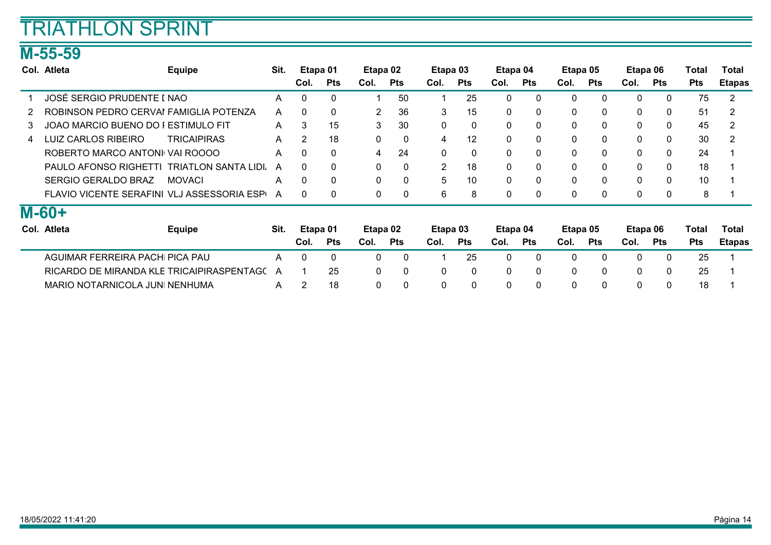# TRIATHLON SPRINT

## M-55-59

| Col. | Atleta | Equipe | Sit. | Etapa 01 | | Etapa 02 | | Etapa 03 | | Etapa 04 | | Etapa 05 | | Etapa 06 | | Total | Total |
|---|---|---|---|---|---|---|---|---|---|---|---|---|---|---|---|---|---|
| | | | | Col. | Pts | Col. | Pts | Col. | Pts | Col. | Pts | Col. | Pts | Col. | Pts | Pts | Etapas |
| 1 | JOSÉ SERGIO PRUDENTE I | NAO | A | 0 | 0 | 1 | 50 | 1 | 25 | 0 | 0 | 0 | 0 | 0 | 0 | 75 | 2 |
| 2 | ROBINSON PEDRO CERVAI | FAMIGLIA POTENZA | A | 0 | 0 | 2 | 36 | 3 | 15 | 0 | 0 | 0 | 0 | 0 | 0 | 51 | 2 |
| 3 | JOAO MARCIO BUENO DO I | ESTIMULO FIT | A | 3 | 15 | 3 | 30 | 0 | 0 | 0 | 0 | 0 | 0 | 0 | 0 | 45 | 2 |
| 4 | LUIZ CARLOS RIBEIRO | TRICAIPIRAS | A | 2 | 18 | 0 | 0 | 4 | 12 | 0 | 0 | 0 | 0 | 0 | 0 | 30 | 2 |
| | ROBERTO MARCO ANTONI | VAI ROOOO | A | 0 | 0 | 4 | 24 | 0 | 0 | 0 | 0 | 0 | 0 | 0 | 0 | 24 | 1 |
| | PAULO AFONSO RIGHETTI | TRIATLON SANTA LIDI | A | 0 | 0 | 0 | 0 | 2 | 18 | 0 | 0 | 0 | 0 | 0 | 0 | 18 | 1 |
| | SERGIO GERALDO BRAZ | MOVACI | A | 0 | 0 | 0 | 0 | 5 | 10 | 0 | 0 | 0 | 0 | 0 | 0 | 10 | 1 |
| | FLAVIO VICENTE SERAFINI | VLJ ASSESSORIA ESP | A | 0 | 0 | 0 | 0 | 6 | 8 | 0 | 0 | 0 | 0 | 0 | 0 | 8 | 1 |

## M-60+

| Col. | Atleta | Equipe | Sit. | Etapa 01 | | Etapa 02 | | Etapa 03 | | Etapa 04 | | Etapa 05 | | Etapa 06 | | Total | Total |
|---|---|---|---|---|---|---|---|---|---|---|---|---|---|---|---|---|---|
| | | | | Col. | Pts | Col. | Pts | Col. | Pts | Col. | Pts | Col. | Pts | Col. | Pts | Pts | Etapas |
| | AGUIMAR FERREIRA PACHI | PICA PAU | A | 0 | 0 | 0 | 0 | 1 | 25 | 0 | 0 | 0 | 0 | 0 | 0 | 25 | 1 |
| | RICARDO DE MIRANDA KLE | TRICAIPIRASPENTAGO | A | 1 | 25 | 0 | 0 | 0 | 0 | 0 | 0 | 0 | 0 | 0 | 0 | 25 | 1 |
| | MARIO NOTARNICOLA JUNI | NENHUMA | A | 2 | 18 | 0 | 0 | 0 | 0 | 0 | 0 | 0 | 0 | 0 | 0 | 18 | 1 |

18/05/2022 11:41:20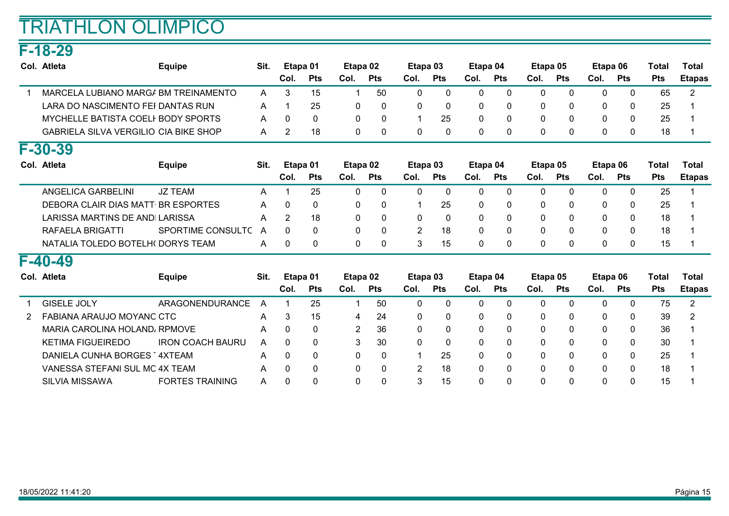# TRIATHLON OLIMPICO

## F-18-29

| Col. | Atleta | Equipe | Sit. | Etapa 01 | | Etapa 02 | | Etapa 03 | | Etapa 04 | | Etapa 05 | | Etapa 06 | | Total | Total |
|---|---|---|---|---|---|---|---|---|---|---|---|---|---|---|---|---|---|
| | | | | Col. | Pts | Col. | Pts | Col. | Pts | Col. | Pts | Col. | Pts | Col. | Pts | Pts | Etapas |
| 1 | MARCELA LUBIANO MARGA | BM TREINAMENTO | A | 3 | 15 | 1 | 50 | 0 | 0 | 0 | 0 | 0 | 0 | 0 | 0 | 65 | 2 |
| | LARA DO NASCIMENTO FEI | DANTAS RUN | A | 1 | 25 | 0 | 0 | 0 | 0 | 0 | 0 | 0 | 0 | 0 | 0 | 25 | 1 |
| | MYCHELLE BATISTA COELH | BODY SPORTS | A | 0 | 0 | 0 | 0 | 1 | 25 | 0 | 0 | 0 | 0 | 0 | 0 | 25 | 1 |
| | GABRIELA SILVA VERGILIO | CIA BIKE SHOP | A | 2 | 18 | 0 | 0 | 0 | 0 | 0 | 0 | 0 | 0 | 0 | 0 | 18 | 1 |

## F-30-39

| Col. | Atleta | Equipe | Sit. | Etapa 01 | | Etapa 02 | | Etapa 03 | | Etapa 04 | | Etapa 05 | | Etapa 06 | | Total | Total |
|---|---|---|---|---|---|---|---|---|---|---|---|---|---|---|---|---|---|
| | | | | Col. | Pts | Col. | Pts | Col. | Pts | Col. | Pts | Col. | Pts | Col. | Pts | Pts | Etapas |
| | ANGELICA GARBELINI | JZ TEAM | A | 1 | 25 | 0 | 0 | 0 | 0 | 0 | 0 | 0 | 0 | 0 | 0 | 25 | 1 |
| | DEBORA CLAIR DIAS MATT | BR ESPORTES | A | 0 | 0 | 0 | 0 | 1 | 25 | 0 | 0 | 0 | 0 | 0 | 0 | 25 | 1 |
| | LARISSA MARTINS DE AND | LARISSA | A | 2 | 18 | 0 | 0 | 0 | 0 | 0 | 0 | 0 | 0 | 0 | 0 | 18 | 1 |
| | RAFAELA BRIGATTI | SPORTIME CONSULTC | A | 0 | 0 | 0 | 0 | 2 | 18 | 0 | 0 | 0 | 0 | 0 | 0 | 18 | 1 |
| | NATALIA TOLEDO BOTELH( | DORYS TEAM | A | 0 | 0 | 0 | 0 | 3 | 15 | 0 | 0 | 0 | 0 | 0 | 0 | 15 | 1 |

## F-40-49

| Col. | Atleta | Equipe | Sit. | Etapa 01 | | Etapa 02 | | Etapa 03 | | Etapa 04 | | Etapa 05 | | Etapa 06 | | Total | Total |
|---|---|---|---|---|---|---|---|---|---|---|---|---|---|---|---|---|---|
| | | | | Col. | Pts | Col. | Pts | Col. | Pts | Col. | Pts | Col. | Pts | Col. | Pts | Pts | Etapas |
| 1 | GISELE JOLY | ARAGONENDURANCE | A | 1 | 25 | 1 | 50 | 0 | 0 | 0 | 0 | 0 | 0 | 0 | 0 | 75 | 2 |
| 2 | FABIANA ARAUJO MOYANC | CTC | A | 3 | 15 | 4 | 24 | 0 | 0 | 0 | 0 | 0 | 0 | 0 | 0 | 39 | 2 |
| | MARIA CAROLINA HOLAND | RPMOVE | A | 0 | 0 | 2 | 36 | 0 | 0 | 0 | 0 | 0 | 0 | 0 | 0 | 36 | 1 |
| | KETIMA FIGUEIREDO | IRON COACH BAURU | A | 0 | 0 | 3 | 30 | 0 | 0 | 0 | 0 | 0 | 0 | 0 | 0 | 30 | 1 |
| | DANIELA CUNHA BORGES | 4XTEAM | A | 0 | 0 | 0 | 0 | 1 | 25 | 0 | 0 | 0 | 0 | 0 | 0 | 25 | 1 |
| | VANESSA STEFANI SUL MC | 4X TEAM | A | 0 | 0 | 0 | 0 | 2 | 18 | 0 | 0 | 0 | 0 | 0 | 0 | 18 | 1 |
| | SILVIA MISSAWA | FORTES TRAINING | A | 0 | 0 | 0 | 0 | 3 | 15 | 0 | 0 | 0 | 0 | 0 | 0 | 15 | 1 |

18/05/2022 11:41:20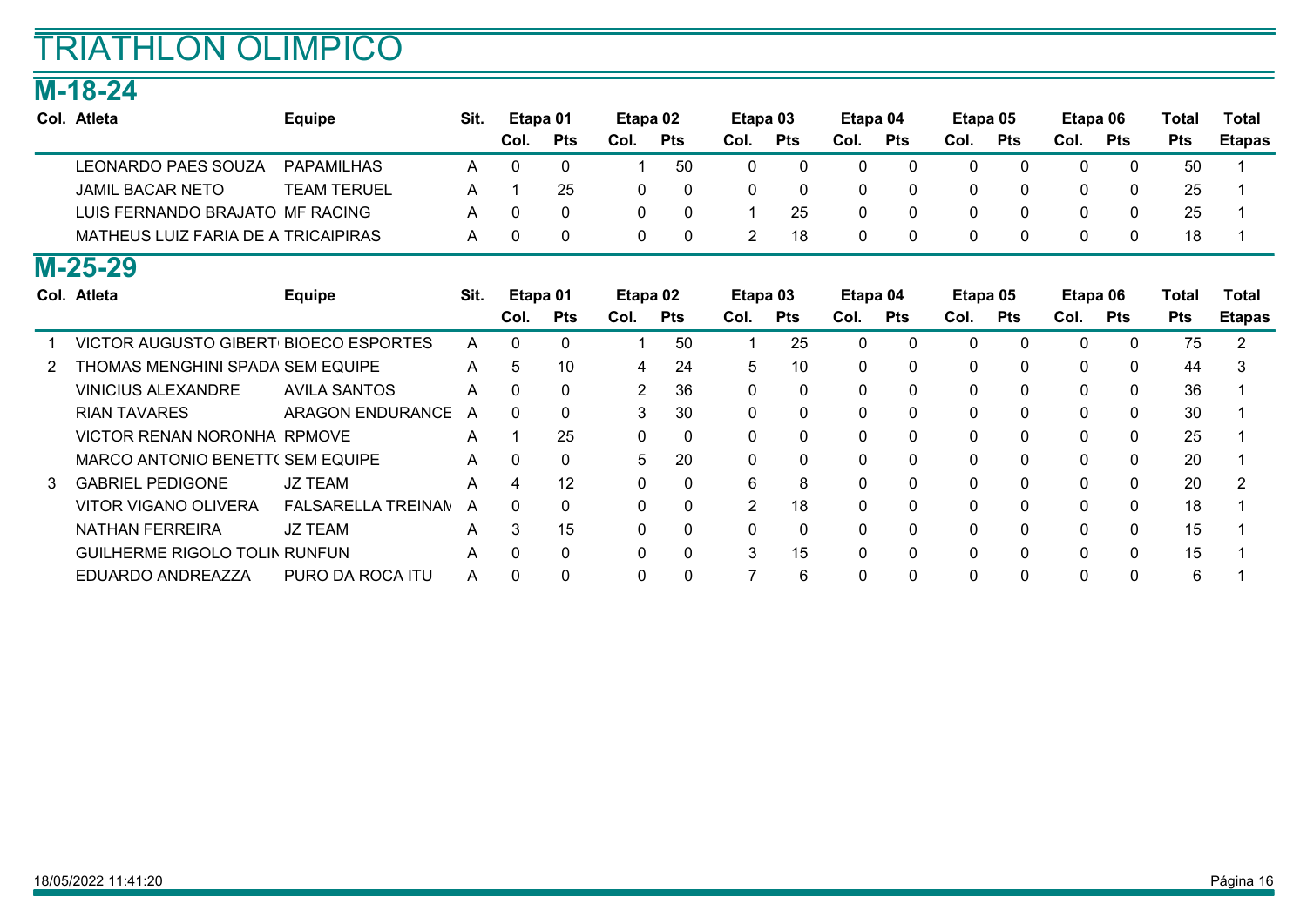# TRIATHLON OLIMPICO

## M-18-24

| Col. | Atleta | Equipe | Sit. | Etapa 01 | | Etapa 02 | | Etapa 03 | | Etapa 04 | | Etapa 05 | | Etapa 06 | | Total | Total |
|---|---|---|---|---|---|---|---|---|---|---|---|---|---|---|---|---|---|
| | | | | Col. | Pts | Col. | Pts | Col. | Pts | Col. | Pts | Col. | Pts | Col. | Pts | Pts | Etapas |
| | LEONARDO PAES SOUZA | PAPAMILHAS | A | 0 | 0 | 1 | 50 | 0 | 0 | 0 | 0 | 0 | 0 | 0 | 0 | 50 | 1 |
| | JAMIL BACAR NETO | TEAM TERUEL | A | 1 | 25 | 0 | 0 | 0 | 0 | 0 | 0 | 0 | 0 | 0 | 0 | 25 | 1 |
| | LUIS FERNANDO BRAJATO | MF RACING | A | 0 | 0 | 0 | 0 | 1 | 25 | 0 | 0 | 0 | 0 | 0 | 0 | 25 | 1 |
| | MATHEUS LUIZ FARIA DE A | TRICAIPIRAS | A | 0 | 0 | 0 | 0 | 2 | 18 | 0 | 0 | 0 | 0 | 0 | 0 | 18 | 1 |

## M-25-29

| Col. | Atleta | Equipe | Sit. | Etapa 01 | | Etapa 02 | | Etapa 03 | | Etapa 04 | | Etapa 05 | | Etapa 06 | | Total | Total |
|---|---|---|---|---|---|---|---|---|---|---|---|---|---|---|---|---|---|
| | | | | Col. | Pts | Col. | Pts | Col. | Pts | Col. | Pts | Col. | Pts | Col. | Pts | Pts | Etapas |
| 1 | VICTOR AUGUSTO GIBERT | BIOECO ESPORTES | A | 0 | 0 | 1 | 50 | 1 | 25 | 0 | 0 | 0 | 0 | 0 | 0 | 75 | 2 |
| 2 | THOMAS MENGHINI SPADA | SEM EQUIPE | A | 5 | 10 | 4 | 24 | 5 | 10 | 0 | 0 | 0 | 0 | 0 | 0 | 44 | 3 |
| | VINICIUS ALEXANDRE | AVILA SANTOS | A | 0 | 0 | 2 | 36 | 0 | 0 | 0 | 0 | 0 | 0 | 0 | 0 | 36 | 1 |
| | RIAN TAVARES | ARAGON ENDURANCE | A | 0 | 0 | 3 | 30 | 0 | 0 | 0 | 0 | 0 | 0 | 0 | 0 | 30 | 1 |
| | VICTOR RENAN NORONHA | RPMOVE | A | 1 | 25 | 0 | 0 | 0 | 0 | 0 | 0 | 0 | 0 | 0 | 0 | 25 | 1 |
| | MARCO ANTONIO BENETT( | SEM EQUIPE | A | 0 | 0 | 5 | 20 | 0 | 0 | 0 | 0 | 0 | 0 | 0 | 0 | 20 | 1 |
| 3 | GABRIEL PEDIGONE | JZ TEAM | A | 4 | 12 | 0 | 0 | 6 | 8 | 0 | 0 | 0 | 0 | 0 | 0 | 20 | 2 |
| | VITOR VIGANO OLIVERA | FALSARELLA TREINAM | A | 0 | 0 | 0 | 0 | 2 | 18 | 0 | 0 | 0 | 0 | 0 | 0 | 18 | 1 |
| | NATHAN FERREIRA | JZ TEAM | A | 3 | 15 | 0 | 0 | 0 | 0 | 0 | 0 | 0 | 0 | 0 | 0 | 15 | 1 |
| | GUILHERME RIGOLO TOLIN | RUNFUN | A | 0 | 0 | 0 | 0 | 3 | 15 | 0 | 0 | 0 | 0 | 0 | 0 | 15 | 1 |
| | EDUARDO ANDREAZZA | PURO DA ROCA ITU | A | 0 | 0 | 0 | 0 | 7 | 6 | 0 | 0 | 0 | 0 | 0 | 0 | 6 | 1 |

18/05/2022 11:41:20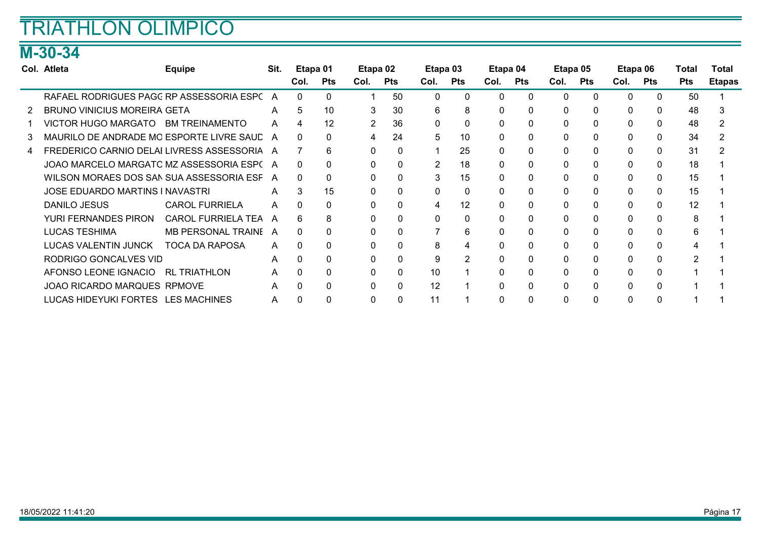# TRIATHLON OLIMPICO

## M-30-34

| Col. | Atleta | Equipe | Sit. | Etapa 01 | | Etapa 02 | | Etapa 03 | | Etapa 04 | | Etapa 05 | | Etapa 06 | | Total | Total |
|---|---|---|---|---|---|---|---|---|---|---|---|---|---|---|---|---|---|
| | | | | Col. | Pts | Col. | Pts | Col. | Pts | Col. | Pts | Col. | Pts | Col. | Pts | Pts | Etapas |
| | RAFAEL RODRIGUES PAGG | RP ASSESSORIA ESPC | A | 0 | 0 | 1 | 50 | 0 | 0 | 0 | 0 | 0 | 0 | 0 | 0 | 50 | 1 |
| 2 | BRUNO VINICIUS MOREIRA | GETA | A | 5 | 10 | 3 | 30 | 6 | 8 | 0 | 0 | 0 | 0 | 0 | 0 | 48 | 3 |
| 1 | VICTOR HUGO MARGATO | BM TREINAMENTO | A | 4 | 12 | 2 | 36 | 0 | 0 | 0 | 0 | 0 | 0 | 0 | 0 | 48 | 2 |
| 3 | MAURILO DE ANDRADE MC | ESPORTE LIVRE SAUD | A | 0 | 0 | 4 | 24 | 5 | 10 | 0 | 0 | 0 | 0 | 0 | 0 | 34 | 2 |
| 4 | FREDERICO CARNIO DELAI | LIVRESS ASSESSORIA | A | 7 | 6 | 0 | 0 | 1 | 25 | 0 | 0 | 0 | 0 | 0 | 0 | 31 | 2 |
| | JOAO MARCELO MARGATC | MZ ASSESSORIA ESPC | A | 0 | 0 | 0 | 0 | 2 | 18 | 0 | 0 | 0 | 0 | 0 | 0 | 18 | 1 |
| | WILSON MORAES DOS SAN | SUA ASSESSORIA ESF | A | 0 | 0 | 0 | 0 | 3 | 15 | 0 | 0 | 0 | 0 | 0 | 0 | 15 | 1 |
| | JOSE EDUARDO MARTINS I | NAVASTRI | A | 3 | 15 | 0 | 0 | 0 | 0 | 0 | 0 | 0 | 0 | 0 | 0 | 15 | 1 |
| | DANILO JESUS | CAROL FURRIELA | A | 0 | 0 | 0 | 0 | 4 | 12 | 0 | 0 | 0 | 0 | 0 | 0 | 12 | 1 |
| | YURI FERNANDES PIRON | CAROL FURRIELA TEA | A | 6 | 8 | 0 | 0 | 0 | 0 | 0 | 0 | 0 | 0 | 0 | 0 | 8 | 1 |
| | LUCAS TESHIMA | MB PERSONAL TRAINE | A | 0 | 0 | 0 | 0 | 7 | 6 | 0 | 0 | 0 | 0 | 0 | 0 | 6 | 1 |
| | LUCAS VALENTIN JUNCK | TOCA DA RAPOSA | A | 0 | 0 | 0 | 0 | 8 | 4 | 0 | 0 | 0 | 0 | 0 | 0 | 4 | 1 |
| | RODRIGO GONCALVES VID | | A | 0 | 0 | 0 | 0 | 9 | 2 | 0 | 0 | 0 | 0 | 0 | 0 | 2 | 1 |
| | AFONSO LEONE IGNACIO | RL TRIATHLON | A | 0 | 0 | 0 | 0 | 10 | 1 | 0 | 0 | 0 | 0 | 0 | 0 | 1 | 1 |
| | JOAO RICARDO MARQUES | RPMOVE | A | 0 | 0 | 0 | 0 | 12 | 1 | 0 | 0 | 0 | 0 | 0 | 0 | 1 | 1 |
| | LUCAS HIDEYUKI FORTES | LES MACHINES | A | 0 | 0 | 0 | 0 | 11 | 1 | 0 | 0 | 0 | 0 | 0 | 0 | 1 | 1 |

18/05/2022 11:41:20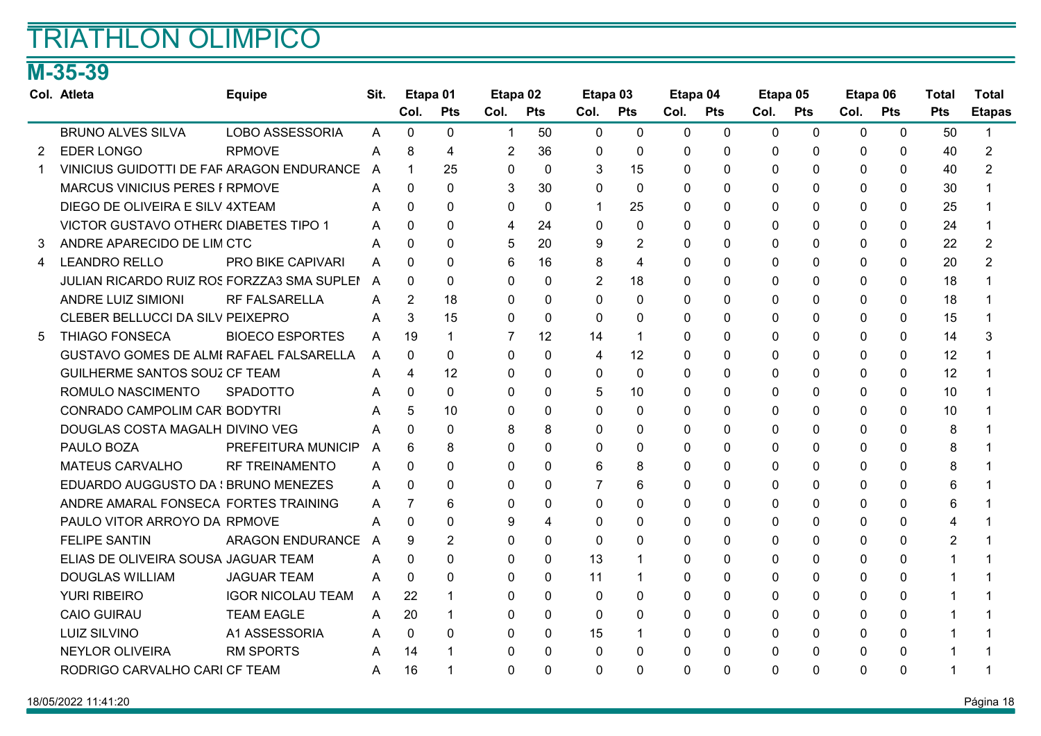# TRIATHLON OLIMPICO

## M-35-39

| Col. | Atleta | Equipe | Sit. | Etapa 01 | | Etapa 02 | | Etapa 03 | | Etapa 04 | | Etapa 05 | | Etapa 06 | | Total | Total |
|---|---|---|---|---|---|---|---|---|---|---|---|---|---|---|---|---|---|
| | | | | Col. | Pts | Col. | Pts | Col. | Pts | Col. | Pts | Col. | Pts | Col. | Pts | Pts | Etapas |
| | BRUNO ALVES SILVA | LOBO ASSESSORIA | A | 0 | 0 | 1 | 50 | 0 | 0 | 0 | 0 | 0 | 0 | 0 | 0 | 50 | 1 |
| 2 | EDER LONGO | RPMOVE | A | 8 | 4 | 2 | 36 | 0 | 0 | 0 | 0 | 0 | 0 | 0 | 0 | 40 | 2 |
| 1 | VINICIUS GUIDOTTI DE FAF | ARAGON ENDURANCE | A | 1 | 25 | 0 | 0 | 3 | 15 | 0 | 0 | 0 | 0 | 0 | 0 | 40 | 2 |
| | MARCUS VINICIUS PERES F | RPMOVE | A | 0 | 0 | 3 | 30 | 0 | 0 | 0 | 0 | 0 | 0 | 0 | 0 | 30 | 1 |
| | DIEGO DE OLIVEIRA E SILV | 4XTEAM | A | 0 | 0 | 0 | 0 | 1 | 25 | 0 | 0 | 0 | 0 | 0 | 0 | 25 | 1 |
| | VICTOR GUSTAVO OTHER( | DIABETES TIPO 1 | A | 0 | 0 | 4 | 24 | 0 | 0 | 0 | 0 | 0 | 0 | 0 | 0 | 24 | 1 |
| 3 | ANDRE APARECIDO DE LIM | CTC | A | 0 | 0 | 5 | 20 | 9 | 2 | 0 | 0 | 0 | 0 | 0 | 0 | 22 | 2 |
| 4 | LEANDRO RELLO | PRO BIKE CAPIVARI | A | 0 | 0 | 6 | 16 | 8 | 4 | 0 | 0 | 0 | 0 | 0 | 0 | 20 | 2 |
| | JULIAN RICARDO RUIZ ROS | FORZZA3 SMA SUPLEI | A | 0 | 0 | 0 | 0 | 2 | 18 | 0 | 0 | 0 | 0 | 0 | 0 | 18 | 1 |
| | ANDRE LUIZ SIMIONI | RF FALSARELLA | A | 2 | 18 | 0 | 0 | 0 | 0 | 0 | 0 | 0 | 0 | 0 | 0 | 18 | 1 |
| | CLEBER BELLUCCI DA SILV | PEIXEPRO | A | 3 | 15 | 0 | 0 | 0 | 0 | 0 | 0 | 0 | 0 | 0 | 0 | 15 | 1 |
| 5 | THIAGO FONSECA | BIOECO ESPORTES | A | 19 | 1 | 7 | 12 | 14 | 1 | 0 | 0 | 0 | 0 | 0 | 0 | 14 | 3 |
| | GUSTAVO GOMES DE ALMI | RAFAEL FALSARELLA | A | 0 | 0 | 0 | 0 | 4 | 12 | 0 | 0 | 0 | 0 | 0 | 0 | 12 | 1 |
| | GUILHERME SANTOS SOUZ | CF TEAM | A | 4 | 12 | 0 | 0 | 0 | 0 | 0 | 0 | 0 | 0 | 0 | 0 | 12 | 1 |
| | ROMULO NASCIMENTO | SPADOTTO | A | 0 | 0 | 0 | 0 | 5 | 10 | 0 | 0 | 0 | 0 | 0 | 0 | 10 | 1 |
| | CONRADO CAMPOLIM CAR | BODYTRI | A | 5 | 10 | 0 | 0 | 0 | 0 | 0 | 0 | 0 | 0 | 0 | 0 | 10 | 1 |
| | DOUGLAS COSTA MAGALH | DIVINO VEG | A | 0 | 0 | 8 | 8 | 0 | 0 | 0 | 0 | 0 | 0 | 0 | 0 | 8 | 1 |
| | PAULO BOZA | PREFEITURA MUNICIP | A | 6 | 8 | 0 | 0 | 0 | 0 | 0 | 0 | 0 | 0 | 0 | 0 | 8 | 1 |
| | MATEUS CARVALHO | RF TREINAMENTO | A | 0 | 0 | 0 | 0 | 6 | 8 | 0 | 0 | 0 | 0 | 0 | 0 | 8 | 1 |
| | EDUARDO AUGGUSTO DA S | BRUNO MENEZES | A | 0 | 0 | 0 | 0 | 7 | 6 | 0 | 0 | 0 | 0 | 0 | 0 | 6 | 1 |
| | ANDRE AMARAL FONSECA | FORTES TRAINING | A | 7 | 6 | 0 | 0 | 0 | 0 | 0 | 0 | 0 | 0 | 0 | 0 | 6 | 1 |
| | PAULO VITOR ARROYO DA | RPMOVE | A | 0 | 0 | 9 | 4 | 0 | 0 | 0 | 0 | 0 | 0 | 0 | 0 | 4 | 1 |
| | FELIPE SANTIN | ARAGON ENDURANCE | A | 9 | 2 | 0 | 0 | 0 | 0 | 0 | 0 | 0 | 0 | 0 | 0 | 2 | 1 |
| | ELIAS DE OLIVEIRA SOUSA | JAGUAR TEAM | A | 0 | 0 | 0 | 0 | 13 | 1 | 0 | 0 | 0 | 0 | 0 | 0 | 1 | 1 |
| | DOUGLAS WILLIAM | JAGUAR TEAM | A | 0 | 0 | 0 | 0 | 11 | 1 | 0 | 0 | 0 | 0 | 0 | 0 | 1 | 1 |
| | YURI RIBEIRO | IGOR NICOLAU TEAM | A | 22 | 1 | 0 | 0 | 0 | 0 | 0 | 0 | 0 | 0 | 0 | 0 | 1 | 1 |
| | CAIO GUIRAU | TEAM EAGLE | A | 20 | 1 | 0 | 0 | 0 | 0 | 0 | 0 | 0 | 0 | 0 | 0 | 1 | 1 |
| | LUIZ SILVINO | A1 ASSESSORIA | A | 0 | 0 | 0 | 0 | 15 | 1 | 0 | 0 | 0 | 0 | 0 | 0 | 1 | 1 |
| | NEYLOR OLIVEIRA | RM SPORTS | A | 14 | 1 | 0 | 0 | 0 | 0 | 0 | 0 | 0 | 0 | 0 | 0 | 1 | 1 |
| | RODRIGO CARVALHO CARI | CF TEAM | A | 16 | 1 | 0 | 0 | 0 | 0 | 0 | 0 | 0 | 0 | 0 | 0 | 1 | 1 |

18/05/2022 11:41:20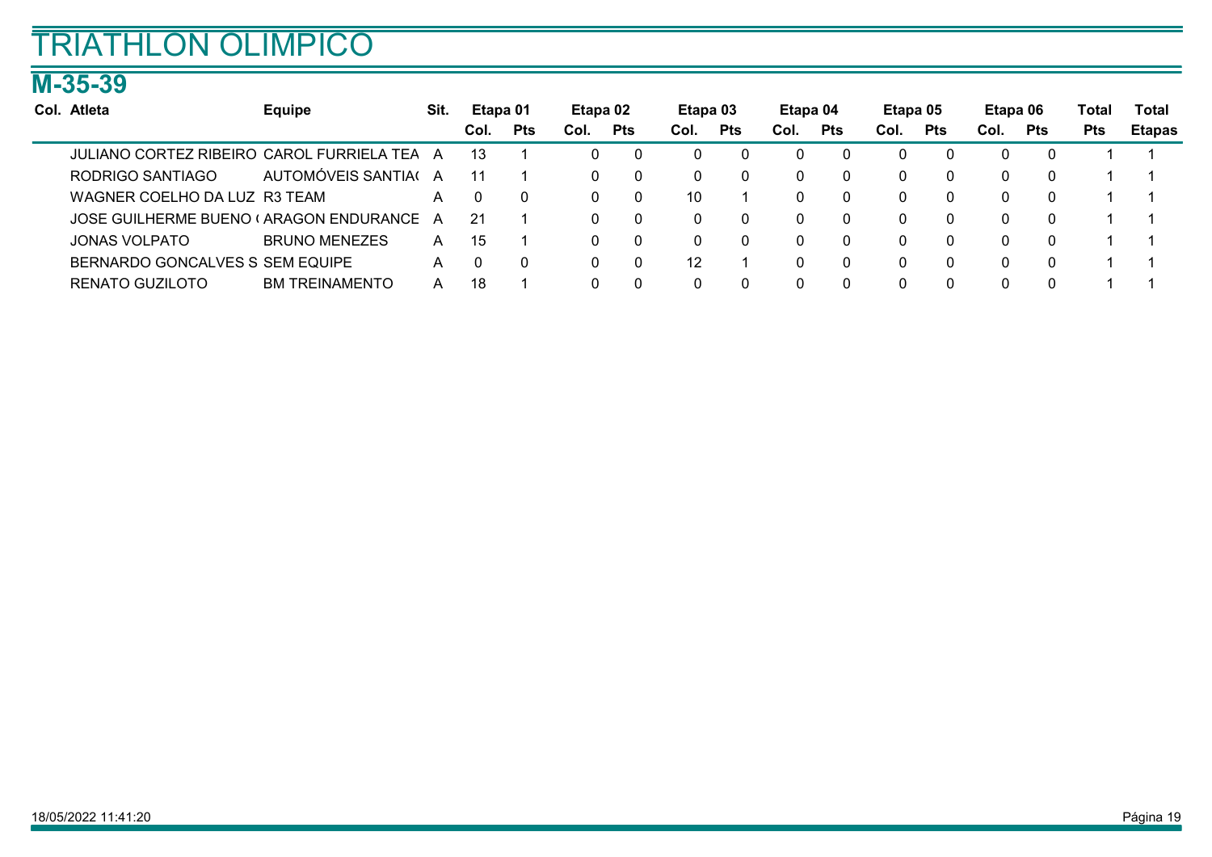# TRIATHLON OLIMPICO

## M-35-39

| Col. | Atleta | Equipe | Sit. | Etapa 01 | | Etapa 02 | | Etapa 03 | | Etapa 04 | | Etapa 05 | | Etapa 06 | | Total | Total |
|---|---|---|---|---|---|---|---|---|---|---|---|---|---|---|---|---|---|
| | | | | Col. | Pts | Col. | Pts | Col. | Pts | Col. | Pts | Col. | Pts | Col. | Pts | Pts | Etapas |
| | JULIANO CORTEZ RIBEIRO | CAROL FURRIELA TEA | A | 13 | 1 | 0 | 0 | 0 | 0 | 0 | 0 | 0 | 0 | 0 | 0 | 1 | 1 |
| | RODRIGO SANTIAGO | AUTOMÓVEIS SANTIA( | A | 11 | 1 | 0 | 0 | 0 | 0 | 0 | 0 | 0 | 0 | 0 | 0 | 1 | 1 |
| | WAGNER COELHO DA LUZ | R3 TEAM | A | 0 | 0 | 0 | 0 | 10 | 1 | 0 | 0 | 0 | 0 | 0 | 0 | 1 | 1 |
| | JOSE GUILHERME BUENO ( | ARAGON ENDURANCE | A | 21 | 1 | 0 | 0 | 0 | 0 | 0 | 0 | 0 | 0 | 0 | 0 | 1 | 1 |
| | JONAS VOLPATO | BRUNO MENEZES | A | 15 | 1 | 0 | 0 | 0 | 0 | 0 | 0 | 0 | 0 | 0 | 0 | 1 | 1 |
| | BERNARDO GONCALVES S | SEM EQUIPE | A | 0 | 0 | 0 | 0 | 12 | 1 | 0 | 0 | 0 | 0 | 0 | 0 | 1 | 1 |
| | RENATO GUZILOTO | BM TREINAMENTO | A | 18 | 1 | 0 | 0 | 0 | 0 | 0 | 0 | 0 | 0 | 0 | 0 | 1 | 1 |

18/05/2022 11:41:20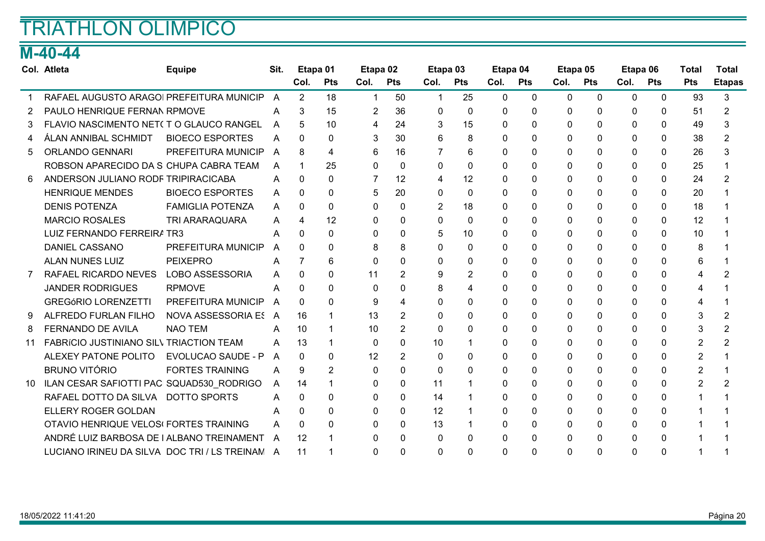# TRIATHLON OLIMPICO

## M-40-44

| Col. | Atleta | Equipe | Sit. | Etapa 01 | | Etapa 02 | | Etapa 03 | | Etapa 04 | | Etapa 05 | | Etapa 06 | | Total | Total |
|---|---|---|---|---|---|---|---|---|---|---|---|---|---|---|---|---|---|
| | | | | Col. | Pts | Col. | Pts | Col. | Pts | Col. | Pts | Col. | Pts | Col. | Pts | Pts | Etapas |
| 1 | RAFAEL AUGUSTO ARAGOI | PREFEITURA MUNICIP | A | 2 | 18 | 1 | 50 | 1 | 25 | 0 | 0 | 0 | 0 | 0 | 0 | 93 | 3 |
| 2 | PAULO HENRIQUE FERNAN | RPMOVE | A | 3 | 15 | 2 | 36 | 0 | 0 | 0 | 0 | 0 | 0 | 0 | 0 | 51 | 2 |
| 3 | FLAVIO NASCIMENTO NET( | T O GLAUCO RANGEL | A | 5 | 10 | 4 | 24 | 3 | 15 | 0 | 0 | 0 | 0 | 0 | 0 | 49 | 3 |
| 4 | ÁLAN ANNIBAL SCHMIDT | BIOECO ESPORTES | A | 0 | 0 | 3 | 30 | 6 | 8 | 0 | 0 | 0 | 0 | 0 | 0 | 38 | 2 |
| 5 | ORLANDO GENNARI | PREFEITURA MUNICIP | A | 8 | 4 | 6 | 16 | 7 | 6 | 0 | 0 | 0 | 0 | 0 | 0 | 26 | 3 |
| | ROBSON APARECIDO DA S | CHUPA CABRA TEAM | A | 1 | 25 | 0 | 0 | 0 | 0 | 0 | 0 | 0 | 0 | 0 | 0 | 25 | 1 |
| 6 | ANDERSON JULIANO RODF | TRIPIRACICABA | A | 0 | 0 | 7 | 12 | 4 | 12 | 0 | 0 | 0 | 0 | 0 | 0 | 24 | 2 |
| | HENRIQUE MENDES | BIOECO ESPORTES | A | 0 | 0 | 5 | 20 | 0 | 0 | 0 | 0 | 0 | 0 | 0 | 0 | 20 | 1 |
| | DENIS POTENZA | FAMIGLIA POTENZA | A | 0 | 0 | 0 | 0 | 2 | 18 | 0 | 0 | 0 | 0 | 0 | 0 | 18 | 1 |
| | MARCIO ROSALES | TRI ARARAQUARA | A | 4 | 12 | 0 | 0 | 0 | 0 | 0 | 0 | 0 | 0 | 0 | 0 | 12 | 1 |
| | LUIZ FERNANDO FERREIRA | TR3 | A | 0 | 0 | 0 | 0 | 5 | 10 | 0 | 0 | 0 | 0 | 0 | 0 | 10 | 1 |
| | DANIEL CASSANO | PREFEITURA MUNICIP | A | 0 | 0 | 8 | 8 | 0 | 0 | 0 | 0 | 0 | 0 | 0 | 0 | 8 | 1 |
| | ALAN NUNES LUIZ | PEIXEPRO | A | 7 | 6 | 0 | 0 | 0 | 0 | 0 | 0 | 0 | 0 | 0 | 0 | 6 | 1 |
| 7 | RAFAEL RICARDO NEVES | LOBO ASSESSORIA | A | 0 | 0 | 11 | 2 | 9 | 2 | 0 | 0 | 0 | 0 | 0 | 0 | 4 | 2 |
| | JANDER RODRIGUES | RPMOVE | A | 0 | 0 | 0 | 0 | 8 | 4 | 0 | 0 | 0 | 0 | 0 | 0 | 4 | 1 |
| | GREGóRIO LORENZETTI | PREFEITURA MUNICIP | A | 0 | 0 | 9 | 4 | 0 | 0 | 0 | 0 | 0 | 0 | 0 | 0 | 4 | 1 |
| 9 | ALFREDO FURLAN FILHO | NOVA ASSESSORIA ES | A | 16 | 1 | 13 | 2 | 0 | 0 | 0 | 0 | 0 | 0 | 0 | 0 | 3 | 2 |
| 8 | FERNANDO DE AVILA | NAO TEM | A | 10 | 1 | 10 | 2 | 0 | 0 | 0 | 0 | 0 | 0 | 0 | 0 | 3 | 2 |
| 11 | FABRíCIO JUSTINIANO SIL\ | TRIACTION TEAM | A | 13 | 1 | 0 | 0 | 10 | 1 | 0 | 0 | 0 | 0 | 0 | 0 | 2 | 2 |
| | ALEXEY PATONE POLITO | EVOLUCAO SAUDE - P | A | 0 | 0 | 12 | 2 | 0 | 0 | 0 | 0 | 0 | 0 | 0 | 0 | 2 | 1 |
| | BRUNO VITÓRIO | FORTES TRAINING | A | 9 | 2 | 0 | 0 | 0 | 0 | 0 | 0 | 0 | 0 | 0 | 0 | 2 | 1 |
| 10 | ILAN CESAR SAFIOTTI PAC | SQUAD530_RODRIGO | A | 14 | 1 | 0 | 0 | 11 | 1 | 0 | 0 | 0 | 0 | 0 | 0 | 2 | 2 |
| | RAFAEL DOTTO DA SILVA | DOTTO SPORTS | A | 0 | 0 | 0 | 0 | 14 | 1 | 0 | 0 | 0 | 0 | 0 | 0 | 1 | 1 |
| | ELLERY ROGER GOLDAN | | A | 0 | 0 | 0 | 0 | 12 | 1 | 0 | 0 | 0 | 0 | 0 | 0 | 1 | 1 |
| | OTAVIO HENRIQUE VELOS( | FORTES TRAINING | A | 0 | 0 | 0 | 0 | 13 | 1 | 0 | 0 | 0 | 0 | 0 | 0 | 1 | 1 |
| | ANDRÉ LUIZ BARBOSA DE I | ALBANO TREINAMENT | A | 12 | 1 | 0 | 0 | 0 | 0 | 0 | 0 | 0 | 0 | 0 | 0 | 1 | 1 |
| | LUCIANO IRINEU DA SILVA | DOC TRI / LS TREINAM | A | 11 | 1 | 0 | 0 | 0 | 0 | 0 | 0 | 0 | 0 | 0 | 0 | 1 | 1 |

18/05/2022 11:41:20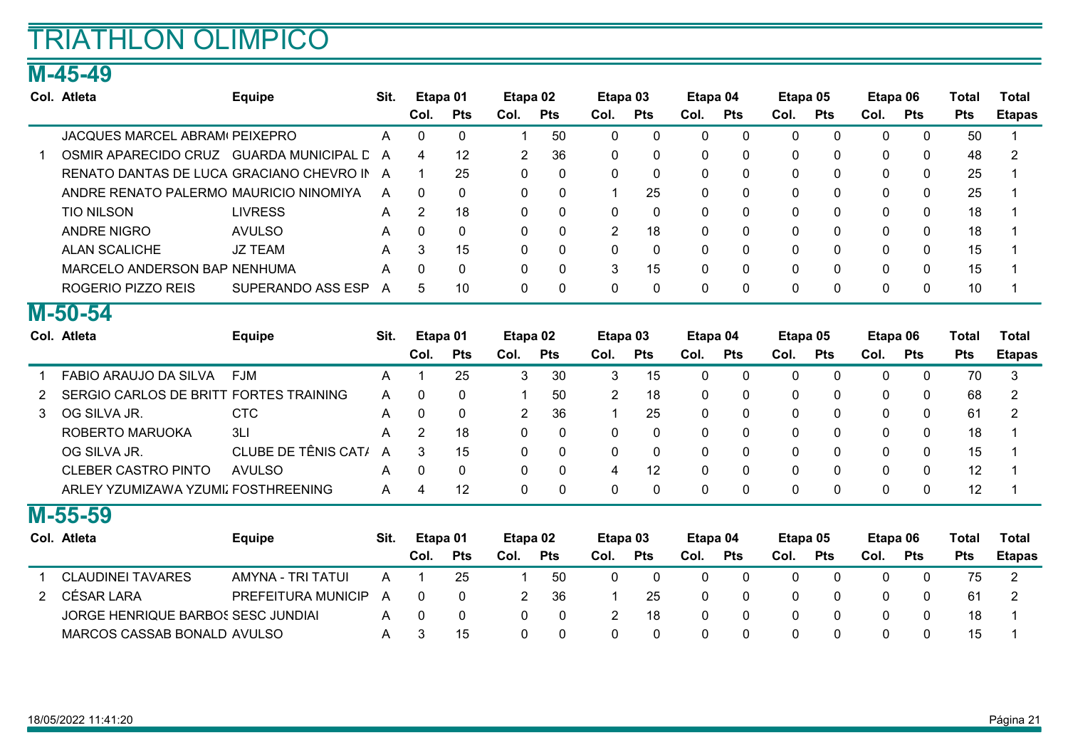# TRIATHLON OLIMPICO

## M-45-49

| Col. | Atleta | Equipe | Sit. | Etapa 01 | | Etapa 02 | | Etapa 03 | | Etapa 04 | | Etapa 05 | | Etapa 06 | | Total | Total |
|---|---|---|---|---|---|---|---|---|---|---|---|---|---|---|---|---|---|
| | | | | Col. | Pts | Col. | Pts | Col. | Pts | Col. | Pts | Col. | Pts | Col. | Pts | Pts | Etapas |
| | JACQUES MARCEL ABRAM | PEIXEPRO | A | 0 | 0 | 1 | 50 | 0 | 0 | 0 | 0 | 0 | 0 | 0 | 0 | 50 | 1 |
| 1 | OSMIR APARECIDO CRUZ | GUARDA MUNICIPAL D | A | 4 | 12 | 2 | 36 | 0 | 0 | 0 | 0 | 0 | 0 | 0 | 0 | 48 | 2 |
| | RENATO DANTAS DE LUCA | GRACIANO CHEVRO IN | A | 1 | 25 | 0 | 0 | 0 | 0 | 0 | 0 | 0 | 0 | 0 | 0 | 25 | 1 |
| | ANDRE RENATO PALERMO | MAURICIO NINOMIYA | A | 0 | 0 | 0 | 0 | 1 | 25 | 0 | 0 | 0 | 0 | 0 | 0 | 25 | 1 |
| | TIO NILSON | LIVRESS | A | 2 | 18 | 0 | 0 | 0 | 0 | 0 | 0 | 0 | 0 | 0 | 0 | 18 | 1 |
| | ANDRE NIGRO | AVULSO | A | 0 | 0 | 0 | 0 | 2 | 18 | 0 | 0 | 0 | 0 | 0 | 0 | 18 | 1 |
| | ALAN SCALICHE | JZ TEAM | A | 3 | 15 | 0 | 0 | 0 | 0 | 0 | 0 | 0 | 0 | 0 | 0 | 15 | 1 |
| | MARCELO ANDERSON BAP | NENHUMA | A | 0 | 0 | 0 | 0 | 3 | 15 | 0 | 0 | 0 | 0 | 0 | 0 | 15 | 1 |
| | ROGERIO PIZZO REIS | SUPERANDO ASS ESP | A | 5 | 10 | 0 | 0 | 0 | 0 | 0 | 0 | 0 | 0 | 0 | 0 | 10 | 1 |

## M-50-54

| Col. | Atleta | Equipe | Sit. | Etapa 01 | | Etapa 02 | | Etapa 03 | | Etapa 04 | | Etapa 05 | | Etapa 06 | | Total | Total |
|---|---|---|---|---|---|---|---|---|---|---|---|---|---|---|---|---|---|
| | | | | Col. | Pts | Col. | Pts | Col. | Pts | Col. | Pts | Col. | Pts | Col. | Pts | Pts | Etapas |
| 1 | FABIO ARAUJO DA SILVA | FJM | A | 1 | 25 | 3 | 30 | 3 | 15 | 0 | 0 | 0 | 0 | 0 | 0 | 70 | 3 |
| 2 | SERGIO CARLOS DE BRITT | FORTES TRAINING | A | 0 | 0 | 1 | 50 | 2 | 18 | 0 | 0 | 0 | 0 | 0 | 0 | 68 | 2 |
| 3 | OG SILVA JR. | CTC | A | 0 | 0 | 2 | 36 | 1 | 25 | 0 | 0 | 0 | 0 | 0 | 0 | 61 | 2 |
| | ROBERTO MARUOKA | 3LI | A | 2 | 18 | 0 | 0 | 0 | 0 | 0 | 0 | 0 | 0 | 0 | 0 | 18 | 1 |
| | OG SILVA JR. | CLUBE DE TÊNIS CAT/ | A | 3 | 15 | 0 | 0 | 0 | 0 | 0 | 0 | 0 | 0 | 0 | 0 | 15 | 1 |
| | CLEBER CASTRO PINTO | AVULSO | A | 0 | 0 | 0 | 0 | 4 | 12 | 0 | 0 | 0 | 0 | 0 | 0 | 12 | 1 |
| | ARLEY YZUMIZAWA YZUMI | FOSTHREENING | A | 4 | 12 | 0 | 0 | 0 | 0 | 0 | 0 | 0 | 0 | 0 | 0 | 12 | 1 |

## M-55-59

| Col. | Atleta | Equipe | Sit. | Etapa 01 | | Etapa 02 | | Etapa 03 | | Etapa 04 | | Etapa 05 | | Etapa 06 | | Total | Total |
|---|---|---|---|---|---|---|---|---|---|---|---|---|---|---|---|---|---|
| | | | | Col. | Pts | Col. | Pts | Col. | Pts | Col. | Pts | Col. | Pts | Col. | Pts | Pts | Etapas |
| 1 | CLAUDINEI TAVARES | AMYNA - TRI TATUI | A | 1 | 25 | 1 | 50 | 0 | 0 | 0 | 0 | 0 | 0 | 0 | 0 | 75 | 2 |
| 2 | CÉSAR LARA | PREFEITURA MUNICIP | A | 0 | 0 | 2 | 36 | 1 | 25 | 0 | 0 | 0 | 0 | 0 | 0 | 61 | 2 |
| | JORGE HENRIQUE BARBOS | SESC JUNDIAI | A | 0 | 0 | 0 | 0 | 2 | 18 | 0 | 0 | 0 | 0 | 0 | 0 | 18 | 1 |
| | MARCOS CASSAB BONALD | AVULSO | A | 3 | 15 | 0 | 0 | 0 | 0 | 0 | 0 | 0 | 0 | 0 | 0 | 15 | 1 |

18/05/2022 11:41:20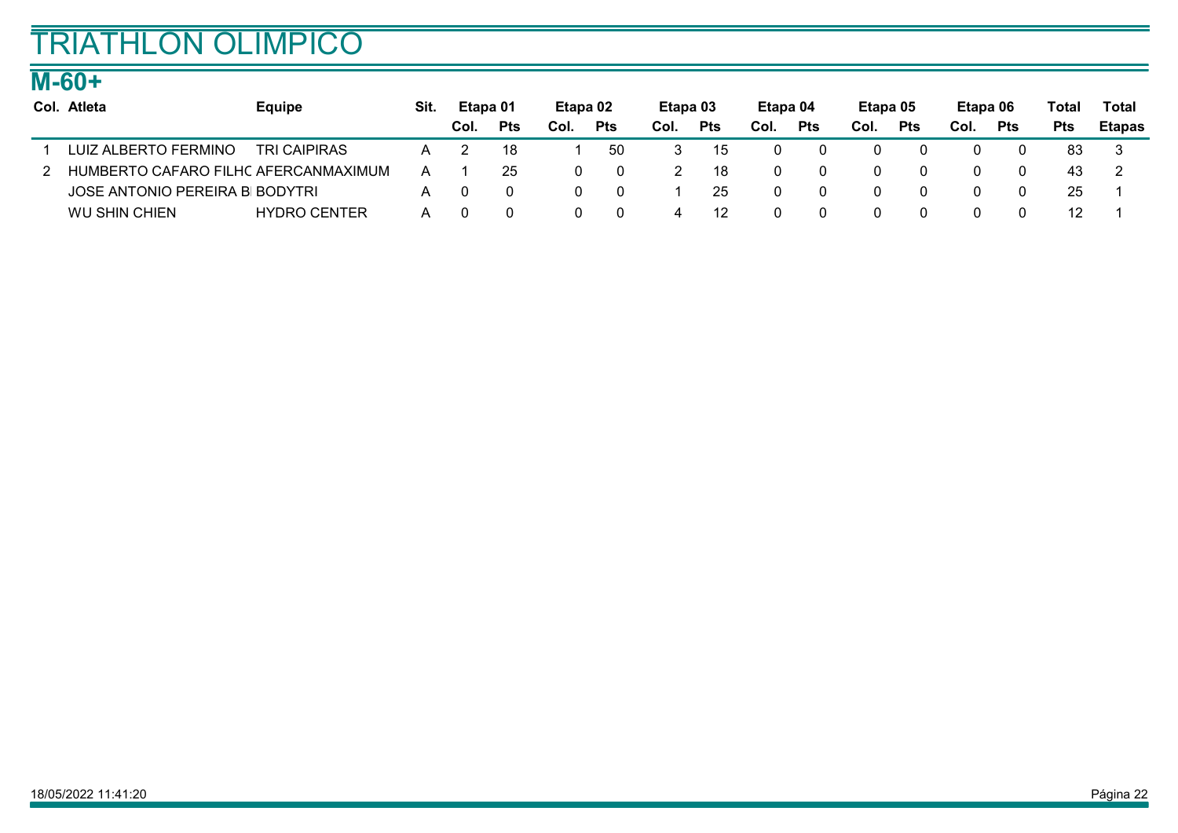# TRIATHLON OLIMPICO

## M-60+

| Col. | Atleta | Equipe | Sit. | Etapa 01 | | Etapa 02 | | Etapa 03 | | Etapa 04 | | Etapa 05 | | Etapa 06 | | Total | Total |
|---|---|---|---|---|---|---|---|---|---|---|---|---|---|---|---|---|---|
| | | | | Col. | Pts | Col. | Pts | Col. | Pts | Col. | Pts | Col. | Pts | Col. | Pts | Pts | Etapas |
| 1 | LUIZ ALBERTO FERMINO | TRI CAIPIRAS | A | 2 | 18 | 1 | 50 | 3 | 15 | 0 | 0 | 0 | 0 | 0 | 0 | 83 | 3 |
| 2 | HUMBERTO CAFARO FILHC | AFERCANMAXIMUM | A | 1 | 25 | 0 | 0 | 2 | 18 | 0 | 0 | 0 | 0 | 0 | 0 | 43 | 2 |
| | JOSE ANTONIO PEREIRA B | BODYTRI | A | 0 | 0 | 0 | 0 | 1 | 25 | 0 | 0 | 0 | 0 | 0 | 0 | 25 | 1 |
| | WU SHIN CHIEN | HYDRO CENTER | A | 0 | 0 | 0 | 0 | 4 | 12 | 0 | 0 | 0 | 0 | 0 | 0 | 12 | 1 |

18/05/2022 11:41:20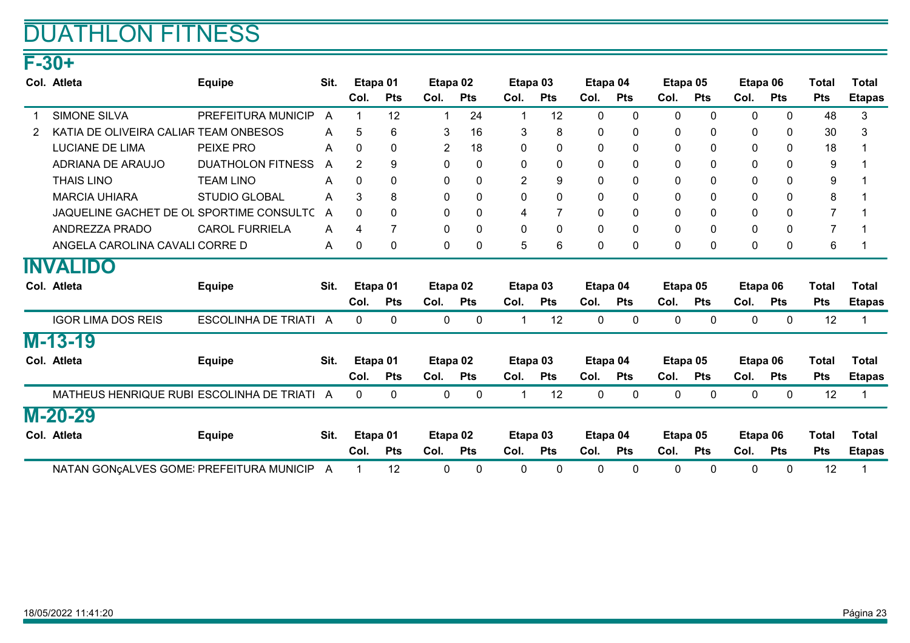# DUATHLON FITNESS

## F-30+

| Col. | Atleta | Equipe | Sit. | Etapa 01 | | Etapa 02 | | Etapa 03 | | Etapa 04 | | Etapa 05 | | Etapa 06 | | Total | Total |
|---|---|---|---|---|---|---|---|---|---|---|---|---|---|---|---|---|---|
| | | | | Col. | Pts | Col. | Pts | Col. | Pts | Col. | Pts | Col. | Pts | Col. | Pts | Pts | Etapas |
| 1 | SIMONE SILVA | PREFEITURA MUNICIP | A | 1 | 12 | 1 | 24 | 1 | 12 | 0 | 0 | 0 | 0 | 0 | 0 | 48 | 3 |
| 2 | KATIA DE OLIVEIRA CALIAR | TEAM ONBESOS | A | 5 | 6 | 3 | 16 | 3 | 8 | 0 | 0 | 0 | 0 | 0 | 0 | 30 | 3 |
| | LUCIANE DE LIMA | PEIXE PRO | A | 0 | 0 | 2 | 18 | 0 | 0 | 0 | 0 | 0 | 0 | 0 | 0 | 18 | 1 |
| | ADRIANA DE ARAUJO | DUATHOLON FITNESS | A | 2 | 9 | 0 | 0 | 0 | 0 | 0 | 0 | 0 | 0 | 0 | 0 | 9 | 1 |
| | THAIS LINO | TEAM LINO | A | 0 | 0 | 0 | 0 | 2 | 9 | 0 | 0 | 0 | 0 | 0 | 0 | 9 | 1 |
| | MARCIA UHIARA | STUDIO GLOBAL | A | 3 | 8 | 0 | 0 | 0 | 0 | 0 | 0 | 0 | 0 | 0 | 0 | 8 | 1 |
| | JAQUELINE GACHET DE OL | SPORTIME CONSULTC | A | 0 | 0 | 0 | 0 | 4 | 7 | 0 | 0 | 0 | 0 | 0 | 0 | 7 | 1 |
| | ANDREZZA PRADO | CAROL FURRIELA | A | 4 | 7 | 0 | 0 | 0 | 0 | 0 | 0 | 0 | 0 | 0 | 0 | 7 | 1 |
| | ANGELA CAROLINA CAVALI | CORRE D | A | 0 | 0 | 0 | 0 | 5 | 6 | 0 | 0 | 0 | 0 | 0 | 0 | 6 | 1 |

## INVALIDO

| Col. | Atleta | Equipe | Sit. | Etapa 01 | | Etapa 02 | | Etapa 03 | | Etapa 04 | | Etapa 05 | | Etapa 06 | | Total | Total |
|---|---|---|---|---|---|---|---|---|---|---|---|---|---|---|---|---|---|
| | | | | Col. | Pts | Col. | Pts | Col. | Pts | Col. | Pts | Col. | Pts | Col. | Pts | Pts | Etapas |
| | IGOR LIMA DOS REIS | ESCOLINHA DE TRIATI | A | 0 | 0 | 0 | 0 | 1 | 12 | 0 | 0 | 0 | 0 | 0 | 0 | 12 | 1 |

## M-13-19

| Col. | Atleta | Equipe | Sit. | Etapa 01 | | Etapa 02 | | Etapa 03 | | Etapa 04 | | Etapa 05 | | Etapa 06 | | Total | Total |
|---|---|---|---|---|---|---|---|---|---|---|---|---|---|---|---|---|---|
| | | | | Col. | Pts | Col. | Pts | Col. | Pts | Col. | Pts | Col. | Pts | Col. | Pts | Pts | Etapas |
| | MATHEUS HENRIQUE RUBI | ESCOLINHA DE TRIATI | A | 0 | 0 | 0 | 0 | 1 | 12 | 0 | 0 | 0 | 0 | 0 | 0 | 12 | 1 |

## M-20-29

| Col. | Atleta | Equipe | Sit. | Etapa 01 | | Etapa 02 | | Etapa 03 | | Etapa 04 | | Etapa 05 | | Etapa 06 | | Total | Total |
|---|---|---|---|---|---|---|---|---|---|---|---|---|---|---|---|---|---|
| | | | | Col. | Pts | Col. | Pts | Col. | Pts | Col. | Pts | Col. | Pts | Col. | Pts | Pts | Etapas |
| | NATAN GONçALVES GOME: | PREFEITURA MUNICIP | A | 1 | 12 | 0 | 0 | 0 | 0 | 0 | 0 | 0 | 0 | 0 | 0 | 12 | 1 |

18/05/2022 11:41:20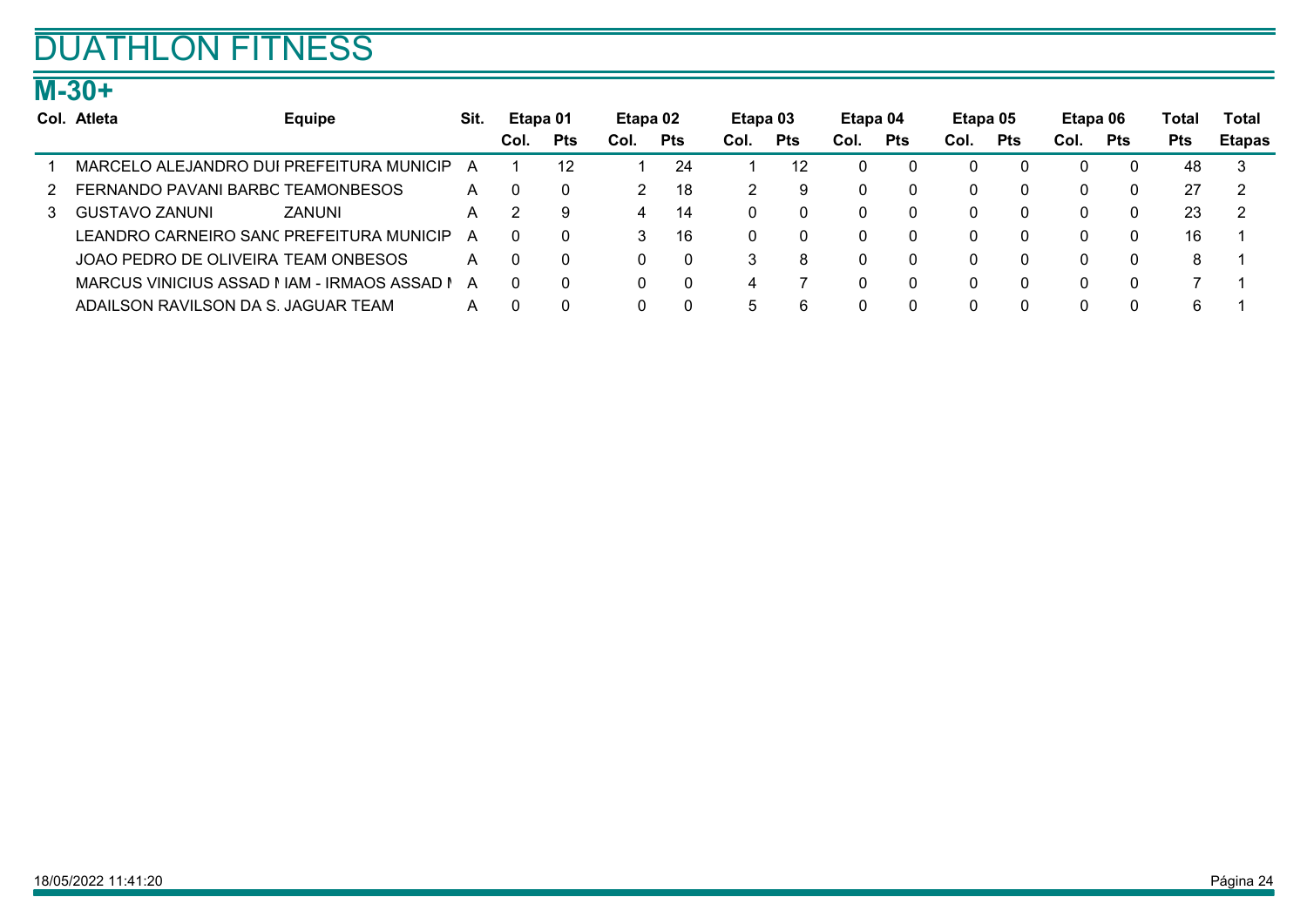# DUATHLON FITNESS

## M-30+

| Col. | Atleta | Equipe | Sit. | Etapa 01 | | Etapa 02 | | Etapa 03 | | Etapa 04 | | Etapa 05 | | Etapa 06 | | Total | Total |
|---|---|---|---|---|---|---|---|---|---|---|---|---|---|---|---|---|---|
| | | | | Col. | Pts | Col. | Pts | Col. | Pts | Col. | Pts | Col. | Pts | Col. | Pts | Pts | Etapas |
| 1 | MARCELO ALEJANDRO DUI | PREFEITURA MUNICIP | A | 1 | 12 | 1 | 24 | 1 | 12 | 0 | 0 | 0 | 0 | 0 | 0 | 48 | 3 |
| 2 | FERNANDO PAVANI BARBC | TEAMONBESOS | A | 0 | 0 | 2 | 18 | 2 | 9 | 0 | 0 | 0 | 0 | 0 | 0 | 27 | 2 |
| 3 | GUSTAVO ZANUNI | ZANUNI | A | 2 | 9 | 4 | 14 | 0 | 0 | 0 | 0 | 0 | 0 | 0 | 0 | 23 | 2 |
| | LEANDRO CARNEIRO SANC | PREFEITURA MUNICIP | A | 0 | 0 | 3 | 16 | 0 | 0 | 0 | 0 | 0 | 0 | 0 | 0 | 16 | 1 |
| | JOAO PEDRO DE OLIVEIRA | TEAM ONBESOS | A | 0 | 0 | 0 | 0 | 3 | 8 | 0 | 0 | 0 | 0 | 0 | 0 | 8 | 1 |
| | MARCUS VINICIUS ASSAD I | IAM - IRMAOS ASSAD I | A | 0 | 0 | 0 | 0 | 4 | 7 | 0 | 0 | 0 | 0 | 0 | 0 | 7 | 1 |
| | ADAILSON RAVILSON DA S. | JAGUAR TEAM | A | 0 | 0 | 0 | 0 | 5 | 6 | 0 | 0 | 0 | 0 | 0 | 0 | 6 | 1 |

18/05/2022 11:41:20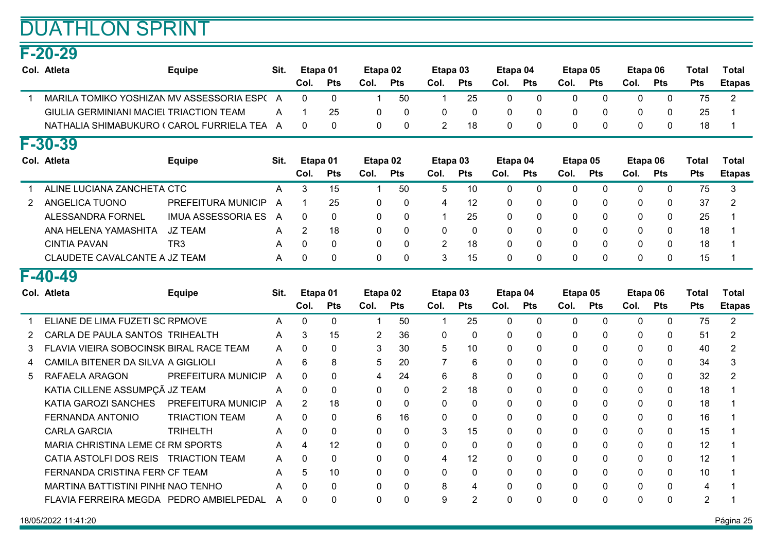# DUATHLON SPRINT

## F-20-29

| Col. | Atleta | Equipe | Sit. | Etapa 01 | | Etapa 02 | | Etapa 03 | | Etapa 04 | | Etapa 05 | | Etapa 06 | | Total | Total |
|---|---|---|---|---|---|---|---|---|---|---|---|---|---|---|---|---|---|
| | | | | Col. | Pts | Col. | Pts | Col. | Pts | Col. | Pts | Col. | Pts | Col. | Pts | Pts | Etapas |
| 1 | MARILA TOMIKO YOSHIZAN | MV ASSESSORIA ESP( | A | 0 | 0 | 1 | 50 | 1 | 25 | 0 | 0 | 0 | 0 | 0 | 0 | 75 | 2 |
| | GIULIA GERMINIANI MACIEI | TRIACTION TEAM | A | 1 | 25 | 0 | 0 | 0 | 0 | 0 | 0 | 0 | 0 | 0 | 0 | 25 | 1 |
| | NATHALIA SHIMABUKURO ( | CAROL FURRIELA TEA | A | 0 | 0 | 0 | 0 | 2 | 18 | 0 | 0 | 0 | 0 | 0 | 0 | 18 | 1 |

## F-30-39

| Col. | Atleta | Equipe | Sit. | Etapa 01 | | Etapa 02 | | Etapa 03 | | Etapa 04 | | Etapa 05 | | Etapa 06 | | Total | Total |
|---|---|---|---|---|---|---|---|---|---|---|---|---|---|---|---|---|---|
| | | | | Col. | Pts | Col. | Pts | Col. | Pts | Col. | Pts | Col. | Pts | Col. | Pts | Pts | Etapas |
| 1 | ALINE LUCIANA ZANCHETA | CTC | A | 3 | 15 | 1 | 50 | 5 | 10 | 0 | 0 | 0 | 0 | 0 | 0 | 75 | 3 |
| 2 | ANGELICA TUONO | PREFEITURA MUNICIP | A | 1 | 25 | 0 | 0 | 4 | 12 | 0 | 0 | 0 | 0 | 0 | 0 | 37 | 2 |
| | ALESSANDRA FORNEL | IMUA ASSESSORIA ES | A | 0 | 0 | 0 | 0 | 1 | 25 | 0 | 0 | 0 | 0 | 0 | 0 | 25 | 1 |
| | ANA HELENA YAMASHITA | JZ TEAM | A | 2 | 18 | 0 | 0 | 0 | 0 | 0 | 0 | 0 | 0 | 0 | 0 | 18 | 1 |
| | CINTIA PAVAN | TR3 | A | 0 | 0 | 0 | 0 | 2 | 18 | 0 | 0 | 0 | 0 | 0 | 0 | 18 | 1 |
| | CLAUDETE CAVALCANTE A | JZ TEAM | A | 0 | 0 | 0 | 0 | 3 | 15 | 0 | 0 | 0 | 0 | 0 | 0 | 15 | 1 |

## F-40-49

| Col. | Atleta | Equipe | Sit. | Etapa 01 | | Etapa 02 | | Etapa 03 | | Etapa 04 | | Etapa 05 | | Etapa 06 | | Total | Total |
|---|---|---|---|---|---|---|---|---|---|---|---|---|---|---|---|---|---|
| | | | | Col. | Pts | Col. | Pts | Col. | Pts | Col. | Pts | Col. | Pts | Col. | Pts | Pts | Etapas |
| 1 | ELIANE DE LIMA FUZETI SC | RPMOVE | A | 0 | 0 | 1 | 50 | 1 | 25 | 0 | 0 | 0 | 0 | 0 | 0 | 75 | 2 |
| 2 | CARLA DE PAULA SANTOS | TRIHEALTH | A | 3 | 15 | 2 | 36 | 0 | 0 | 0 | 0 | 0 | 0 | 0 | 0 | 51 | 2 |
| 3 | FLAVIA VIEIRA SOBOCINSK | BIRAL RACE TEAM | A | 0 | 0 | 3 | 30 | 5 | 10 | 0 | 0 | 0 | 0 | 0 | 0 | 40 | 2 |
| 4 | CAMILA BITENER DA SILVA | A GIGLIOLI | A | 6 | 8 | 5 | 20 | 7 | 6 | 0 | 0 | 0 | 0 | 0 | 0 | 34 | 3 |
| 5 | RAFAELA ARAGON | PREFEITURA MUNICIP | A | 0 | 0 | 4 | 24 | 6 | 8 | 0 | 0 | 0 | 0 | 0 | 0 | 32 | 2 |
| | KATIA CILLENE ASSUMPÇÃ | JZ TEAM | A | 0 | 0 | 0 | 0 | 2 | 18 | 0 | 0 | 0 | 0 | 0 | 0 | 18 | 1 |
| | KATIA GAROZI SANCHES | PREFEITURA MUNICIP | A | 2 | 18 | 0 | 0 | 0 | 0 | 0 | 0 | 0 | 0 | 0 | 0 | 18 | 1 |
| | FERNANDA ANTONIO | TRIACTION TEAM | A | 0 | 0 | 6 | 16 | 0 | 0 | 0 | 0 | 0 | 0 | 0 | 0 | 16 | 1 |
| | CARLA GARCIA | TRIHELTH | A | 0 | 0 | 0 | 0 | 3 | 15 | 0 | 0 | 0 | 0 | 0 | 0 | 15 | 1 |
| | MARIA CHRISTINA LEME CI | RM SPORTS | A | 4 | 12 | 0 | 0 | 0 | 0 | 0 | 0 | 0 | 0 | 0 | 0 | 12 | 1 |
| | CATIA ASTOLFI DOS REIS | TRIACTION TEAM | A | 0 | 0 | 0 | 0 | 4 | 12 | 0 | 0 | 0 | 0 | 0 | 0 | 12 | 1 |
| | FERNANDA CRISTINA FERN | CF TEAM | A | 5 | 10 | 0 | 0 | 0 | 0 | 0 | 0 | 0 | 0 | 0 | 0 | 10 | 1 |
| | MARTINA BATTISTINI PINHI | NAO TENHO | A | 0 | 0 | 0 | 0 | 8 | 4 | 0 | 0 | 0 | 0 | 0 | 0 | 4 | 1 |
| | FLAVIA FERREIRA MEGDA | PEDRO AMBIELPEDAL | A | 0 | 0 | 0 | 0 | 9 | 2 | 0 | 0 | 0 | 0 | 0 | 0 | 2 | 1 |

18/05/2022 11:41:20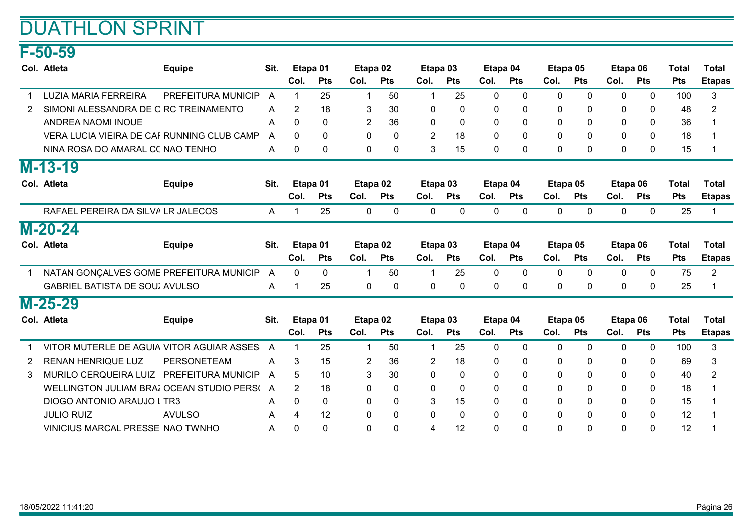# DUATHLON SPRINT

## F-50-59

| Col. | Atleta | Equipe | Sit. | Etapa 01 | | Etapa 02 | | Etapa 03 | | Etapa 04 | | Etapa 05 | | Etapa 06 | | Total | Total |
|---|---|---|---|---|---|---|---|---|---|---|---|---|---|---|---|---|---|
| | | | | Col. | Pts | Col. | Pts | Col. | Pts | Col. | Pts | Col. | Pts | Col. | Pts | Pts | Etapas |
| 1 | LUZIA MARIA FERREIRA | PREFEITURA MUNICIP | A | 1 | 25 | 1 | 50 | 1 | 25 | 0 | 0 | 0 | 0 | 0 | 0 | 100 | 3 |
| 2 | SIMONI ALESSANDRA DE O | RC TREINAMENTO | A | 2 | 18 | 3 | 30 | 0 | 0 | 0 | 0 | 0 | 0 | 0 | 0 | 48 | 2 |
| | ANDREA NAOMI INOUE | | A | 0 | 0 | 2 | 36 | 0 | 0 | 0 | 0 | 0 | 0 | 0 | 0 | 36 | 1 |
| | VERA LUCIA VIEIRA DE CAF | RUNNING CLUB CAMP | A | 0 | 0 | 0 | 0 | 2 | 18 | 0 | 0 | 0 | 0 | 0 | 0 | 18 | 1 |
| | NINA ROSA DO AMARAL CC | NAO TENHO | A | 0 | 0 | 0 | 0 | 3 | 15 | 0 | 0 | 0 | 0 | 0 | 0 | 15 | 1 |

## M-13-19

| Col. | Atleta | Equipe | Sit. | Etapa 01 | | Etapa 02 | | Etapa 03 | | Etapa 04 | | Etapa 05 | | Etapa 06 | | Total | Total |
|---|---|---|---|---|---|---|---|---|---|---|---|---|---|---|---|---|---|
| | | | | Col. | Pts | Col. | Pts | Col. | Pts | Col. | Pts | Col. | Pts | Col. | Pts | Pts | Etapas |
| | RAFAEL PEREIRA DA SILVA | LR JALECOS | A | 1 | 25 | 0 | 0 | 0 | 0 | 0 | 0 | 0 | 0 | 0 | 0 | 25 | 1 |

## M-20-24

| Col. | Atleta | Equipe | Sit. | Etapa 01 | | Etapa 02 | | Etapa 03 | | Etapa 04 | | Etapa 05 | | Etapa 06 | | Total | Total |
|---|---|---|---|---|---|---|---|---|---|---|---|---|---|---|---|---|---|
| | | | | Col. | Pts | Col. | Pts | Col. | Pts | Col. | Pts | Col. | Pts | Col. | Pts | Pts | Etapas |
| 1 | NATAN GONÇALVES GOME | PREFEITURA MUNICIP | A | 0 | 0 | 1 | 50 | 1 | 25 | 0 | 0 | 0 | 0 | 0 | 0 | 75 | 2 |
| | GABRIEL BATISTA DE SOUZ | AVULSO | A | 1 | 25 | 0 | 0 | 0 | 0 | 0 | 0 | 0 | 0 | 0 | 0 | 25 | 1 |

## M-25-29

| Col. | Atleta | Equipe | Sit. | Etapa 01 | | Etapa 02 | | Etapa 03 | | Etapa 04 | | Etapa 05 | | Etapa 06 | | Total | Total |
|---|---|---|---|---|---|---|---|---|---|---|---|---|---|---|---|---|---|
| | | | | Col. | Pts | Col. | Pts | Col. | Pts | Col. | Pts | Col. | Pts | Col. | Pts | Pts | Etapas |
| 1 | VITOR MUTERLE DE AGUIA | VITOR AGUIAR ASSES | A | 1 | 25 | 1 | 50 | 1 | 25 | 0 | 0 | 0 | 0 | 0 | 0 | 100 | 3 |
| 2 | RENAN HENRIQUE LUZ | PERSONETEAM | A | 3 | 15 | 2 | 36 | 2 | 18 | 0 | 0 | 0 | 0 | 0 | 0 | 69 | 3 |
| 3 | MURILO CERQUEIRA LUIZ | PREFEITURA MUNICIP | A | 5 | 10 | 3 | 30 | 0 | 0 | 0 | 0 | 0 | 0 | 0 | 0 | 40 | 2 |
| | WELLINGTON JULIAM BRAZ | OCEAN STUDIO PERS( | A | 2 | 18 | 0 | 0 | 0 | 0 | 0 | 0 | 0 | 0 | 0 | 0 | 18 | 1 |
| | DIOGO ANTONIO ARAUJO L | TR3 | A | 0 | 0 | 0 | 0 | 3 | 15 | 0 | 0 | 0 | 0 | 0 | 0 | 15 | 1 |
| | JULIO RUIZ | AVULSO | A | 4 | 12 | 0 | 0 | 0 | 0 | 0 | 0 | 0 | 0 | 0 | 0 | 12 | 1 |
| | VINICIUS MARCAL PRESSE | NAO TWNHO | A | 0 | 0 | 0 | 0 | 4 | 12 | 0 | 0 | 0 | 0 | 0 | 0 | 12 | 1 |

18/05/2022 11:41:20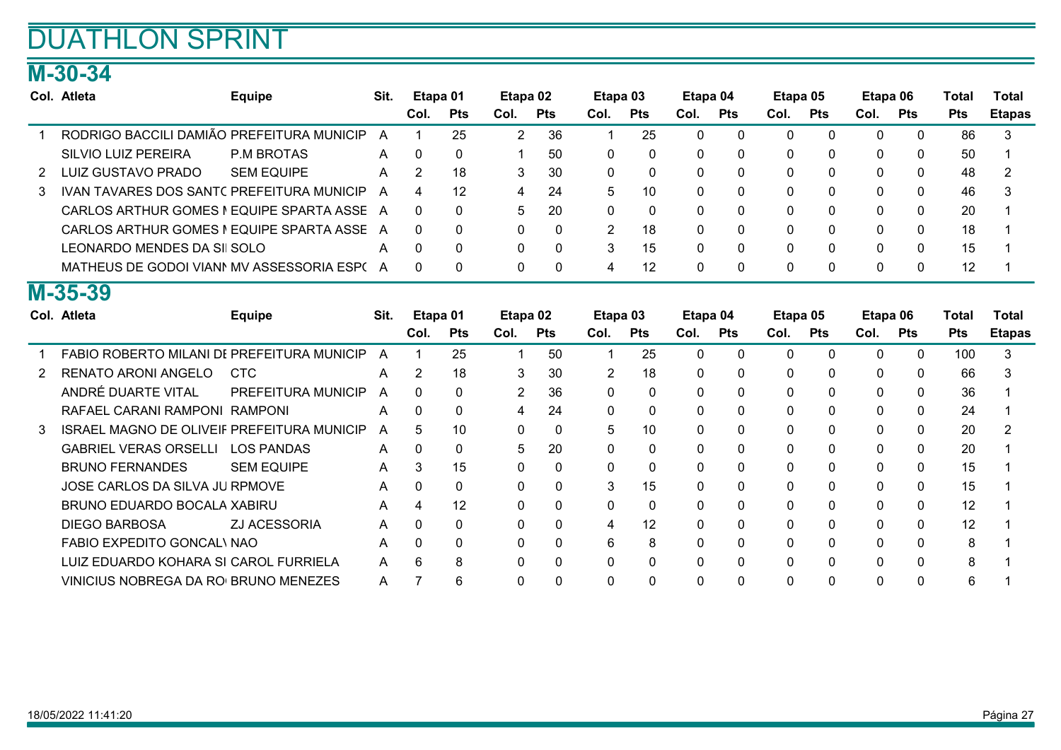# DUATHLON SPRINT

## M-30-34

| Col. | Atleta | Equipe | Sit. | Etapa 01 | | Etapa 02 | | Etapa 03 | | Etapa 04 | | Etapa 05 | | Etapa 06 | | Total | Total |
|---|---|---|---|---|---|---|---|---|---|---|---|---|---|---|---|---|---|
| | | | | Col. | Pts | Col. | Pts | Col. | Pts | Col. | Pts | Col. | Pts | Col. | Pts | Pts | Etapas |
| 1 | RODRIGO BACCILI DAMIÃO | PREFEITURA MUNICIP | A | 1 | 25 | 2 | 36 | 1 | 25 | 0 | 0 | 0 | 0 | 0 | 0 | 86 | 3 |
| | SILVIO LUIZ PEREIRA | P.M BROTAS | A | 0 | 0 | 1 | 50 | 0 | 0 | 0 | 0 | 0 | 0 | 0 | 0 | 50 | 1 |
| 2 | LUIZ GUSTAVO PRADO | SEM EQUIPE | A | 2 | 18 | 3 | 30 | 0 | 0 | 0 | 0 | 0 | 0 | 0 | 0 | 48 | 2 |
| 3 | IVAN TAVARES DOS SANTO | PREFEITURA MUNICIP | A | 4 | 12 | 4 | 24 | 5 | 10 | 0 | 0 | 0 | 0 | 0 | 0 | 46 | 3 |
| | CARLOS ARTHUR GOMES I | EQUIPE SPARTA ASSE | A | 0 | 0 | 5 | 20 | 0 | 0 | 0 | 0 | 0 | 0 | 0 | 0 | 20 | 1 |
| | CARLOS ARTHUR GOMES I | EQUIPE SPARTA ASSE | A | 0 | 0 | 0 | 0 | 2 | 18 | 0 | 0 | 0 | 0 | 0 | 0 | 18 | 1 |
| | LEONARDO MENDES DA SI | SOLO | A | 0 | 0 | 0 | 0 | 3 | 15 | 0 | 0 | 0 | 0 | 0 | 0 | 15 | 1 |
| | MATHEUS DE GODOI VIANI | MV ASSESSORIA ESPO | A | 0 | 0 | 0 | 0 | 4 | 12 | 0 | 0 | 0 | 0 | 0 | 0 | 12 | 1 |

## M-35-39

| Col. | Atleta | Equipe | Sit. | Etapa 01 | | Etapa 02 | | Etapa 03 | | Etapa 04 | | Etapa 05 | | Etapa 06 | | Total | Total |
|---|---|---|---|---|---|---|---|---|---|---|---|---|---|---|---|---|---|
| | | | | Col. | Pts | Col. | Pts | Col. | Pts | Col. | Pts | Col. | Pts | Col. | Pts | Pts | Etapas |
| 1 | FABIO ROBERTO MILANI DE | PREFEITURA MUNICIP | A | 1 | 25 | 1 | 50 | 1 | 25 | 0 | 0 | 0 | 0 | 0 | 0 | 100 | 3 |
| 2 | RENATO ARONI ANGELO | CTC | A | 2 | 18 | 3 | 30 | 2 | 18 | 0 | 0 | 0 | 0 | 0 | 0 | 66 | 3 |
| | ANDRÉ DUARTE VITAL | PREFEITURA MUNICIP | A | 0 | 0 | 2 | 36 | 0 | 0 | 0 | 0 | 0 | 0 | 0 | 0 | 36 | 1 |
| | RAFAEL CARANI RAMPONI | RAMPONI | A | 0 | 0 | 4 | 24 | 0 | 0 | 0 | 0 | 0 | 0 | 0 | 0 | 24 | 1 |
| 3 | ISRAEL MAGNO DE OLIVEIR | PREFEITURA MUNICIP | A | 5 | 10 | 0 | 0 | 5 | 10 | 0 | 0 | 0 | 0 | 0 | 0 | 20 | 2 |
| | GABRIEL VERAS ORSELLI | LOS PANDAS | A | 0 | 0 | 5 | 20 | 0 | 0 | 0 | 0 | 0 | 0 | 0 | 0 | 20 | 1 |
| | BRUNO FERNANDES | SEM EQUIPE | A | 3 | 15 | 0 | 0 | 0 | 0 | 0 | 0 | 0 | 0 | 0 | 0 | 15 | 1 |
| | JOSE CARLOS DA SILVA JU | RPMOVE | A | 0 | 0 | 0 | 0 | 3 | 15 | 0 | 0 | 0 | 0 | 0 | 0 | 15 | 1 |
| | BRUNO EDUARDO BOCALA | XABIRU | A | 4 | 12 | 0 | 0 | 0 | 0 | 0 | 0 | 0 | 0 | 0 | 0 | 12 | 1 |
| | DIEGO BARBOSA | ZJ ACESSORIA | A | 0 | 0 | 0 | 0 | 4 | 12 | 0 | 0 | 0 | 0 | 0 | 0 | 12 | 1 |
| | FABIO EXPEDITO GONCALV | NAO | A | 0 | 0 | 0 | 0 | 6 | 8 | 0 | 0 | 0 | 0 | 0 | 0 | 8 | 1 |
| | LUIZ EDUARDO KOHARA SI | CAROL FURRIELA | A | 6 | 8 | 0 | 0 | 0 | 0 | 0 | 0 | 0 | 0 | 0 | 0 | 8 | 1 |
| | VINICIUS NOBREGA DA RO | BRUNO MENEZES | A | 7 | 6 | 0 | 0 | 0 | 0 | 0 | 0 | 0 | 0 | 0 | 0 | 6 | 1 |

18/05/2022 11:41:20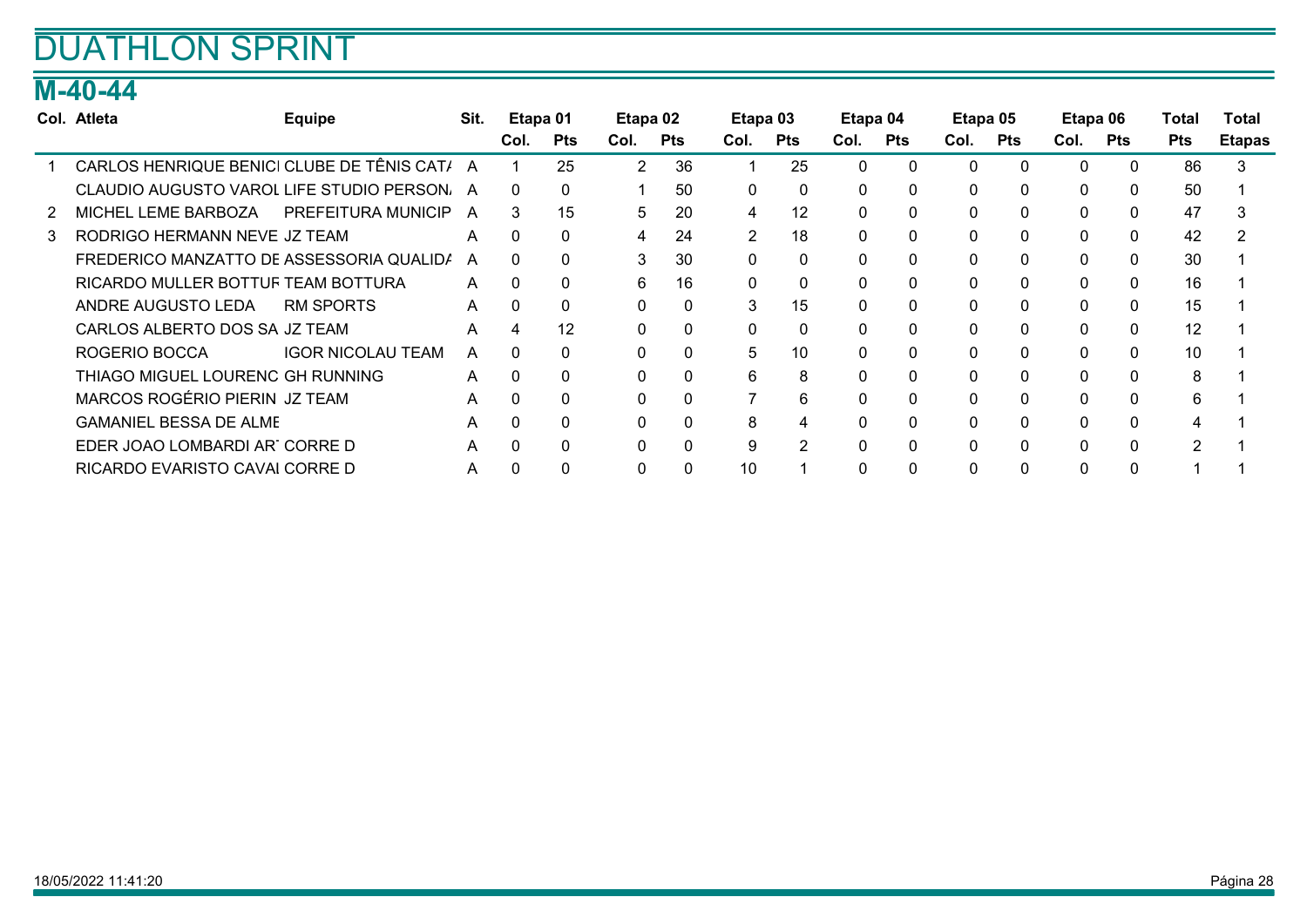# DUATHLON SPRINT

## M-40-44

| Col. | Atleta | Equipe | Sit. | Etapa 01 | | Etapa 02 | | Etapa 03 | | Etapa 04 | | Etapa 05 | | Etapa 06 | | Total | Total |
|---|---|---|---|---|---|---|---|---|---|---|---|---|---|---|---|---|---|
| | | | | Col. | Pts | Col. | Pts | Col. | Pts | Col. | Pts | Col. | Pts | Col. | Pts | Pts | Etapas |
| 1 | CARLOS HENRIQUE BENICI | CLUBE DE TÊNIS CAT/ | A | 1 | 25 | 2 | 36 | 1 | 25 | 0 | 0 | 0 | 0 | 0 | 0 | 86 | 3 |
| | CLAUDIO AUGUSTO VAROL | LIFE STUDIO PERSON/ | A | 0 | 0 | 1 | 50 | 0 | 0 | 0 | 0 | 0 | 0 | 0 | 0 | 50 | 1 |
| 2 | MICHEL LEME BARBOZA | PREFEITURA MUNICIP | A | 3 | 15 | 5 | 20 | 4 | 12 | 0 | 0 | 0 | 0 | 0 | 0 | 47 | 3 |
| 3 | RODRIGO HERMANN NEVE | JZ TEAM | A | 0 | 0 | 4 | 24 | 2 | 18 | 0 | 0 | 0 | 0 | 0 | 0 | 42 | 2 |
| | FREDERICO MANZATTO DE | ASSESSORIA QUALID/ | A | 0 | 0 | 3 | 30 | 0 | 0 | 0 | 0 | 0 | 0 | 0 | 0 | 30 | 1 |
| | RICARDO MULLER BOTTUF | TEAM BOTTURA | A | 0 | 0 | 6 | 16 | 0 | 0 | 0 | 0 | 0 | 0 | 0 | 0 | 16 | 1 |
| | ANDRE AUGUSTO LEDA | RM SPORTS | A | 0 | 0 | 0 | 0 | 3 | 15 | 0 | 0 | 0 | 0 | 0 | 0 | 15 | 1 |
| | CARLOS ALBERTO DOS SA | JZ TEAM | A | 4 | 12 | 0 | 0 | 0 | 0 | 0 | 0 | 0 | 0 | 0 | 0 | 12 | 1 |
| | ROGERIO BOCCA | IGOR NICOLAU TEAM | A | 0 | 0 | 0 | 0 | 5 | 10 | 0 | 0 | 0 | 0 | 0 | 0 | 10 | 1 |
| | THIAGO MIGUEL LOURENC | GH RUNNING | A | 0 | 0 | 0 | 0 | 6 | 8 | 0 | 0 | 0 | 0 | 0 | 0 | 8 | 1 |
| | MARCOS ROGÉRIO PIERIN | JZ TEAM | A | 0 | 0 | 0 | 0 | 7 | 6 | 0 | 0 | 0 | 0 | 0 | 0 | 6 | 1 |
| | GAMANIEL BESSA DE ALME | | A | 0 | 0 | 0 | 0 | 8 | 4 | 0 | 0 | 0 | 0 | 0 | 0 | 4 | 1 |
| | EDER JOAO LOMBARDI AR | CORRE D | A | 0 | 0 | 0 | 0 | 9 | 2 | 0 | 0 | 0 | 0 | 0 | 0 | 2 | 1 |
| | RICARDO EVARISTO CAVAI | CORRE D | A | 0 | 0 | 0 | 0 | 10 | 1 | 0 | 0 | 0 | 0 | 0 | 0 | 1 | 1 |

18/05/2022 11:41:20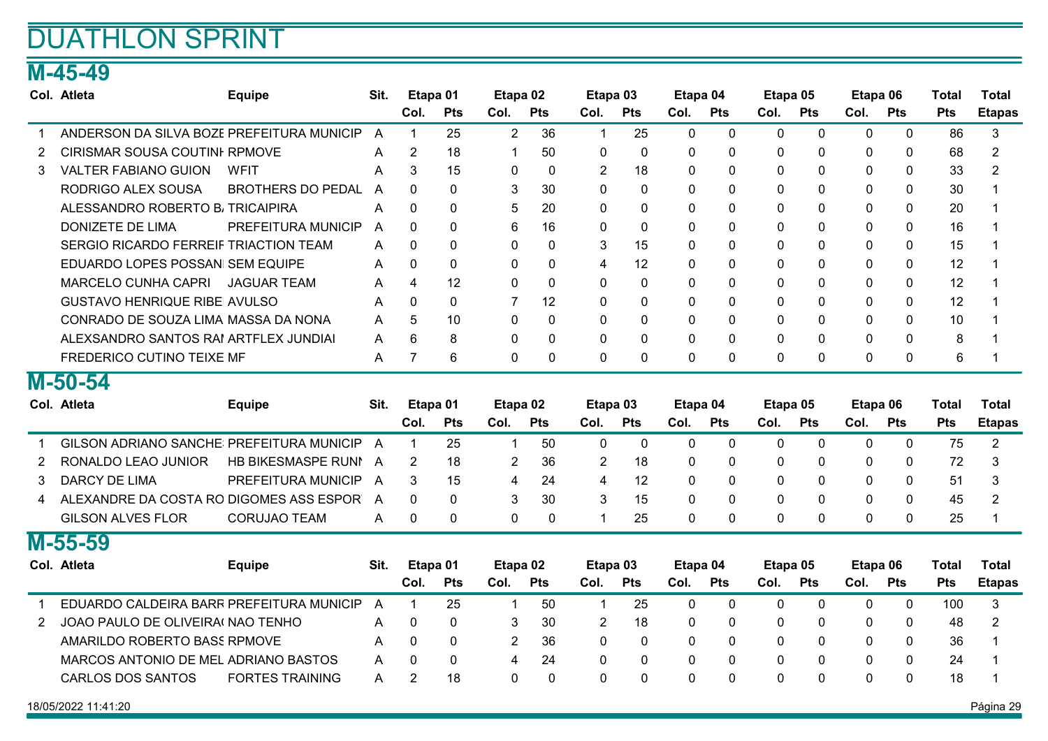# DUATHLON SPRINT

## M-45-49

| Col. | Atleta | Equipe | Sit. | Etapa 01 | | Etapa 02 | | Etapa 03 | | Etapa 04 | | Etapa 05 | | Etapa 06 | | Total | Total |
|---|---|---|---|---|---|---|---|---|---|---|---|---|---|---|---|---|---|
| | | | | Col. | Pts | Col. | Pts | Col. | Pts | Col. | Pts | Col. | Pts | Col. | Pts | Pts | Etapas |
| 1 | ANDERSON DA SILVA BOZE | PREFEITURA MUNICIP | A | 1 | 25 | 2 | 36 | 1 | 25 | 0 | 0 | 0 | 0 | 0 | 0 | 86 | 3 |
| 2 | CIRISMAR SOUSA COUTINH | RPMOVE | A | 2 | 18 | 1 | 50 | 0 | 0 | 0 | 0 | 0 | 0 | 0 | 0 | 68 | 2 |
| 3 | VALTER FABIANO GUION | WFIT | A | 3 | 15 | 0 | 0 | 2 | 18 | 0 | 0 | 0 | 0 | 0 | 0 | 33 | 2 |
| | RODRIGO ALEX SOUSA | BROTHERS DO PEDAL | A | 0 | 0 | 3 | 30 | 0 | 0 | 0 | 0 | 0 | 0 | 0 | 0 | 30 | 1 |
| | ALESSANDRO ROBERTO B/ | TRICAIPIRA | A | 0 | 0 | 5 | 20 | 0 | 0 | 0 | 0 | 0 | 0 | 0 | 0 | 20 | 1 |
| | DONIZETE DE LIMA | PREFEITURA MUNICIP | A | 0 | 0 | 6 | 16 | 0 | 0 | 0 | 0 | 0 | 0 | 0 | 0 | 16 | 1 |
| | SERGIO RICARDO FERREIR | TRIACTION TEAM | A | 0 | 0 | 0 | 0 | 3 | 15 | 0 | 0 | 0 | 0 | 0 | 0 | 15 | 1 |
| | EDUARDO LOPES POSSANI | SEM EQUIPE | A | 0 | 0 | 0 | 0 | 4 | 12 | 0 | 0 | 0 | 0 | 0 | 0 | 12 | 1 |
| | MARCELO CUNHA CAPRI | JAGUAR TEAM | A | 4 | 12 | 0 | 0 | 0 | 0 | 0 | 0 | 0 | 0 | 0 | 0 | 12 | 1 |
| | GUSTAVO HENRIQUE RIBE | AVULSO | A | 0 | 0 | 7 | 12 | 0 | 0 | 0 | 0 | 0 | 0 | 0 | 0 | 12 | 1 |
| | CONRADO DE SOUZA LIMA | MASSA DA NONA | A | 5 | 10 | 0 | 0 | 0 | 0 | 0 | 0 | 0 | 0 | 0 | 0 | 10 | 1 |
| | ALEXSANDRO SANTOS RAI | ARTFLEX JUNDIAI | A | 6 | 8 | 0 | 0 | 0 | 0 | 0 | 0 | 0 | 0 | 0 | 0 | 8 | 1 |
| | FREDERICO CUTINO TEIXE | MF | A | 7 | 6 | 0 | 0 | 0 | 0 | 0 | 0 | 0 | 0 | 0 | 0 | 6 | 1 |

## M-50-54

| Col. | Atleta | Equipe | Sit. | Etapa 01 | | Etapa 02 | | Etapa 03 | | Etapa 04 | | Etapa 05 | | Etapa 06 | | Total | Total |
|---|---|---|---|---|---|---|---|---|---|---|---|---|---|---|---|---|---|
| | | | | Col. | Pts | Col. | Pts | Col. | Pts | Col. | Pts | Col. | Pts | Col. | Pts | Pts | Etapas |
| 1 | GILSON ADRIANO SANCHE | PREFEITURA MUNICIP | A | 1 | 25 | 1 | 50 | 0 | 0 | 0 | 0 | 0 | 0 | 0 | 0 | 75 | 2 |
| 2 | RONALDO LEAO JUNIOR | HB BIKESMASPE RUNI | A | 2 | 18 | 2 | 36 | 2 | 18 | 0 | 0 | 0 | 0 | 0 | 0 | 72 | 3 |
| 3 | DARCY DE LIMA | PREFEITURA MUNICIP | A | 3 | 15 | 4 | 24 | 4 | 12 | 0 | 0 | 0 | 0 | 0 | 0 | 51 | 3 |
| 4 | ALEXANDRE DA COSTA RO | DIGOMES ASS ESPOR | A | 0 | 0 | 3 | 30 | 3 | 15 | 0 | 0 | 0 | 0 | 0 | 0 | 45 | 2 |
| | GILSON ALVES FLOR | CORUJAO TEAM | A | 0 | 0 | 0 | 0 | 1 | 25 | 0 | 0 | 0 | 0 | 0 | 0 | 25 | 1 |

## M-55-59

| Col. | Atleta | Equipe | Sit. | Etapa 01 | | Etapa 02 | | Etapa 03 | | Etapa 04 | | Etapa 05 | | Etapa 06 | | Total | Total |
|---|---|---|---|---|---|---|---|---|---|---|---|---|---|---|---|---|---|
| | | | | Col. | Pts | Col. | Pts | Col. | Pts | Col. | Pts | Col. | Pts | Col. | Pts | Pts | Etapas |
| 1 | EDUARDO CALDEIRA BARR | PREFEITURA MUNICIP | A | 1 | 25 | 1 | 50 | 1 | 25 | 0 | 0 | 0 | 0 | 0 | 0 | 100 | 3 |
| 2 | JOAO PAULO DE OLIVEIRA( | NAO TENHO | A | 0 | 0 | 3 | 30 | 2 | 18 | 0 | 0 | 0 | 0 | 0 | 0 | 48 | 2 |
| | AMARILDO ROBERTO BASS | RPMOVE | A | 0 | 0 | 2 | 36 | 0 | 0 | 0 | 0 | 0 | 0 | 0 | 0 | 36 | 1 |
| | MARCOS ANTONIO DE MEL | ADRIANO BASTOS | A | 0 | 0 | 4 | 24 | 0 | 0 | 0 | 0 | 0 | 0 | 0 | 0 | 24 | 1 |
| | CARLOS DOS SANTOS | FORTES TRAINING | A | 2 | 18 | 0 | 0 | 0 | 0 | 0 | 0 | 0 | 0 | 0 | 0 | 18 | 1 |

18/05/2022 11:41:20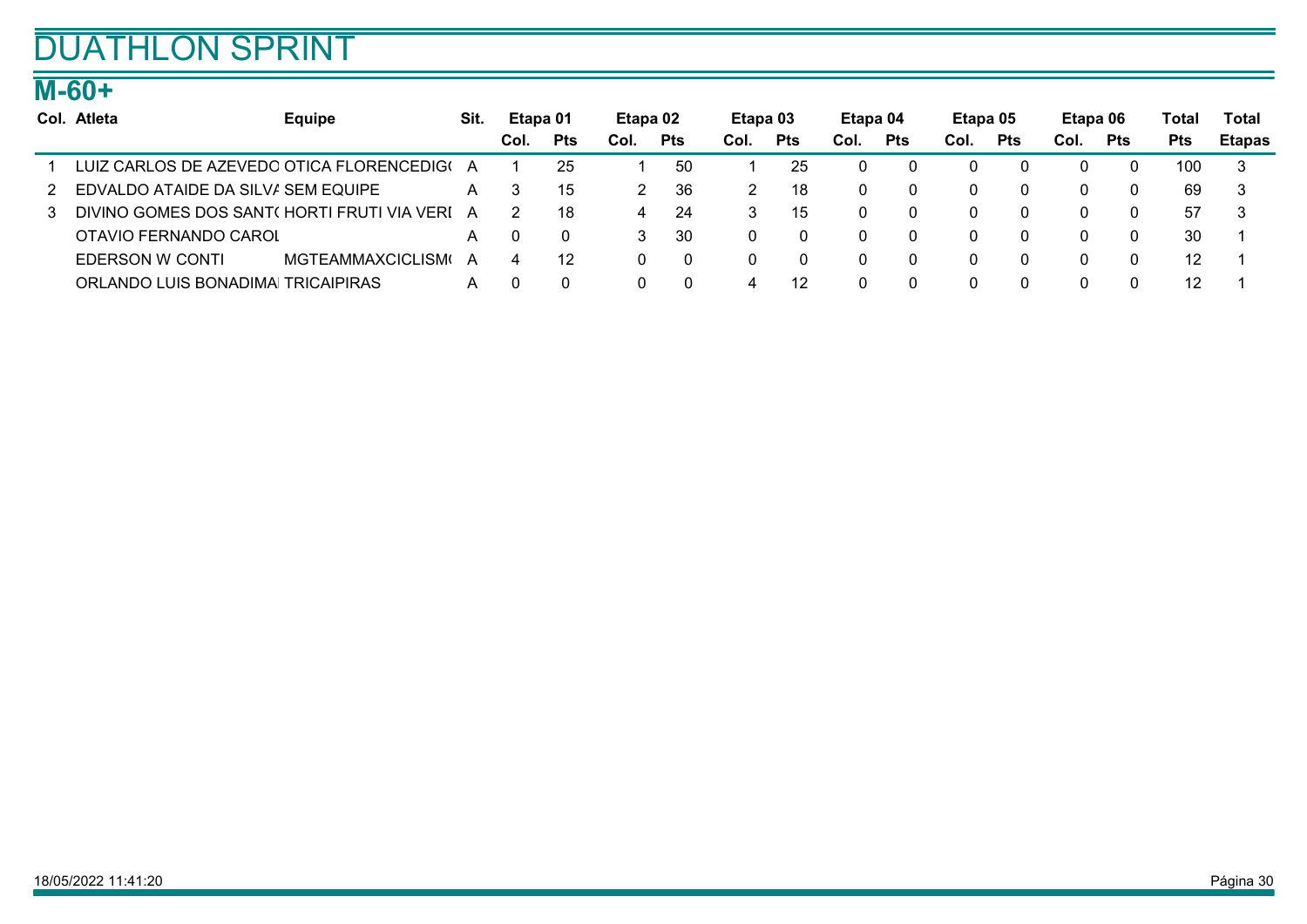# DUATHLON SPRINT

## M-60+

| Col. | Atleta | Equipe | Sit. | Etapa 01 | | Etapa 02 | | Etapa 03 | | Etapa 04 | | Etapa 05 | | Etapa 06 | | Total | Total |
|---|---|---|---|---|---|---|---|---|---|---|---|---|---|---|---|---|---|
| | | | | Col. | Pts | Col. | Pts | Col. | Pts | Col. | Pts | Col. | Pts | Col. | Pts | Pts | Etapas |
| 1 | LUIZ CARLOS DE AZEVEDO | OTICA FLORENCEDIG( | A | 1 | 25 | 1 | 50 | 1 | 25 | 0 | 0 | 0 | 0 | 0 | 0 | 100 | 3 |
| 2 | EDVALDO ATAIDE DA SILVA | SEM EQUIPE | A | 3 | 15 | 2 | 36 | 2 | 18 | 0 | 0 | 0 | 0 | 0 | 0 | 69 | 3 |
| 3 | DIVINO GOMES DOS SANT( | HORTI FRUTI VIA VERI | A | 2 | 18 | 4 | 24 | 3 | 15 | 0 | 0 | 0 | 0 | 0 | 0 | 57 | 3 |
| | OTAVIO FERNANDO CAROL | | A | 0 | 0 | 3 | 30 | 0 | 0 | 0 | 0 | 0 | 0 | 0 | 0 | 30 | 1 |
| | EDERSON W CONTI | MGTEAMMAXCICLISM( | A | 4 | 12 | 0 | 0 | 0 | 0 | 0 | 0 | 0 | 0 | 0 | 0 | 12 | 1 |
| | ORLANDO LUIS BONADIMA | TRICAIPIRAS | A | 0 | 0 | 0 | 0 | 4 | 12 | 0 | 0 | 0 | 0 | 0 | 0 | 12 | 1 |

18/05/2022 11:41:20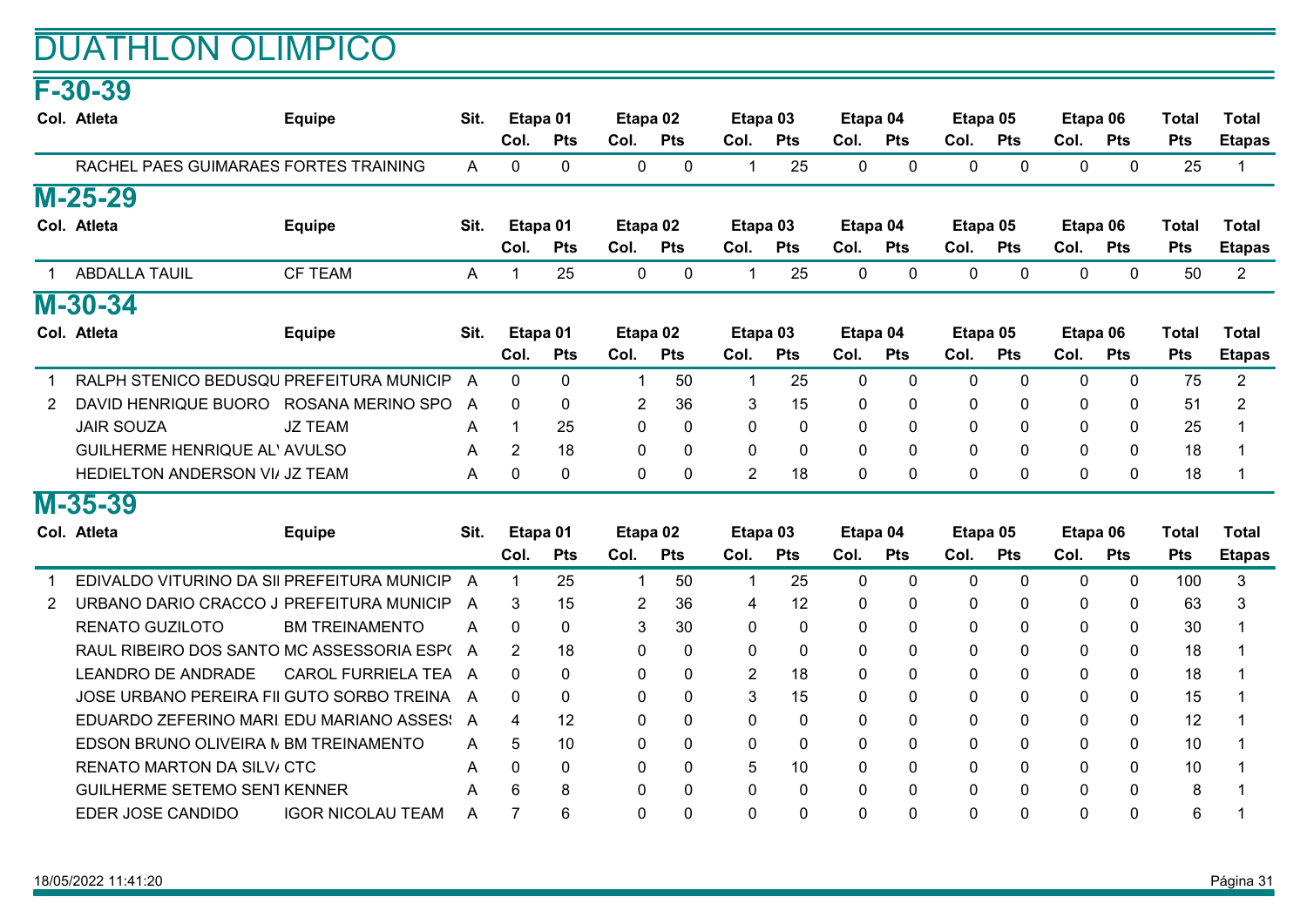# DUATHLON OLIMPICO

## F-30-39

| Col. | Atleta | Equipe | Sit. | Etapa 01 | | Etapa 02 | | Etapa 03 | | Etapa 04 | | Etapa 05 | | Etapa 06 | | Total | Total |
|---|---|---|---|---|---|---|---|---|---|---|---|---|---|---|---|---|---|
| | | | | Col. | Pts | Col. | Pts | Col. | Pts | Col. | Pts | Col. | Pts | Col. | Pts | Pts | Etapas |
| | RACHEL PAES GUIMARAES | FORTES TRAINING | A | 0 | 0 | 0 | 0 | 1 | 25 | 0 | 0 | 0 | 0 | 0 | 0 | 25 | 1 |

## M-25-29

| Col. | Atleta | Equipe | Sit. | Etapa 01 | | Etapa 02 | | Etapa 03 | | Etapa 04 | | Etapa 05 | | Etapa 06 | | Total | Total |
|---|---|---|---|---|---|---|---|---|---|---|---|---|---|---|---|---|---|
| | | | | Col. | Pts | Col. | Pts | Col. | Pts | Col. | Pts | Col. | Pts | Col. | Pts | Pts | Etapas |
| 1 | ABDALLA TAUIL | CF TEAM | A | 1 | 25 | 0 | 0 | 1 | 25 | 0 | 0 | 0 | 0 | 0 | 0 | 50 | 2 |

## M-30-34

| Col. | Atleta | Equipe | Sit. | Etapa 01 | | Etapa 02 | | Etapa 03 | | Etapa 04 | | Etapa 05 | | Etapa 06 | | Total | Total |
|---|---|---|---|---|---|---|---|---|---|---|---|---|---|---|---|---|---|
| | | | | Col. | Pts | Col. | Pts | Col. | Pts | Col. | Pts | Col. | Pts | Col. | Pts | Pts | Etapas |
| 1 | RALPH STENICO BEDUSQU | PREFEITURA MUNICIP | A | 0 | 0 | 1 | 50 | 1 | 25 | 0 | 0 | 0 | 0 | 0 | 0 | 75 | 2 |
| 2 | DAVID HENRIQUE BUORO | ROSANA MERINO SPO | A | 0 | 0 | 2 | 36 | 3 | 15 | 0 | 0 | 0 | 0 | 0 | 0 | 51 | 2 |
| | JAIR SOUZA | JZ TEAM | A | 1 | 25 | 0 | 0 | 0 | 0 | 0 | 0 | 0 | 0 | 0 | 0 | 25 | 1 |
| | GUILHERME HENRIQUE AL | AVULSO | A | 2 | 18 | 0 | 0 | 0 | 0 | 0 | 0 | 0 | 0 | 0 | 0 | 18 | 1 |
| | HEDIELTON ANDERSON VI | JZ TEAM | A | 0 | 0 | 0 | 0 | 2 | 18 | 0 | 0 | 0 | 0 | 0 | 0 | 18 | 1 |

## M-35-39

| Col. | Atleta | Equipe | Sit. | Etapa 01 | | Etapa 02 | | Etapa 03 | | Etapa 04 | | Etapa 05 | | Etapa 06 | | Total | Total |
|---|---|---|---|---|---|---|---|---|---|---|---|---|---|---|---|---|---|
| | | | | Col. | Pts | Col. | Pts | Col. | Pts | Col. | Pts | Col. | Pts | Col. | Pts | Pts | Etapas |
| 1 | EDIVALDO VITURINO DA SI | PREFEITURA MUNICIP | A | 1 | 25 | 1 | 50 | 1 | 25 | 0 | 0 | 0 | 0 | 0 | 0 | 100 | 3 |
| 2 | URBANO DARIO CRACCO J | PREFEITURA MUNICIP | A | 3 | 15 | 2 | 36 | 4 | 12 | 0 | 0 | 0 | 0 | 0 | 0 | 63 | 3 |
| | RENATO GUZILOTO | BM TREINAMENTO | A | 0 | 0 | 3 | 30 | 0 | 0 | 0 | 0 | 0 | 0 | 0 | 0 | 30 | 1 |
| | RAUL RIBEIRO DOS SANTO | MC ASSESSORIA ESP( | A | 2 | 18 | 0 | 0 | 0 | 0 | 0 | 0 | 0 | 0 | 0 | 0 | 18 | 1 |
| | LEANDRO DE ANDRADE | CAROL FURRIELA TEA | A | 0 | 0 | 0 | 0 | 2 | 18 | 0 | 0 | 0 | 0 | 0 | 0 | 18 | 1 |
| | JOSE URBANO PEREIRA FI | GUTO SORBO TREINA | A | 0 | 0 | 0 | 0 | 3 | 15 | 0 | 0 | 0 | 0 | 0 | 0 | 15 | 1 |
| | EDUARDO ZEFERINO MARI | EDU MARIANO ASSES | A | 4 | 12 | 0 | 0 | 0 | 0 | 0 | 0 | 0 | 0 | 0 | 0 | 12 | 1 |
| | EDSON BRUNO OLIVEIRA M | BM TREINAMENTO | A | 5 | 10 | 0 | 0 | 0 | 0 | 0 | 0 | 0 | 0 | 0 | 0 | 10 | 1 |
| | RENATO MARTON DA SILV | CTC | A | 0 | 0 | 0 | 0 | 5 | 10 | 0 | 0 | 0 | 0 | 0 | 0 | 10 | 1 |
| | GUILHERME SETEMO SENT | KENNER | A | 6 | 8 | 0 | 0 | 0 | 0 | 0 | 0 | 0 | 0 | 0 | 0 | 8 | 1 |
| | EDER JOSE CANDIDO | IGOR NICOLAU TEAM | A | 7 | 6 | 0 | 0 | 0 | 0 | 0 | 0 | 0 | 0 | 0 | 0 | 6 | 1 |

18/05/2022 11:41:20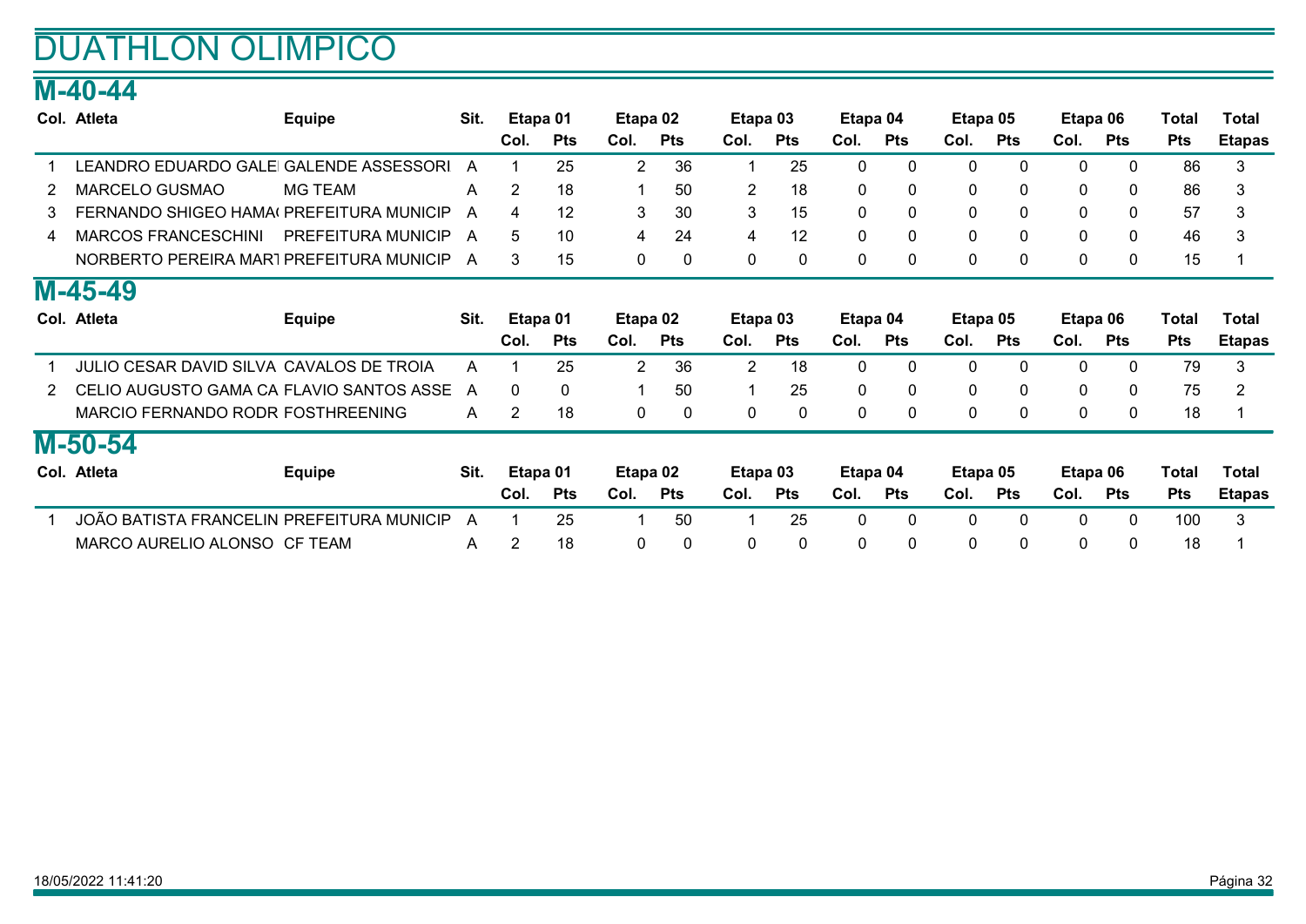# DUATHLON OLIMPICO

## M-40-44

| Col. | Atleta | Equipe | Sit. | Etapa 01 | | Etapa 02 | | Etapa 03 | | Etapa 04 | | Etapa 05 | | Etapa 06 | | Total | Total |
|---|---|---|---|---|---|---|---|---|---|---|---|---|---|---|---|---|---|
| | | | | Col. | Pts | Col. | Pts | Col. | Pts | Col. | Pts | Col. | Pts | Col. | Pts | Pts | Etapas |
| 1 | LEANDRO EDUARDO GALE | GALENDE ASSESSORI | A | 1 | 25 | 2 | 36 | 1 | 25 | 0 | 0 | 0 | 0 | 0 | 0 | 86 | 3 |
| 2 | MARCELO GUSMAO | MG TEAM | A | 2 | 18 | 1 | 50 | 2 | 18 | 0 | 0 | 0 | 0 | 0 | 0 | 86 | 3 |
| 3 | FERNANDO SHIGEO HAMA( | PREFEITURA MUNICIP | A | 4 | 12 | 3 | 30 | 3 | 15 | 0 | 0 | 0 | 0 | 0 | 0 | 57 | 3 |
| 4 | MARCOS FRANCESCHINI | PREFEITURA MUNICIP | A | 5 | 10 | 4 | 24 | 4 | 12 | 0 | 0 | 0 | 0 | 0 | 0 | 46 | 3 |
| | NORBERTO PEREIRA MART | PREFEITURA MUNICIP | A | 3 | 15 | 0 | 0 | 0 | 0 | 0 | 0 | 0 | 0 | 0 | 0 | 15 | 1 |

## M-45-49

| Col. | Atleta | Equipe | Sit. | Etapa 01 | | Etapa 02 | | Etapa 03 | | Etapa 04 | | Etapa 05 | | Etapa 06 | | Total | Total |
|---|---|---|---|---|---|---|---|---|---|---|---|---|---|---|---|---|---|
| | | | | Col. | Pts | Col. | Pts | Col. | Pts | Col. | Pts | Col. | Pts | Col. | Pts | Pts | Etapas |
| 1 | JULIO CESAR DAVID SILVA | CAVALOS DE TROIA | A | 1 | 25 | 2 | 36 | 2 | 18 | 0 | 0 | 0 | 0 | 0 | 0 | 79 | 3 |
| 2 | CELIO AUGUSTO GAMA CA | FLAVIO SANTOS ASSE | A | 0 | 0 | 1 | 50 | 1 | 25 | 0 | 0 | 0 | 0 | 0 | 0 | 75 | 2 |
| | MARCIO FERNANDO RODR | FOSTHREENING | A | 2 | 18 | 0 | 0 | 0 | 0 | 0 | 0 | 0 | 0 | 0 | 0 | 18 | 1 |

## M-50-54

| Col. | Atleta | Equipe | Sit. | Etapa 01 | | Etapa 02 | | Etapa 03 | | Etapa 04 | | Etapa 05 | | Etapa 06 | | Total | Total |
|---|---|---|---|---|---|---|---|---|---|---|---|---|---|---|---|---|---|
| | | | | Col. | Pts | Col. | Pts | Col. | Pts | Col. | Pts | Col. | Pts | Col. | Pts | Pts | Etapas |
| 1 | JOÃO BATISTA FRANCELIN | PREFEITURA MUNICIP | A | 1 | 25 | 1 | 50 | 1 | 25 | 0 | 0 | 0 | 0 | 0 | 0 | 100 | 3 |
| | MARCO AURELIO ALONSO | CF TEAM | A | 2 | 18 | 0 | 0 | 0 | 0 | 0 | 0 | 0 | 0 | 0 | 0 | 18 | 1 |

18/05/2022 11:41:20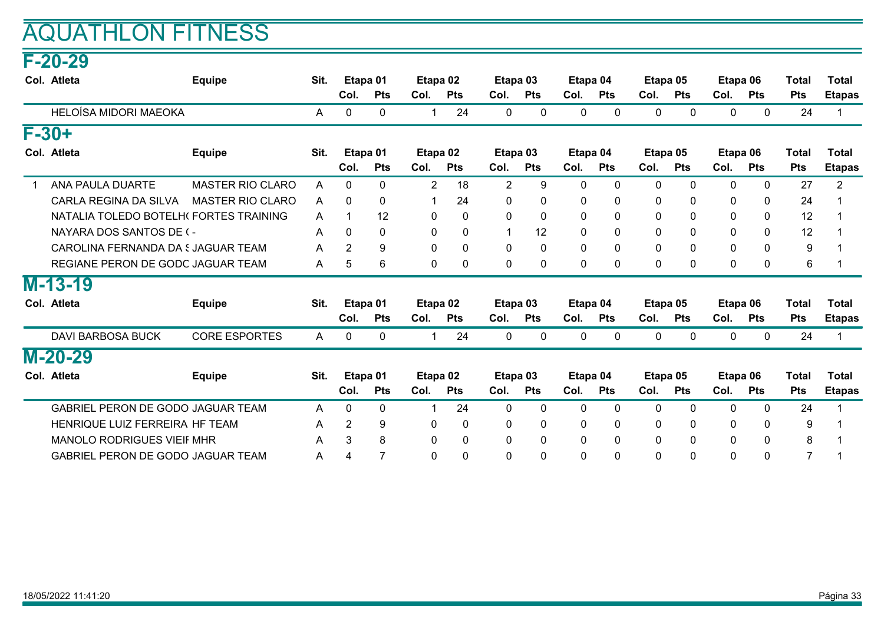# AQUATHLON FITNESS

## F-20-29

| Col. | Atleta | Equipe | Sit. | Etapa 01 | | Etapa 02 | | Etapa 03 | | Etapa 04 | | Etapa 05 | | Etapa 06 | | Total | Total |
|---|---|---|---|---|---|---|---|---|---|---|---|---|---|---|---|---|---|
| | | | | Col. | Pts | Col. | Pts | Col. | Pts | Col. | Pts | Col. | Pts | Col. | Pts | Pts | Etapas |
| | HELOÍSA MIDORI MAEOKA | | A | 0 | 0 | 1 | 24 | 0 | 0 | 0 | 0 | 0 | 0 | 0 | 0 | 24 | 1 |

## F-30+

| Col. | Atleta | Equipe | Sit. | Etapa 01 | | Etapa 02 | | Etapa 03 | | Etapa 04 | | Etapa 05 | | Etapa 06 | | Total | Total |
|---|---|---|---|---|---|---|---|---|---|---|---|---|---|---|---|---|---|
| | | | | Col. | Pts | Col. | Pts | Col. | Pts | Col. | Pts | Col. | Pts | Col. | Pts | Pts | Etapas |
| 1 | ANA PAULA DUARTE | MASTER RIO CLARO | A | 0 | 0 | 2 | 18 | 2 | 9 | 0 | 0 | 0 | 0 | 0 | 0 | 27 | 2 |
| | CARLA REGINA DA SILVA | MASTER RIO CLARO | A | 0 | 0 | 1 | 24 | 0 | 0 | 0 | 0 | 0 | 0 | 0 | 0 | 24 | 1 |
| | NATALIA TOLEDO BOTELH( | FORTES TRAINING | A | 1 | 12 | 0 | 0 | 0 | 0 | 0 | 0 | 0 | 0 | 0 | 0 | 12 | 1 |
| | NAYARA DOS SANTOS DE ( | - | A | 0 | 0 | 0 | 0 | 1 | 12 | 0 | 0 | 0 | 0 | 0 | 0 | 12 | 1 |
| | CAROLINA FERNANDA DA S | JAGUAR TEAM | A | 2 | 9 | 0 | 0 | 0 | 0 | 0 | 0 | 0 | 0 | 0 | 0 | 9 | 1 |
| | REGIANE PERON DE GODO | JAGUAR TEAM | A | 5 | 6 | 0 | 0 | 0 | 0 | 0 | 0 | 0 | 0 | 0 | 0 | 6 | 1 |

## M-13-19

| Col. | Atleta | Equipe | Sit. | Etapa 01 | | Etapa 02 | | Etapa 03 | | Etapa 04 | | Etapa 05 | | Etapa 06 | | Total | Total |
|---|---|---|---|---|---|---|---|---|---|---|---|---|---|---|---|---|---|
| | | | | Col. | Pts | Col. | Pts | Col. | Pts | Col. | Pts | Col. | Pts | Col. | Pts | Pts | Etapas |
| | DAVI BARBOSA BUCK | CORE ESPORTES | A | 0 | 0 | 1 | 24 | 0 | 0 | 0 | 0 | 0 | 0 | 0 | 0 | 24 | 1 |

## M-20-29

| Col. | Atleta | Equipe | Sit. | Etapa 01 | | Etapa 02 | | Etapa 03 | | Etapa 04 | | Etapa 05 | | Etapa 06 | | Total | Total |
|---|---|---|---|---|---|---|---|---|---|---|---|---|---|---|---|---|---|
| | | | | Col. | Pts | Col. | Pts | Col. | Pts | Col. | Pts | Col. | Pts | Col. | Pts | Pts | Etapas |
| | GABRIEL PERON DE GODO | JAGUAR TEAM | A | 0 | 0 | 1 | 24 | 0 | 0 | 0 | 0 | 0 | 0 | 0 | 0 | 24 | 1 |
| | HENRIQUE LUIZ FERREIRA | HF TEAM | A | 2 | 9 | 0 | 0 | 0 | 0 | 0 | 0 | 0 | 0 | 0 | 0 | 9 | 1 |
| | MANOLO RODRIGUES VIEIF | MHR | A | 3 | 8 | 0 | 0 | 0 | 0 | 0 | 0 | 0 | 0 | 0 | 0 | 8 | 1 |
| | GABRIEL PERON DE GODO | JAGUAR TEAM | A | 4 | 7 | 0 | 0 | 0 | 0 | 0 | 0 | 0 | 0 | 0 | 0 | 7 | 1 |

18/05/2022 11:41:20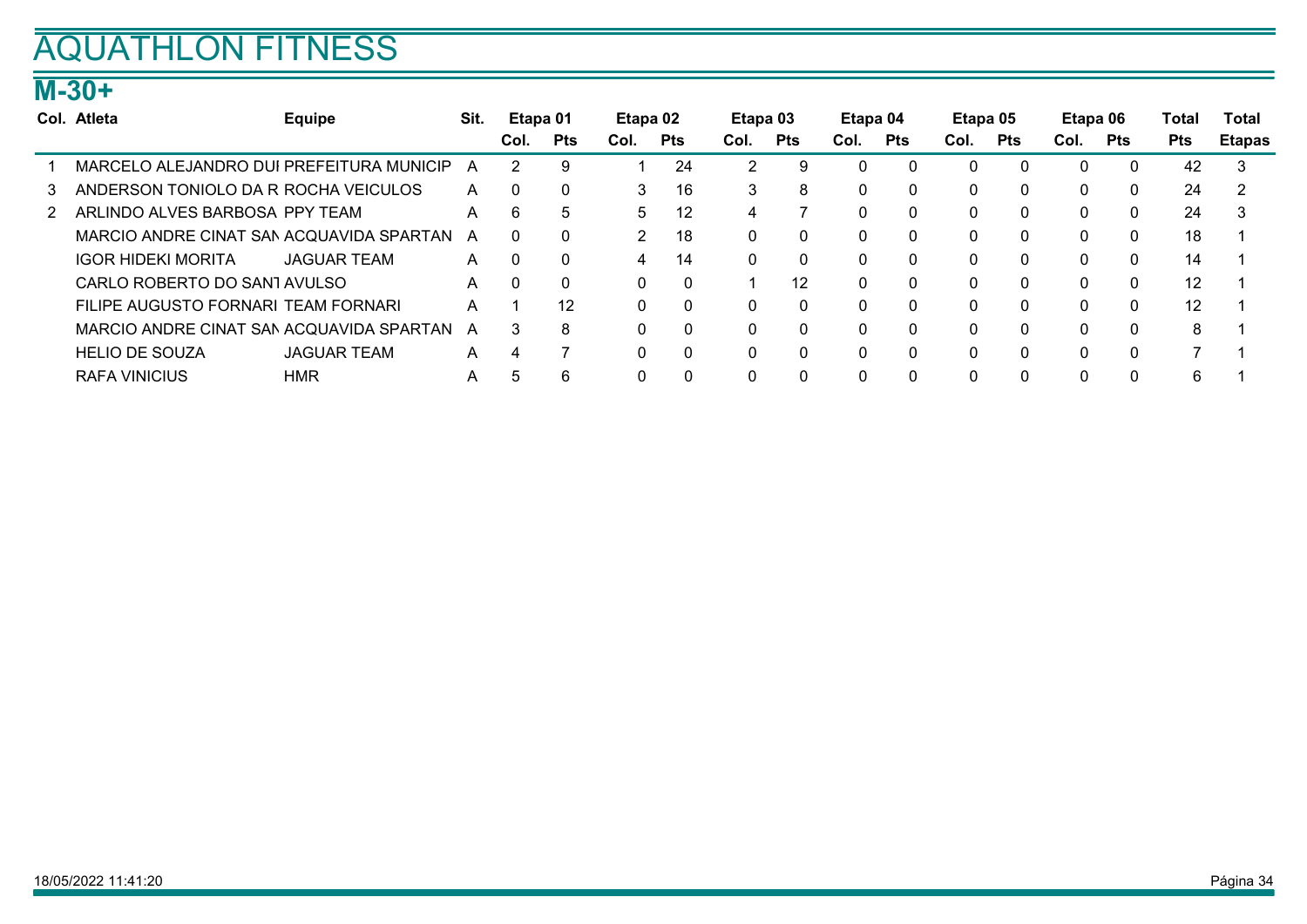# AQUATHLON FITNESS

## M-30+

| Col. | Atleta | Equipe | Sit. | Etapa 01 | | Etapa 02 | | Etapa 03 | | Etapa 04 | | Etapa 05 | | Etapa 06 | | Total | Total |
|---|---|---|---|---|---|---|---|---|---|---|---|---|---|---|---|---|---|
| | | | | Col. | Pts | Col. | Pts | Col. | Pts | Col. | Pts | Col. | Pts | Col. | Pts | Pts | Etapas |
| 1 | MARCELO ALEJANDRO DUI | PREFEITURA MUNICIP | A | 2 | 9 | 1 | 24 | 2 | 9 | 0 | 0 | 0 | 0 | 0 | 0 | 42 | 3 |
| 3 | ANDERSON TONIOLO DA R | ROCHA VEICULOS | A | 0 | 0 | 3 | 16 | 3 | 8 | 0 | 0 | 0 | 0 | 0 | 0 | 24 | 2 |
| 2 | ARLINDO ALVES BARBOSA | PPY TEAM | A | 6 | 5 | 5 | 12 | 4 | 7 | 0 | 0 | 0 | 0 | 0 | 0 | 24 | 3 |
| | MARCIO ANDRE CINAT SAN | ACQUAVIDA SPARTAN | A | 0 | 0 | 2 | 18 | 0 | 0 | 0 | 0 | 0 | 0 | 0 | 0 | 18 | 1 |
| | IGOR HIDEKI MORITA | JAGUAR TEAM | A | 0 | 0 | 4 | 14 | 0 | 0 | 0 | 0 | 0 | 0 | 0 | 0 | 14 | 1 |
| | CARLO ROBERTO DO SANT | AVULSO | A | 0 | 0 | 0 | 0 | 1 | 12 | 0 | 0 | 0 | 0 | 0 | 0 | 12 | 1 |
| | FILIPE AUGUSTO FORNARI | TEAM FORNARI | A | 1 | 12 | 0 | 0 | 0 | 0 | 0 | 0 | 0 | 0 | 0 | 0 | 12 | 1 |
| | MARCIO ANDRE CINAT SAN | ACQUAVIDA SPARTAN | A | 3 | 8 | 0 | 0 | 0 | 0 | 0 | 0 | 0 | 0 | 0 | 0 | 8 | 1 |
| | HELIO DE SOUZA | JAGUAR TEAM | A | 4 | 7 | 0 | 0 | 0 | 0 | 0 | 0 | 0 | 0 | 0 | 0 | 7 | 1 |
| | RAFA VINICIUS | HMR | A | 5 | 6 | 0 | 0 | 0 | 0 | 0 | 0 | 0 | 0 | 0 | 0 | 6 | 1 |

18/05/2022 11:41:20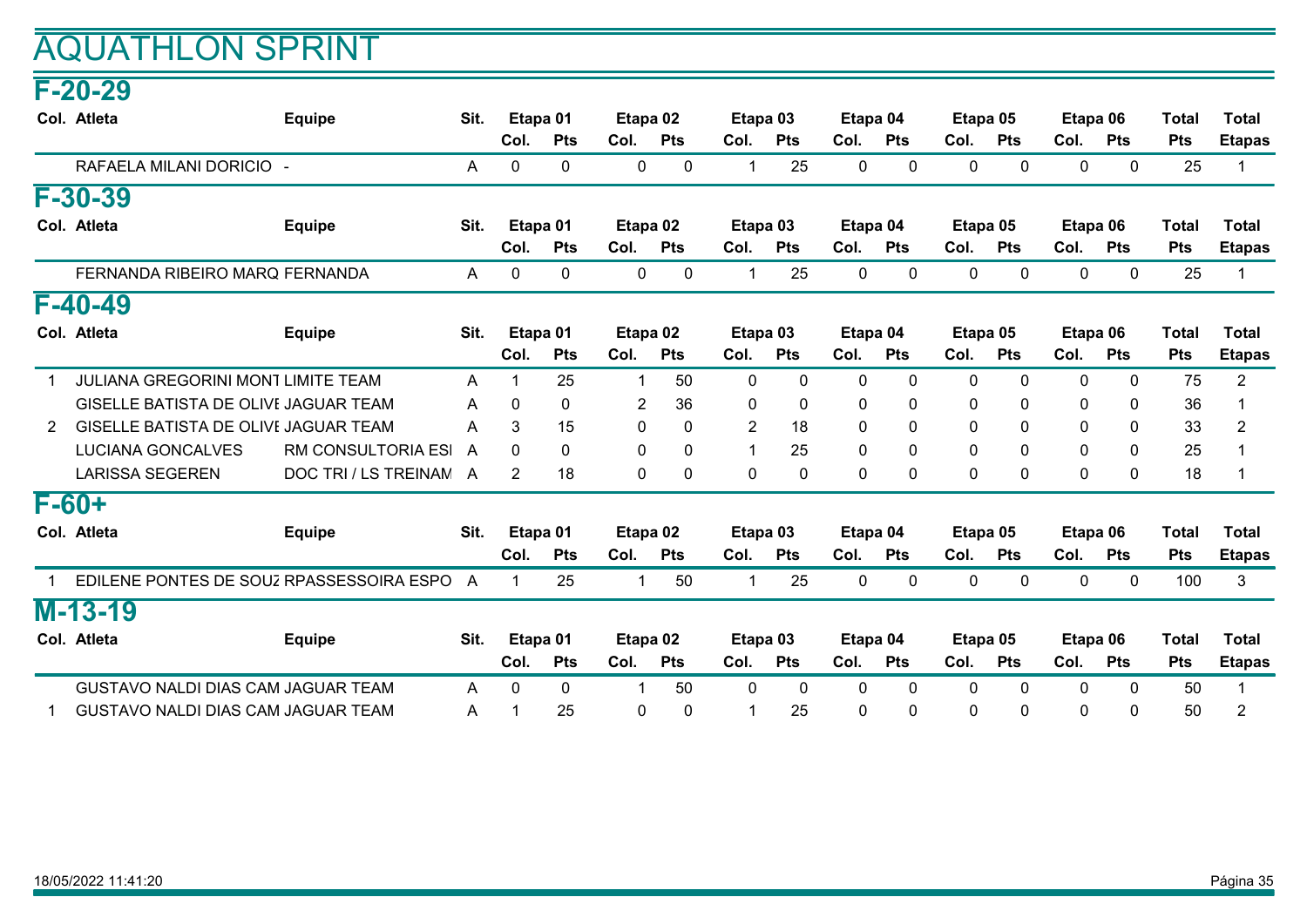# AQUATHLON SPRINT

## F-20-29

| Col. | Atleta | Equipe | Sit. | Etapa 01 | | Etapa 02 | | Etapa 03 | | Etapa 04 | | Etapa 05 | | Etapa 06 | | Total | Total |
|---|---|---|---|---|---|---|---|---|---|---|---|---|---|---|---|---|---|
| | | | | Col. | Pts | Col. | Pts | Col. | Pts | Col. | Pts | Col. | Pts | Col. | Pts | Pts | Etapas |
| | RAFAELA MILANI DORICIO | - | A | 0 | 0 | 0 | 0 | 1 | 25 | 0 | 0 | 0 | 0 | 0 | 0 | 25 | 1 |

## F-30-39

| Col. | Atleta | Equipe | Sit. | Etapa 01 | | Etapa 02 | | Etapa 03 | | Etapa 04 | | Etapa 05 | | Etapa 06 | | Total | Total |
|---|---|---|---|---|---|---|---|---|---|---|---|---|---|---|---|---|---|
| | | | | Col. | Pts | Col. | Pts | Col. | Pts | Col. | Pts | Col. | Pts | Col. | Pts | Pts | Etapas |
| | FERNANDA RIBEIRO MARQ | FERNANDA | A | 0 | 0 | 0 | 0 | 1 | 25 | 0 | 0 | 0 | 0 | 0 | 0 | 25 | 1 |

## F-40-49

| Col. | Atleta | Equipe | Sit. | Etapa 01 | | Etapa 02 | | Etapa 03 | | Etapa 04 | | Etapa 05 | | Etapa 06 | | Total | Total |
|---|---|---|---|---|---|---|---|---|---|---|---|---|---|---|---|---|---|
| | | | | Col. | Pts | Col. | Pts | Col. | Pts | Col. | Pts | Col. | Pts | Col. | Pts | Pts | Etapas |
| 1 | JULIANA GREGORINI MONT | LIMITE TEAM | A | 1 | 25 | 1 | 50 | 0 | 0 | 0 | 0 | 0 | 0 | 0 | 0 | 75 | 2 |
| | GISELLE BATISTA DE OLIVE | JAGUAR TEAM | A | 0 | 0 | 2 | 36 | 0 | 0 | 0 | 0 | 0 | 0 | 0 | 0 | 36 | 1 |
| 2 | GISELLE BATISTA DE OLIVE | JAGUAR TEAM | A | 3 | 15 | 0 | 0 | 2 | 18 | 0 | 0 | 0 | 0 | 0 | 0 | 33 | 2 |
| | LUCIANA GONCALVES | RM CONSULTORIA ESI | A | 0 | 0 | 0 | 0 | 1 | 25 | 0 | 0 | 0 | 0 | 0 | 0 | 25 | 1 |
| | LARISSA SEGEREN | DOC TRI / LS TREINAM | A | 2 | 18 | 0 | 0 | 0 | 0 | 0 | 0 | 0 | 0 | 0 | 0 | 18 | 1 |

## F-60+

| Col. | Atleta | Equipe | Sit. | Etapa 01 | | Etapa 02 | | Etapa 03 | | Etapa 04 | | Etapa 05 | | Etapa 06 | | Total | Total |
|---|---|---|---|---|---|---|---|---|---|---|---|---|---|---|---|---|---|
| | | | | Col. | Pts | Col. | Pts | Col. | Pts | Col. | Pts | Col. | Pts | Col. | Pts | Pts | Etapas |
| 1 | EDILENE PONTES DE SOUZ | RPASSESSOIRA ESPO | A | 1 | 25 | 1 | 50 | 1 | 25 | 0 | 0 | 0 | 0 | 0 | 0 | 100 | 3 |

## M-13-19

| Col. | Atleta | Equipe | Sit. | Etapa 01 | | Etapa 02 | | Etapa 03 | | Etapa 04 | | Etapa 05 | | Etapa 06 | | Total | Total |
|---|---|---|---|---|---|---|---|---|---|---|---|---|---|---|---|---|---|
| | | | | Col. | Pts | Col. | Pts | Col. | Pts | Col. | Pts | Col. | Pts | Col. | Pts | Pts | Etapas |
| | GUSTAVO NALDI DIAS CAM | JAGUAR TEAM | A | 0 | 0 | 1 | 50 | 0 | 0 | 0 | 0 | 0 | 0 | 0 | 0 | 50 | 1 |
| 1 | GUSTAVO NALDI DIAS CAM | JAGUAR TEAM | A | 1 | 25 | 0 | 0 | 1 | 25 | 0 | 0 | 0 | 0 | 0 | 0 | 50 | 2 |

18/05/2022 11:41:20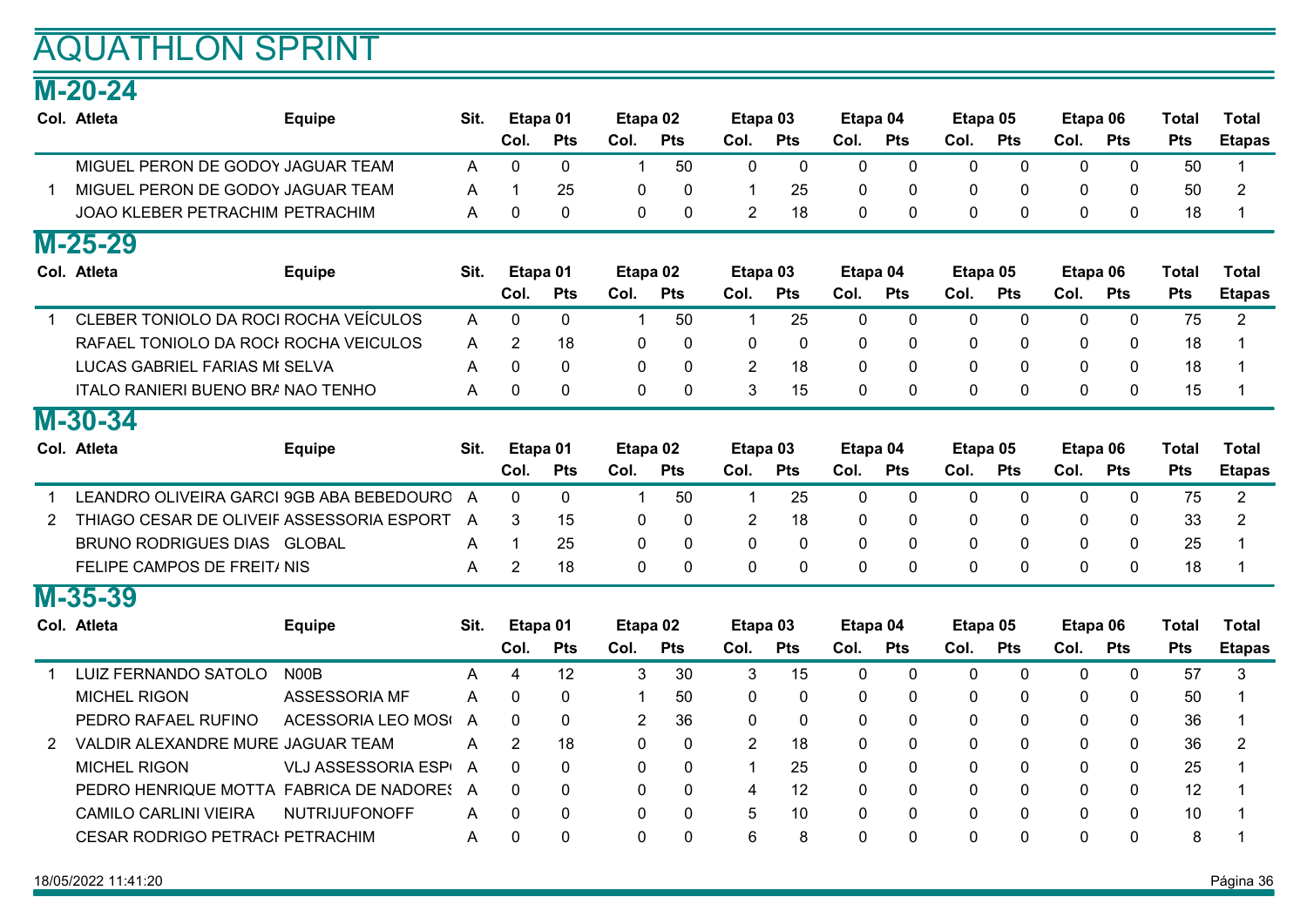# AQUATHLON SPRINT

## M-20-24

| Col. | Atleta | Equipe | Sit. | Etapa 01 | | Etapa 02 | | Etapa 03 | | Etapa 04 | | Etapa 05 | | Etapa 06 | | Total | Total |
|---|---|---|---|---|---|---|---|---|---|---|---|---|---|---|---|---|---|
| | | | | Col. | Pts | Col. | Pts | Col. | Pts | Col. | Pts | Col. | Pts | Col. | Pts | Pts | Etapas |
| | MIGUEL PERON DE GODOY | JAGUAR TEAM | A | 0 | 0 | 1 | 50 | 0 | 0 | 0 | 0 | 0 | 0 | 0 | 0 | 50 | 1 |
| 1 | MIGUEL PERON DE GODOY | JAGUAR TEAM | A | 1 | 25 | 0 | 0 | 1 | 25 | 0 | 0 | 0 | 0 | 0 | 0 | 50 | 2 |
| | JOAO KLEBER PETRACHIM | PETRACHIM | A | 0 | 0 | 0 | 0 | 2 | 18 | 0 | 0 | 0 | 0 | 0 | 0 | 18 | 1 |

## M-25-29

| Col. | Atleta | Equipe | Sit. | Etapa 01 | | Etapa 02 | | Etapa 03 | | Etapa 04 | | Etapa 05 | | Etapa 06 | | Total | Total |
|---|---|---|---|---|---|---|---|---|---|---|---|---|---|---|---|---|---|
| | | | | Col. | Pts | Col. | Pts | Col. | Pts | Col. | Pts | Col. | Pts | Col. | Pts | Pts | Etapas |
| 1 | CLEBER TONIOLO DA ROCI | ROCHA VEÍCULOS | A | 0 | 0 | 1 | 50 | 1 | 25 | 0 | 0 | 0 | 0 | 0 | 0 | 75 | 2 |
| | RAFAEL TONIOLO DA ROCI | ROCHA VEICULOS | A | 2 | 18 | 0 | 0 | 0 | 0 | 0 | 0 | 0 | 0 | 0 | 0 | 18 | 1 |
| | LUCAS GABRIEL FARIAS MI | SELVA | A | 0 | 0 | 0 | 0 | 2 | 18 | 0 | 0 | 0 | 0 | 0 | 0 | 18 | 1 |
| | ITALO RANIERI BUENO BRA | NAO TENHO | A | 0 | 0 | 0 | 0 | 3 | 15 | 0 | 0 | 0 | 0 | 0 | 0 | 15 | 1 |

## M-30-34

| Col. | Atleta | Equipe | Sit. | Etapa 01 | | Etapa 02 | | Etapa 03 | | Etapa 04 | | Etapa 05 | | Etapa 06 | | Total | Total |
|---|---|---|---|---|---|---|---|---|---|---|---|---|---|---|---|---|---|
| | | | | Col. | Pts | Col. | Pts | Col. | Pts | Col. | Pts | Col. | Pts | Col. | Pts | Pts | Etapas |
| 1 | LEANDRO OLIVEIRA GARCI | 9GB ABA BEBEDOURO | A | 0 | 0 | 1 | 50 | 1 | 25 | 0 | 0 | 0 | 0 | 0 | 0 | 75 | 2 |
| 2 | THIAGO CESAR DE OLIVEIF | ASSESSORIA ESPORT | A | 3 | 15 | 0 | 0 | 2 | 18 | 0 | 0 | 0 | 0 | 0 | 0 | 33 | 2 |
| | BRUNO RODRIGUES DIAS | GLOBAL | A | 1 | 25 | 0 | 0 | 0 | 0 | 0 | 0 | 0 | 0 | 0 | 0 | 25 | 1 |
| | FELIPE CAMPOS DE FREIT/ | NIS | A | 2 | 18 | 0 | 0 | 0 | 0 | 0 | 0 | 0 | 0 | 0 | 0 | 18 | 1 |

## M-35-39

| Col. | Atleta | Equipe | Sit. | Etapa 01 | | Etapa 02 | | Etapa 03 | | Etapa 04 | | Etapa 05 | | Etapa 06 | | Total | Total |
|---|---|---|---|---|---|---|---|---|---|---|---|---|---|---|---|---|---|
| | | | | Col. | Pts | Col. | Pts | Col. | Pts | Col. | Pts | Col. | Pts | Col. | Pts | Pts | Etapas |
| 1 | LUIZ FERNANDO SATOLO | N00B | A | 4 | 12 | 3 | 30 | 3 | 15 | 0 | 0 | 0 | 0 | 0 | 0 | 57 | 3 |
| | MICHEL RIGON | ASSESSORIA MF | A | 0 | 0 | 1 | 50 | 0 | 0 | 0 | 0 | 0 | 0 | 0 | 0 | 50 | 1 |
| | PEDRO RAFAEL RUFINO | ACESSORIA LEO MOS( | A | 0 | 0 | 2 | 36 | 0 | 0 | 0 | 0 | 0 | 0 | 0 | 0 | 36 | 1 |
| 2 | VALDIR ALEXANDRE MURE | JAGUAR TEAM | A | 2 | 18 | 0 | 0 | 2 | 18 | 0 | 0 | 0 | 0 | 0 | 0 | 36 | 2 |
| | MICHEL RIGON | VLJ ASSESSORIA ESP( | A | 0 | 0 | 0 | 0 | 1 | 25 | 0 | 0 | 0 | 0 | 0 | 0 | 25 | 1 |
| | PEDRO HENRIQUE MOTTA | FABRICA DE NADORES | A | 0 | 0 | 0 | 0 | 4 | 12 | 0 | 0 | 0 | 0 | 0 | 0 | 12 | 1 |
| | CAMILO CARLINI VIEIRA | NUTRIJUFONOFF | A | 0 | 0 | 0 | 0 | 5 | 10 | 0 | 0 | 0 | 0 | 0 | 0 | 10 | 1 |
| | CESAR RODRIGO PETRACI | PETRACHIM | A | 0 | 0 | 0 | 0 | 6 | 8 | 0 | 0 | 0 | 0 | 0 | 0 | 8 | 1 |

18/05/2022 11:41:20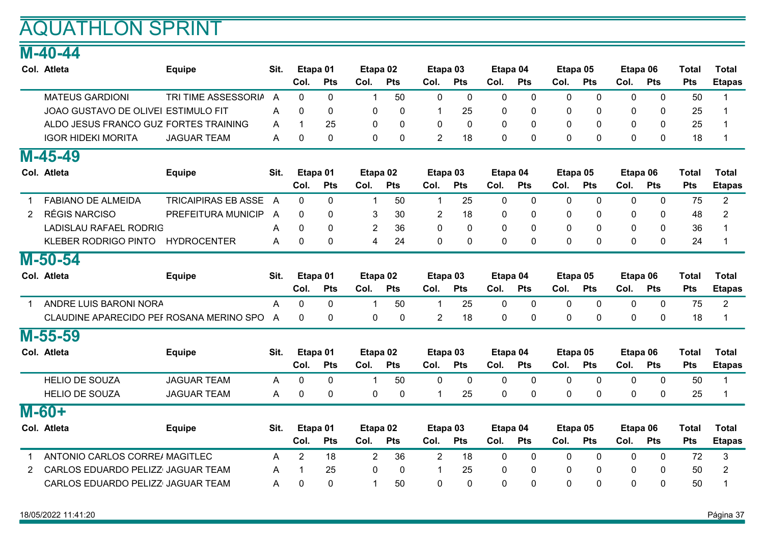# AQUATHLON SPRINT

## M-40-44

| Col. | Atleta | Equipe | Sit. | Etapa 01 | | Etapa 02 | | Etapa 03 | | Etapa 04 | | Etapa 05 | | Etapa 06 | | Total | Total |
|---|---|---|---|---|---|---|---|---|---|---|---|---|---|---|---|---|---|
| | | | | Col. | Pts | Col. | Pts | Col. | Pts | Col. | Pts | Col. | Pts | Col. | Pts | Pts | Etapas |
| | MATEUS GARDIONI | TRI TIME ASSESSORIA | A | 0 | 0 | 1 | 50 | 0 | 0 | 0 | 0 | 0 | 0 | 0 | 0 | 50 | 1 |
| | JOAO GUSTAVO DE OLIVEI | ESTIMULO FIT | A | 0 | 0 | 0 | 0 | 1 | 25 | 0 | 0 | 0 | 0 | 0 | 0 | 25 | 1 |
| | ALDO JESUS FRANCO GUZ | FORTES TRAINING | A | 1 | 25 | 0 | 0 | 0 | 0 | 0 | 0 | 0 | 0 | 0 | 0 | 25 | 1 |
| | IGOR HIDEKI MORITA | JAGUAR TEAM | A | 0 | 0 | 0 | 0 | 2 | 18 | 0 | 0 | 0 | 0 | 0 | 0 | 18 | 1 |

## M-45-49

| Col. | Atleta | Equipe | Sit. | Etapa 01 | | Etapa 02 | | Etapa 03 | | Etapa 04 | | Etapa 05 | | Etapa 06 | | Total | Total |
|---|---|---|---|---|---|---|---|---|---|---|---|---|---|---|---|---|---|
| | | | | Col. | Pts | Col. | Pts | Col. | Pts | Col. | Pts | Col. | Pts | Col. | Pts | Pts | Etapas |
| 1 | FABIANO DE ALMEIDA | TRICAIPIRAS EB ASSE | A | 0 | 0 | 1 | 50 | 1 | 25 | 0 | 0 | 0 | 0 | 0 | 0 | 75 | 2 |
| 2 | RÉGIS NARCISO | PREFEITURA MUNICIP | A | 0 | 0 | 3 | 30 | 2 | 18 | 0 | 0 | 0 | 0 | 0 | 0 | 48 | 2 |
| | LADISLAU RAFAEL RODRIG | | A | 0 | 0 | 2 | 36 | 0 | 0 | 0 | 0 | 0 | 0 | 0 | 0 | 36 | 1 |
| | KLEBER RODRIGO PINTO | HYDROCENTER | A | 0 | 0 | 4 | 24 | 0 | 0 | 0 | 0 | 0 | 0 | 0 | 0 | 24 | 1 |

## M-50-54

| Col. | Atleta | Equipe | Sit. | Etapa 01 | | Etapa 02 | | Etapa 03 | | Etapa 04 | | Etapa 05 | | Etapa 06 | | Total | Total |
|---|---|---|---|---|---|---|---|---|---|---|---|---|---|---|---|---|---|
| | | | | Col. | Pts | Col. | Pts | Col. | Pts | Col. | Pts | Col. | Pts | Col. | Pts | Pts | Etapas |
| 1 | ANDRE LUIS BARONI NORA | | A | 0 | 0 | 1 | 50 | 1 | 25 | 0 | 0 | 0 | 0 | 0 | 0 | 75 | 2 |
| | CLAUDINE APARECIDO PEI | ROSANA MERINO SPO | A | 0 | 0 | 0 | 0 | 2 | 18 | 0 | 0 | 0 | 0 | 0 | 0 | 18 | 1 |

## M-55-59

| Col. | Atleta | Equipe | Sit. | Etapa 01 | | Etapa 02 | | Etapa 03 | | Etapa 04 | | Etapa 05 | | Etapa 06 | | Total | Total |
|---|---|---|---|---|---|---|---|---|---|---|---|---|---|---|---|---|---|
| | | | | Col. | Pts | Col. | Pts | Col. | Pts | Col. | Pts | Col. | Pts | Col. | Pts | Pts | Etapas |
| | HELIO DE SOUZA | JAGUAR TEAM | A | 0 | 0 | 1 | 50 | 0 | 0 | 0 | 0 | 0 | 0 | 0 | 0 | 50 | 1 |
| | HELIO DE SOUZA | JAGUAR TEAM | A | 0 | 0 | 0 | 0 | 1 | 25 | 0 | 0 | 0 | 0 | 0 | 0 | 25 | 1 |

## M-60+

| Col. | Atleta | Equipe | Sit. | Etapa 01 | | Etapa 02 | | Etapa 03 | | Etapa 04 | | Etapa 05 | | Etapa 06 | | Total | Total |
|---|---|---|---|---|---|---|---|---|---|---|---|---|---|---|---|---|---|
| | | | | Col. | Pts | Col. | Pts | Col. | Pts | Col. | Pts | Col. | Pts | Col. | Pts | Pts | Etapas |
| 1 | ANTONIO CARLOS CORREA | MAGITLEC | A | 2 | 18 | 2 | 36 | 2 | 18 | 0 | 0 | 0 | 0 | 0 | 0 | 72 | 3 |
| 2 | CARLOS EDUARDO PELIZZ | JAGUAR TEAM | A | 1 | 25 | 0 | 0 | 1 | 25 | 0 | 0 | 0 | 0 | 0 | 0 | 50 | 2 |
| | CARLOS EDUARDO PELIZZ | JAGUAR TEAM | A | 0 | 0 | 1 | 50 | 0 | 0 | 0 | 0 | 0 | 0 | 0 | 0 | 50 | 1 |

18/05/2022 11:41:20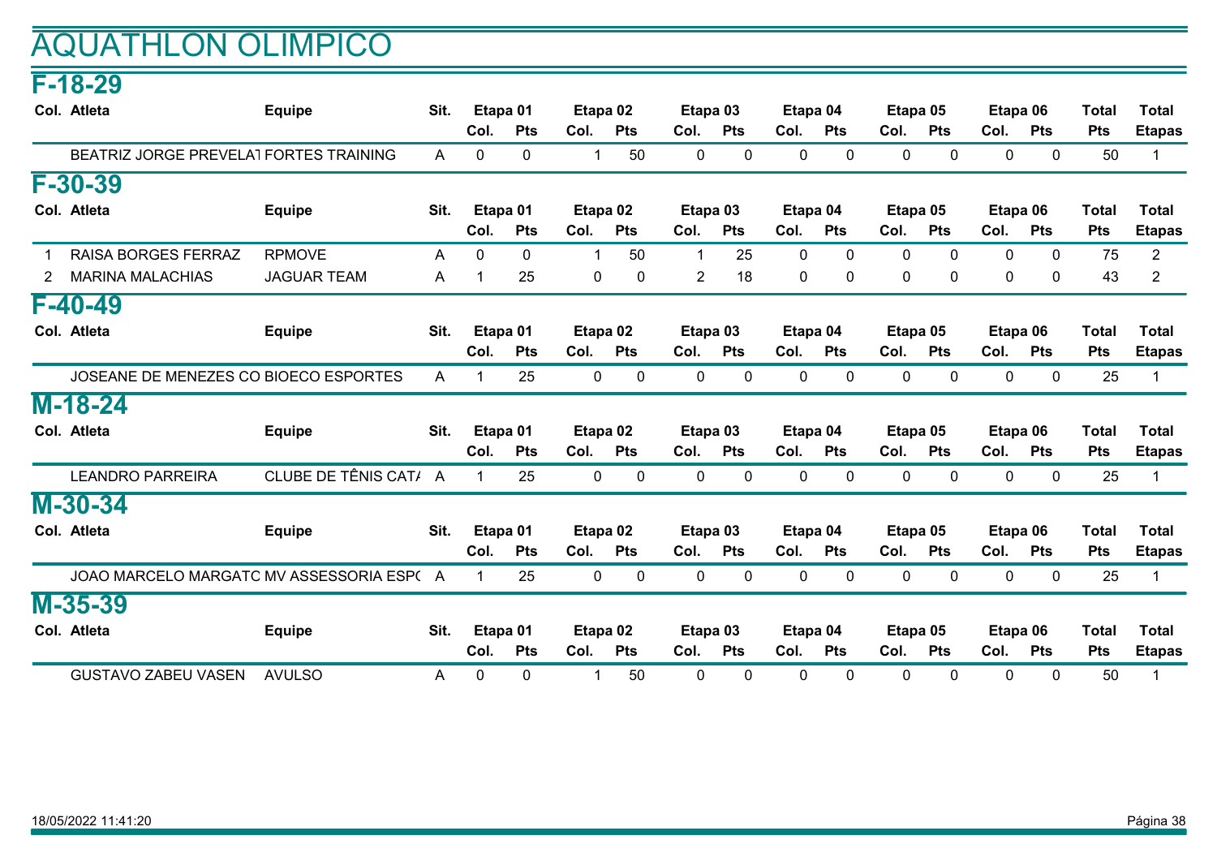# AQUATHLON OLIMPICO

## F-18-29

| Col. | Atleta | Equipe | Sit. | Etapa 01 | | Etapa 02 | | Etapa 03 | | Etapa 04 | | Etapa 05 | | Etapa 06 | | Total | Total |
|---|---|---|---|---|---|---|---|---|---|---|---|---|---|---|---|---|---|
| | | | | Col. | Pts | Col. | Pts | Col. | Pts | Col. | Pts | Col. | Pts | Col. | Pts | Pts | Etapas |
| | BEATRIZ JORGE PREVELAT | FORTES TRAINING | A | 0 | 0 | 1 | 50 | 0 | 0 | 0 | 0 | 0 | 0 | 0 | 0 | 50 | 1 |

## F-30-39

| Col. | Atleta | Equipe | Sit. | Etapa 01 | | Etapa 02 | | Etapa 03 | | Etapa 04 | | Etapa 05 | | Etapa 06 | | Total | Total |
|---|---|---|---|---|---|---|---|---|---|---|---|---|---|---|---|---|---|
| | | | | Col. | Pts | Col. | Pts | Col. | Pts | Col. | Pts | Col. | Pts | Col. | Pts | Pts | Etapas |
| 1 | RAISA BORGES FERRAZ | RPMOVE | A | 0 | 0 | 1 | 50 | 1 | 25 | 0 | 0 | 0 | 0 | 0 | 0 | 75 | 2 |
| 2 | MARINA MALACHIAS | JAGUAR TEAM | A | 1 | 25 | 0 | 0 | 2 | 18 | 0 | 0 | 0 | 0 | 0 | 0 | 43 | 2 |

## F-40-49

| Col. | Atleta | Equipe | Sit. | Etapa 01 | | Etapa 02 | | Etapa 03 | | Etapa 04 | | Etapa 05 | | Etapa 06 | | Total | Total |
|---|---|---|---|---|---|---|---|---|---|---|---|---|---|---|---|---|---|
| | | | | Col. | Pts | Col. | Pts | Col. | Pts | Col. | Pts | Col. | Pts | Col. | Pts | Pts | Etapas |
| | JOSEANE DE MENEZES CO | BIOECO ESPORTES | A | 1 | 25 | 0 | 0 | 0 | 0 | 0 | 0 | 0 | 0 | 0 | 0 | 25 | 1 |

## M-18-24

| Col. | Atleta | Equipe | Sit. | Etapa 01 | | Etapa 02 | | Etapa 03 | | Etapa 04 | | Etapa 05 | | Etapa 06 | | Total | Total |
|---|---|---|---|---|---|---|---|---|---|---|---|---|---|---|---|---|---|
| | | | | Col. | Pts | Col. | Pts | Col. | Pts | Col. | Pts | Col. | Pts | Col. | Pts | Pts | Etapas |
| | LEANDRO PARREIRA | CLUBE DE TÊNIS CAT/ | A | 1 | 25 | 0 | 0 | 0 | 0 | 0 | 0 | 0 | 0 | 0 | 0 | 25 | 1 |

## M-30-34

| Col. | Atleta | Equipe | Sit. | Etapa 01 | | Etapa 02 | | Etapa 03 | | Etapa 04 | | Etapa 05 | | Etapa 06 | | Total | Total |
|---|---|---|---|---|---|---|---|---|---|---|---|---|---|---|---|---|---|
| | | | | Col. | Pts | Col. | Pts | Col. | Pts | Col. | Pts | Col. | Pts | Col. | Pts | Pts | Etapas |
| | JOAO MARCELO MARGATC | MV ASSESSORIA ESP( | A | 1 | 25 | 0 | 0 | 0 | 0 | 0 | 0 | 0 | 0 | 0 | 0 | 25 | 1 |

## M-35-39

| Col. | Atleta | Equipe | Sit. | Etapa 01 | | Etapa 02 | | Etapa 03 | | Etapa 04 | | Etapa 05 | | Etapa 06 | | Total | Total |
|---|---|---|---|---|---|---|---|---|---|---|---|---|---|---|---|---|---|
| | | | | Col. | Pts | Col. | Pts | Col. | Pts | Col. | Pts | Col. | Pts | Col. | Pts | Pts | Etapas |
| | GUSTAVO ZABEU VASEN | AVULSO | A | 0 | 0 | 1 | 50 | 0 | 0 | 0 | 0 | 0 | 0 | 0 | 0 | 50 | 1 |

18/05/2022 11:41:20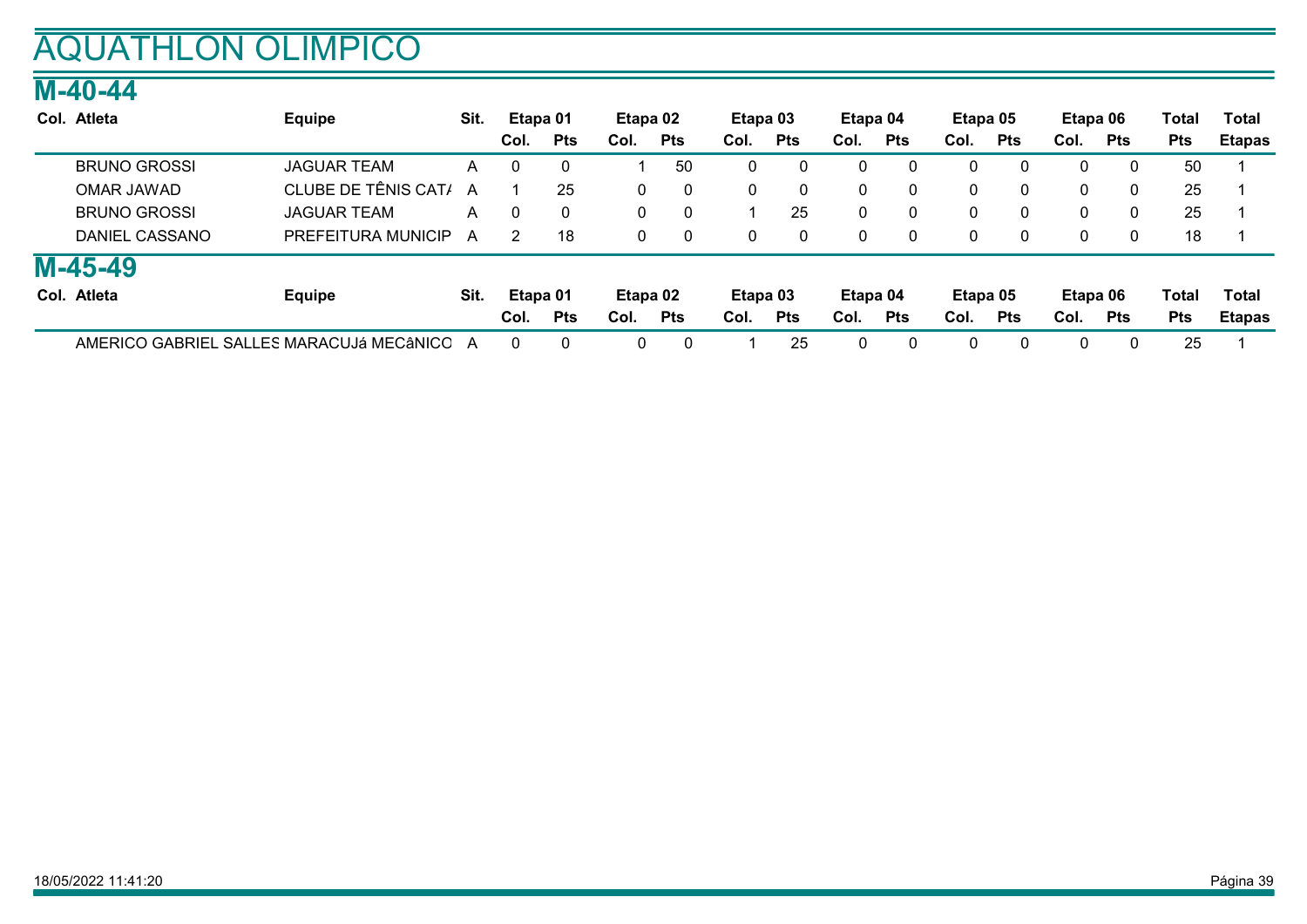# AQUATHLON OLIMPICO

## M-40-44

| Col. | Atleta | Equipe | Sit. | Etapa 01 | | Etapa 02 | | Etapa 03 | | Etapa 04 | | Etapa 05 | | Etapa 06 | | Total | Total |
|---|---|---|---|---|---|---|---|---|---|---|---|---|---|---|---|---|---|
| | | | | Col. | Pts | Col. | Pts | Col. | Pts | Col. | Pts | Col. | Pts | Col. | Pts | Pts | Etapas |
| | BRUNO GROSSI | JAGUAR TEAM | A | 0 | 0 | 1 | 50 | 0 | 0 | 0 | 0 | 0 | 0 | 0 | 0 | 50 | 1 |
| | OMAR JAWAD | CLUBE DE TÊNIS CAT/ | A | 1 | 25 | 0 | 0 | 0 | 0 | 0 | 0 | 0 | 0 | 0 | 0 | 25 | 1 |
| | BRUNO GROSSI | JAGUAR TEAM | A | 0 | 0 | 0 | 0 | 1 | 25 | 0 | 0 | 0 | 0 | 0 | 0 | 25 | 1 |
| | DANIEL CASSANO | PREFEITURA MUNICIP | A | 2 | 18 | 0 | 0 | 0 | 0 | 0 | 0 | 0 | 0 | 0 | 0 | 18 | 1 |

## M-45-49

| Col. | Atleta | Equipe | Sit. | Etapa 01 | | Etapa 02 | | Etapa 03 | | Etapa 04 | | Etapa 05 | | Etapa 06 | | Total | Total |
|---|---|---|---|---|---|---|---|---|---|---|---|---|---|---|---|---|---|
| | | | | Col. | Pts | Col. | Pts | Col. | Pts | Col. | Pts | Col. | Pts | Col. | Pts | Pts | Etapas |
| | AMERICO GABRIEL SALLES | MARACUJá MECâNICO | A | 0 | 0 | 0 | 0 | 1 | 25 | 0 | 0 | 0 | 0 | 0 | 0 | 25 | 1 |

18/05/2022 11:41:20